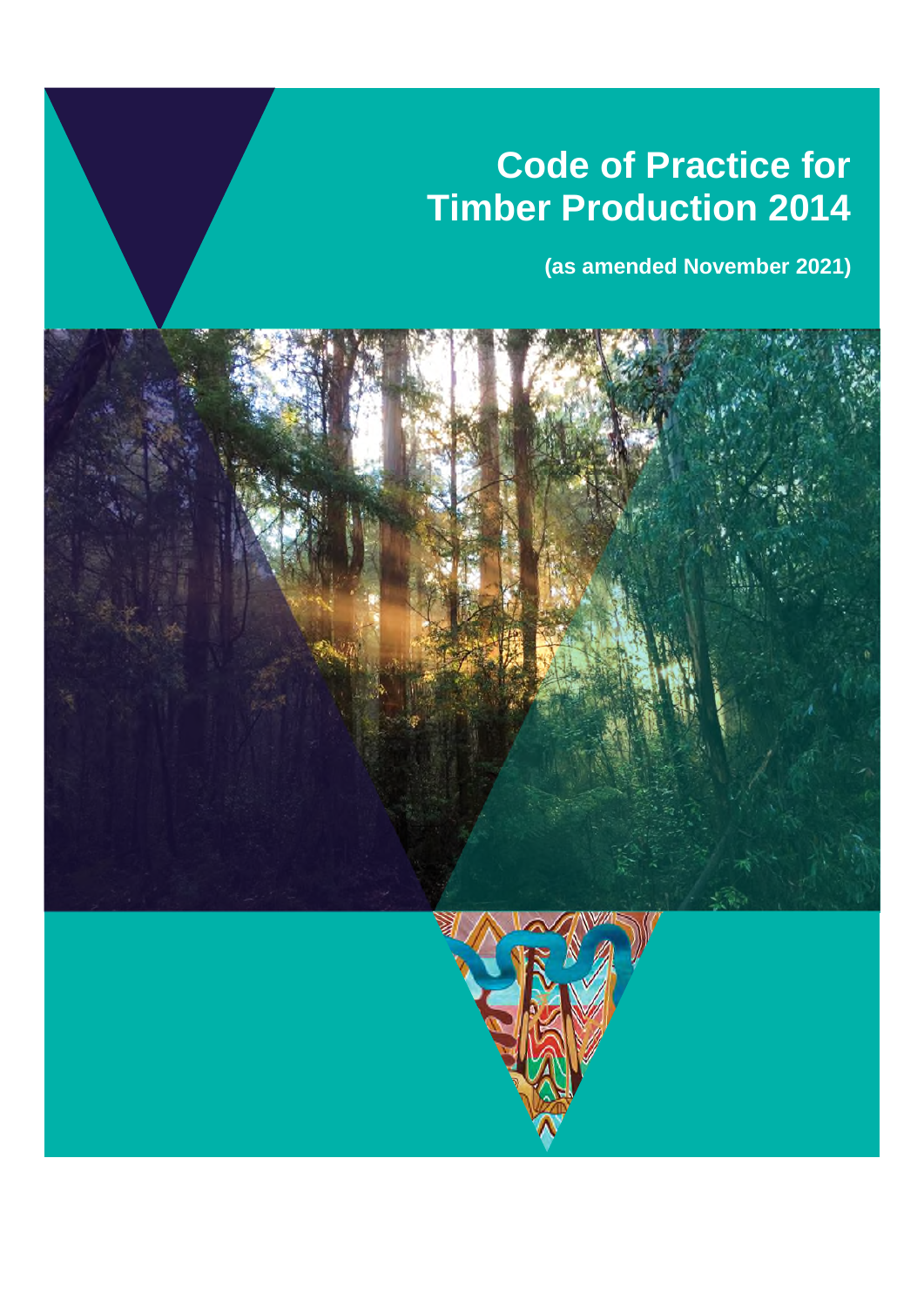# Code of Practice for Timber Production 2014

**(as amended November 2021)**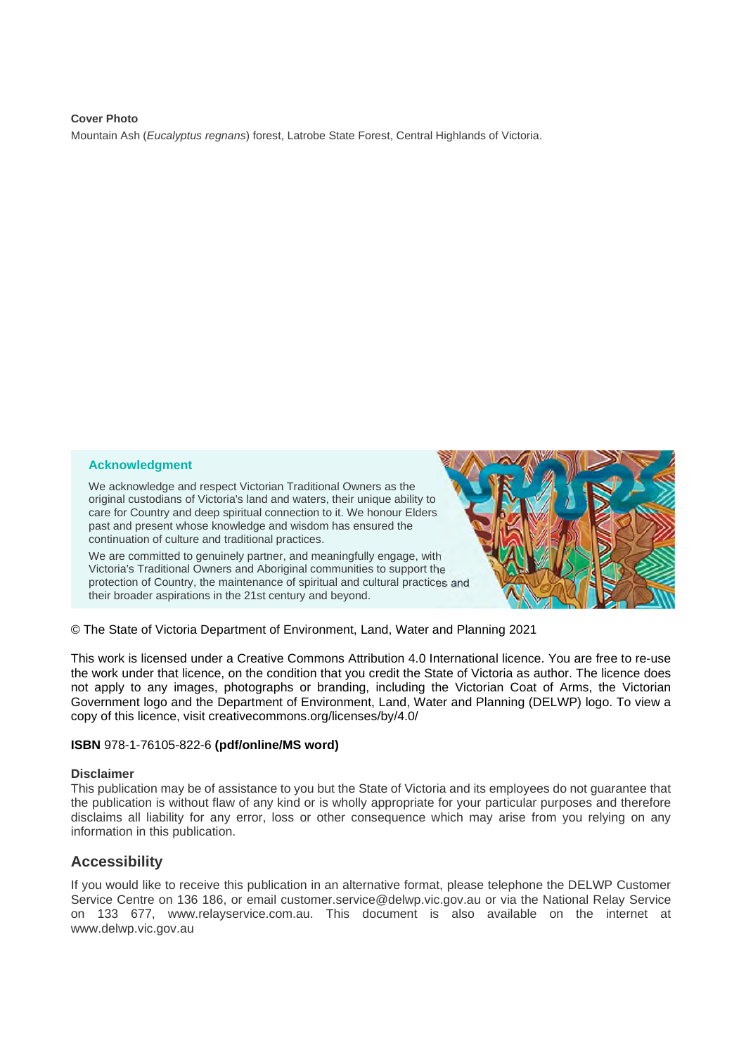**Cover Photo**

Mountain Ash (*Eucalyptus regnans*) forest, Latrobe State Forest, Central Highlands of Victoria.

**Acknowledgment**

We acknowledge and respect Victorian Traditional Owners as the original custodians of Victoria's land and waters, their unique ability to care for Country and deep spiritual connection to it. We honour Elders past and present whose knowledge and wisdom has ensured the continuation of culture and traditional practices.

We are committed to genuinely partner, and meaningfully engage, with Victoria's Traditional Owners and Aboriginal communities to support the protection of Country, the maintenance of spiritual and cultural practices and their broader aspirations in the 21st century and beyond.

© The State of Victoria Department of Environment, Land, Water and Planning 2021

This work is licensed under a Creative Commons Attribution 4.0 International licence. You are free to re-use the work under that licence, on the condition that you credit the State of Victoria as author. The licence does not apply to any images, photographs or branding, including the Victorian Coat of Arms, the Victorian Government logo and the Department of Environment, Land, Water and Planning (DELWP) logo. To view a copy of this licence, visit creativecommons.org/licenses/by/4.0/

**ISBN** 978-1-76105-822-6 **(pdf/online/MS word)**

**Disclaimer**

This publication may be of assistance to you but the State of Victoria and its employees do not guarantee that the publication is without flaw of any kind or is wholly appropriate for your particular purposes and therefore disclaims all liability for any error, loss or other consequence which may arise from you relying on any information in this publication.

## Accessibility

If you would like to receive this publication in an alternative format, please telephone the DELWP Customer Service Centre on 136 186, or email customer.service@delwp.vic.gov.au or via the National Relay Service on 133 677, www.relayservice.com.au. This document is also available on the internet at www.delwp.vic.gov.au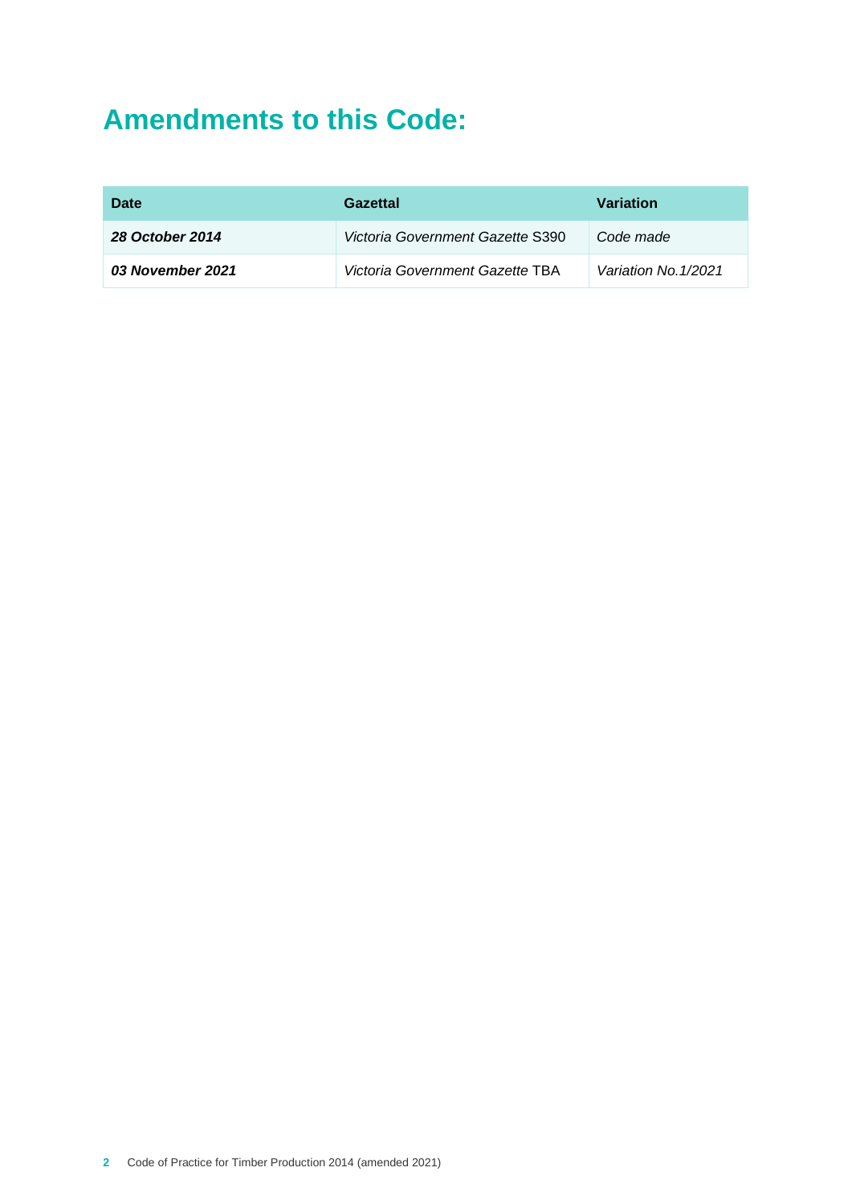# Amendments to this Code:

| Date | Gazettal | Variation |
|---|---|---|
| ***28 October 2014*** | *Victoria Government Gazette* S390 | *Code made* |
| ***03 November 2021*** | *Victoria Government Gazette* TBA | *Variation No.1/2021* |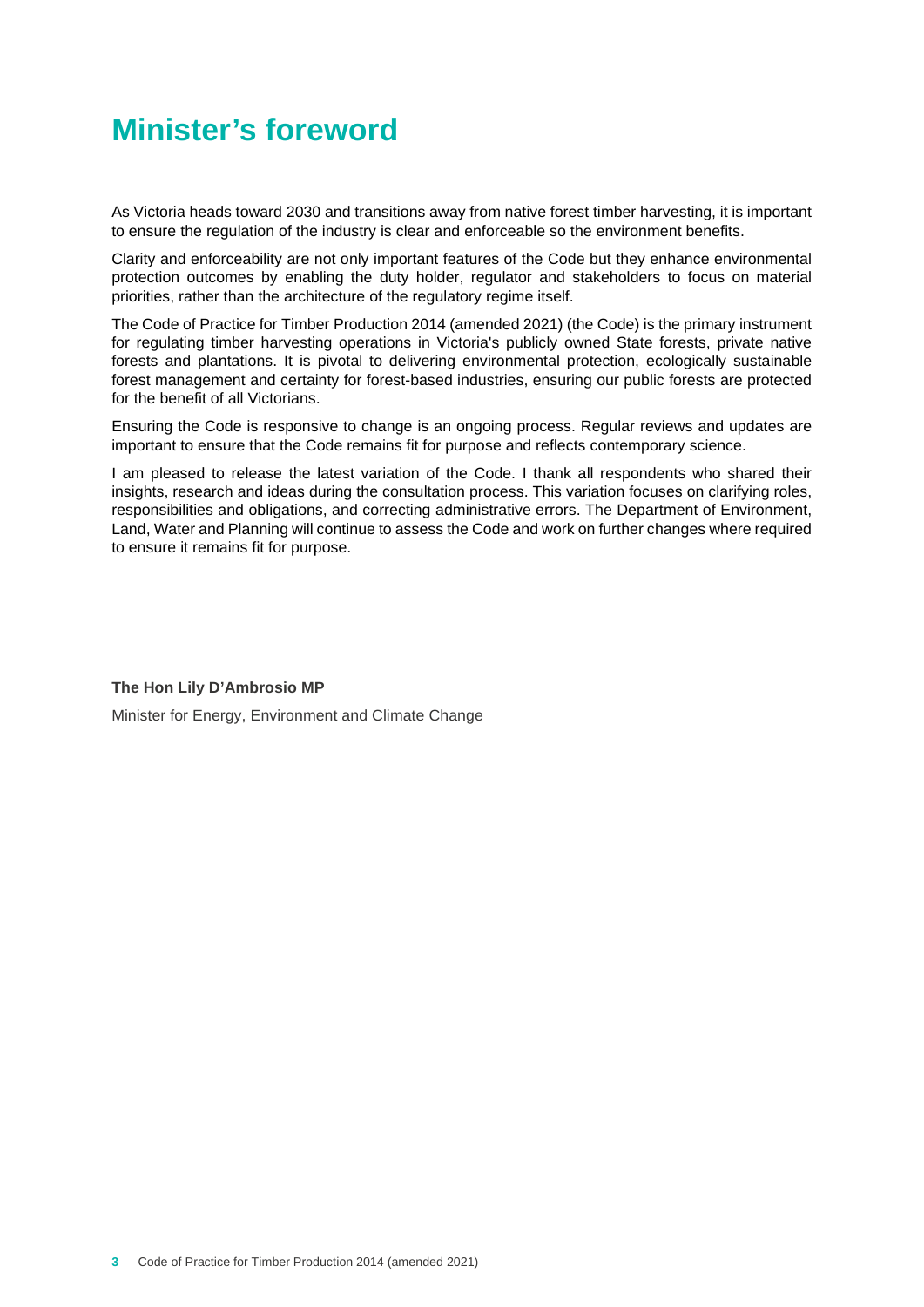# Minister's foreword

As Victoria heads toward 2030 and transitions away from native forest timber harvesting, it is important to ensure the regulation of the industry is clear and enforceable so the environment benefits.

Clarity and enforceability are not only important features of the Code but they enhance environmental protection outcomes by enabling the duty holder, regulator and stakeholders to focus on material priorities, rather than the architecture of the regulatory regime itself.

The Code of Practice for Timber Production 2014 (amended 2021) (the Code) is the primary instrument for regulating timber harvesting operations in Victoria's publicly owned State forests, private native forests and plantations. It is pivotal to delivering environmental protection, ecologically sustainable forest management and certainty for forest-based industries, ensuring our public forests are protected for the benefit of all Victorians.

Ensuring the Code is responsive to change is an ongoing process. Regular reviews and updates are important to ensure that the Code remains fit for purpose and reflects contemporary science.

I am pleased to release the latest variation of the Code. I thank all respondents who shared their insights, research and ideas during the consultation process. This variation focuses on clarifying roles, responsibilities and obligations, and correcting administrative errors. The Department of Environment, Land, Water and Planning will continue to assess the Code and work on further changes where required to ensure it remains fit for purpose.

**The Hon Lily D'Ambrosio MP**

Minister for Energy, Environment and Climate Change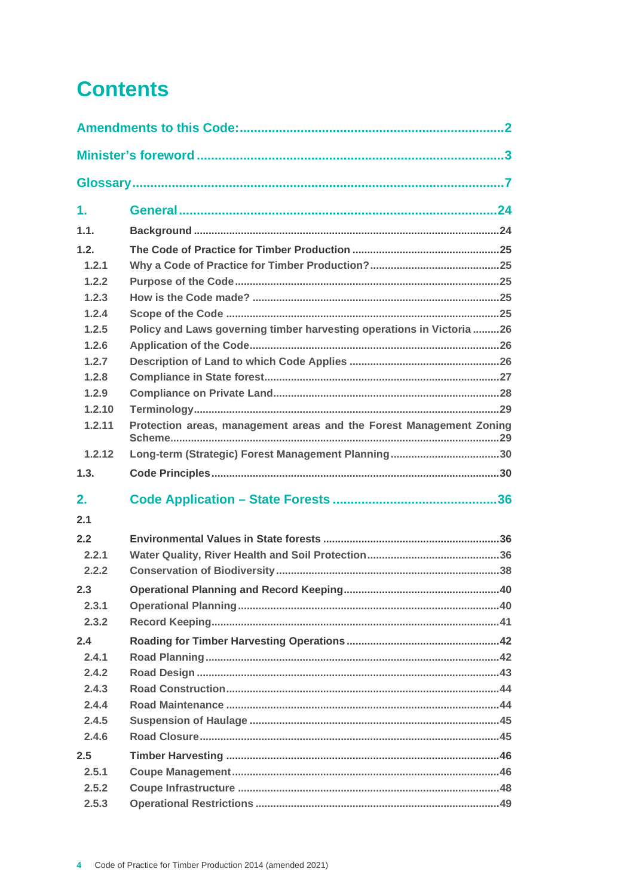# Contents

**Amendments to this Code:** ........................................................................ 2

**Minister's foreword** ........................................................................ 3

**Glossary** ........................................................................ 7

| | | |
|---|---|---|
| **1.** | **General** | **24** |
| 1.1. | Background | 24 |
| 1.2. | The Code of Practice for Timber Production | 25 |
| 1.2.1 | Why a Code of Practice for Timber Production? | 25 |
| 1.2.2 | Purpose of the Code | 25 |
| 1.2.3 | How is the Code made? | 25 |
| 1.2.4 | Scope of the Code | 25 |
| 1.2.5 | Policy and Laws governing timber harvesting operations in Victoria | 26 |
| 1.2.6 | Application of the Code | 26 |
| 1.2.7 | Description of Land to which Code Applies | 26 |
| 1.2.8 | Compliance in State forest | 27 |
| 1.2.9 | Compliance on Private Land | 28 |
| 1.2.10 | Terminology | 29 |
| 1.2.11 | Protection areas, management areas and the Forest Management Zoning Scheme | 29 |
| 1.2.12 | Long-term (Strategic) Forest Management Planning | 30 |
| 1.3. | Code Principles | 30 |
| **2.** | **Code Application – State Forests** | **36** |
| 2.1 | | |
| 2.2 | Environmental Values in State forests | 36 |
| 2.2.1 | Water Quality, River Health and Soil Protection | 36 |
| 2.2.2 | Conservation of Biodiversity | 38 |
| 2.3 | Operational Planning and Record Keeping | 40 |
| 2.3.1 | Operational Planning | 40 |
| 2.3.2 | Record Keeping | 41 |
| 2.4 | Roading for Timber Harvesting Operations | 42 |
| 2.4.1 | Road Planning | 42 |
| 2.4.2 | Road Design | 43 |
| 2.4.3 | Road Construction | 44 |
| 2.4.4 | Road Maintenance | 44 |
| 2.4.5 | Suspension of Haulage | 45 |
| 2.4.6 | Road Closure | 45 |
| 2.5 | Timber Harvesting | 46 |
| 2.5.1 | Coupe Management | 46 |
| 2.5.2 | Coupe Infrastructure | 48 |
| 2.5.3 | Operational Restrictions | 49 |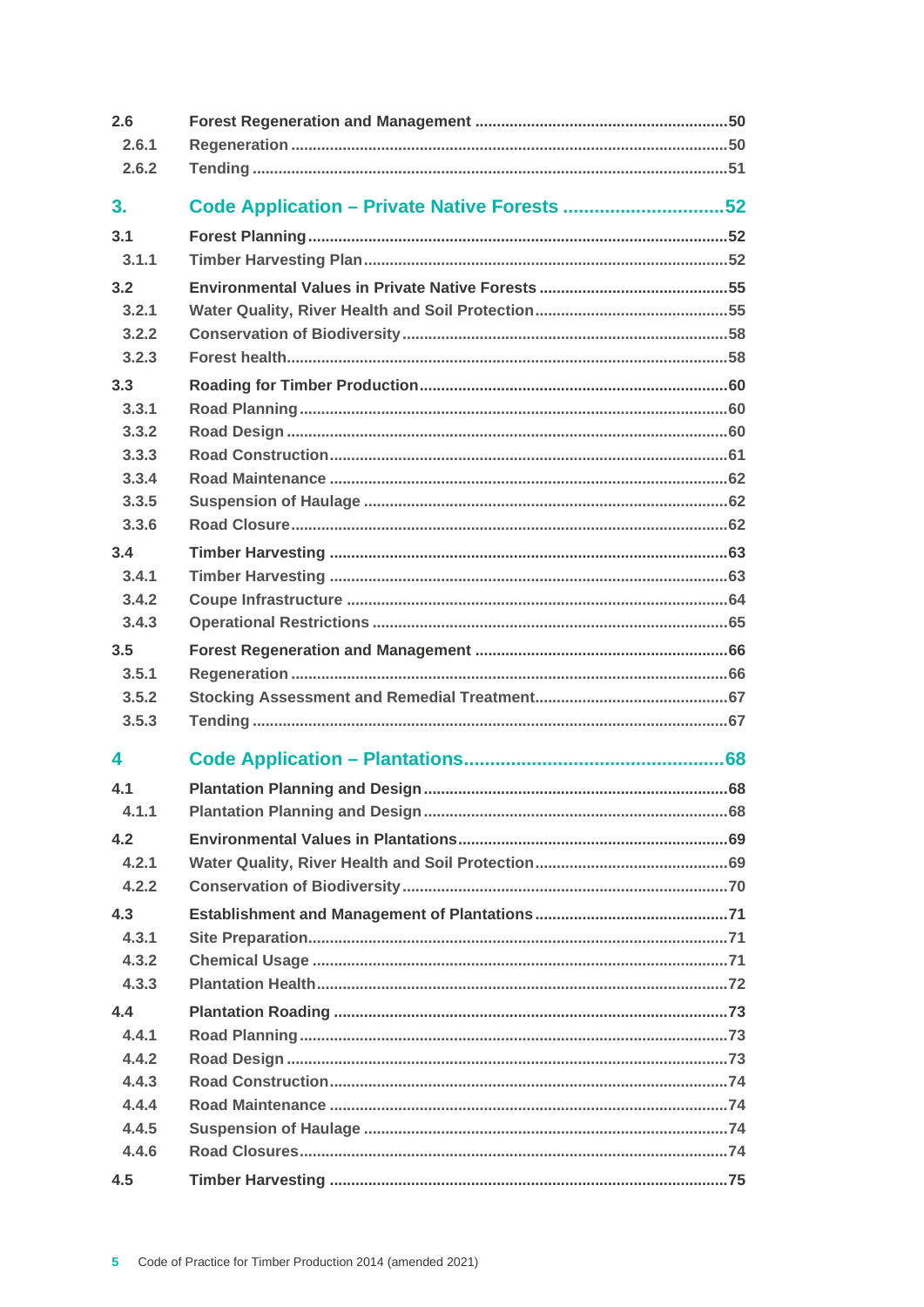| | | |
|---|---|---|
| 2.6 | **Forest Regeneration and Management** | 50 |
| 2.6.1 | Regeneration | 50 |
| 2.6.2 | Tending | 51 |
| **3.** | **Code Application – Private Native Forests** | **52** |
| 3.1 | **Forest Planning** | 52 |
| 3.1.1 | Timber Harvesting Plan | 52 |
| 3.2 | **Environmental Values in Private Native Forests** | 55 |
| 3.2.1 | Water Quality, River Health and Soil Protection | 55 |
| 3.2.2 | Conservation of Biodiversity | 58 |
| 3.2.3 | Forest health | 58 |
| 3.3 | **Roading for Timber Production** | 60 |
| 3.3.1 | Road Planning | 60 |
| 3.3.2 | Road Design | 60 |
| 3.3.3 | Road Construction | 61 |
| 3.3.4 | Road Maintenance | 62 |
| 3.3.5 | Suspension of Haulage | 62 |
| 3.3.6 | Road Closure | 62 |
| 3.4 | **Timber Harvesting** | 63 |
| 3.4.1 | Timber Harvesting | 63 |
| 3.4.2 | Coupe Infrastructure | 64 |
| 3.4.3 | Operational Restrictions | 65 |
| 3.5 | **Forest Regeneration and Management** | 66 |
| 3.5.1 | Regeneration | 66 |
| 3.5.2 | Stocking Assessment and Remedial Treatment | 67 |
| 3.5.3 | Tending | 67 |
| **4** | **Code Application – Plantations** | **68** |
| 4.1 | **Plantation Planning and Design** | 68 |
| 4.1.1 | Plantation Planning and Design | 68 |
| 4.2 | **Environmental Values in Plantations** | 69 |
| 4.2.1 | Water Quality, River Health and Soil Protection | 69 |
| 4.2.2 | Conservation of Biodiversity | 70 |
| 4.3 | **Establishment and Management of Plantations** | 71 |
| 4.3.1 | Site Preparation | 71 |
| 4.3.2 | Chemical Usage | 71 |
| 4.3.3 | Plantation Health | 72 |
| 4.4 | **Plantation Roading** | 73 |
| 4.4.1 | Road Planning | 73 |
| 4.4.2 | Road Design | 73 |
| 4.4.3 | Road Construction | 74 |
| 4.4.4 | Road Maintenance | 74 |
| 4.4.5 | Suspension of Haulage | 74 |
| 4.4.6 | Road Closures | 74 |
| 4.5 | **Timber Harvesting** | 75 |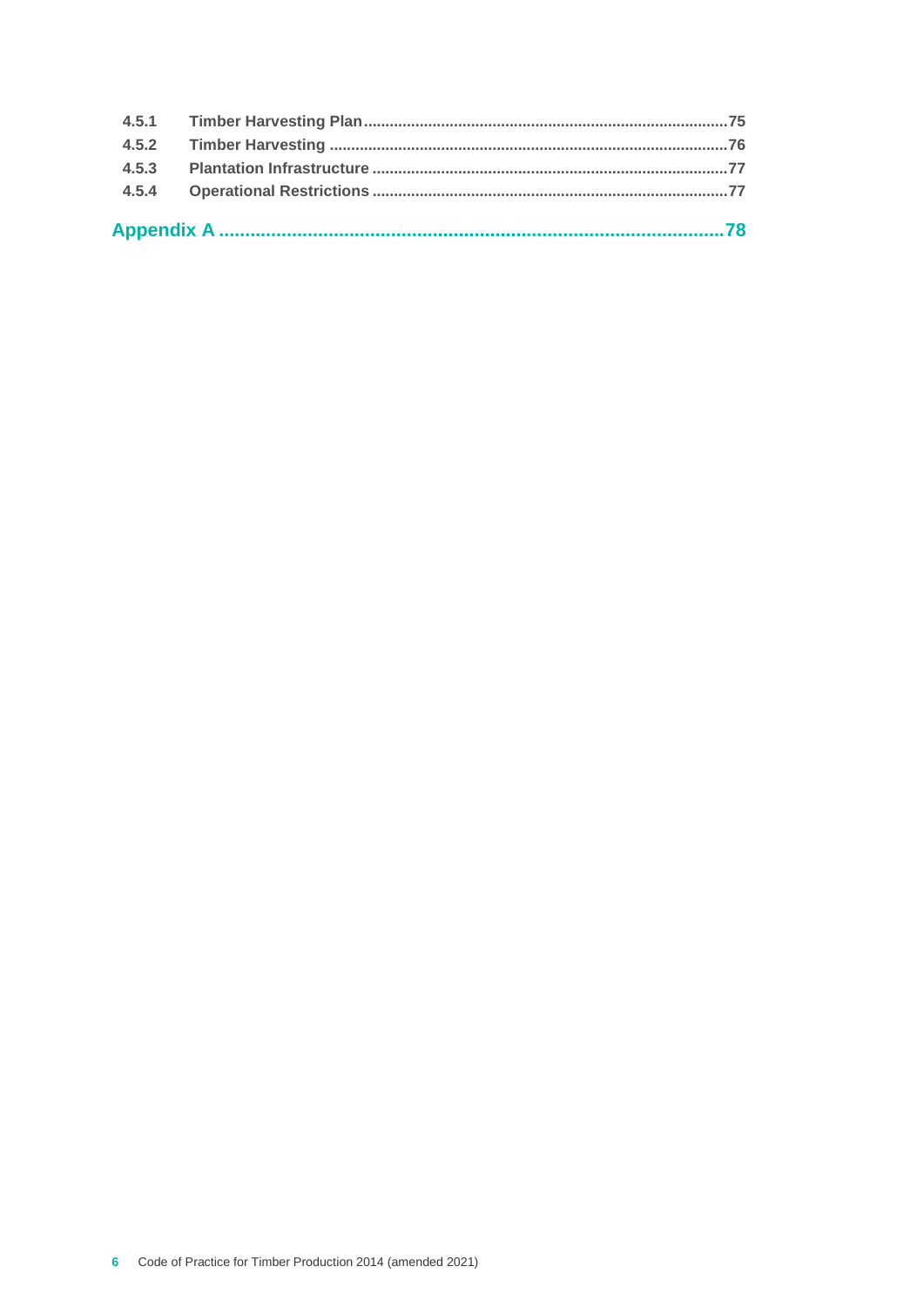4.5.1 Timber Harvesting Plan ........................................................................................75
4.5.2 Timber Harvesting ..................................................................................................76
4.5.3 Plantation Infrastructure ........................................................................................77
4.5.4 Operational Restrictions .........................................................................................77

**Appendix A ..................................................................................................78**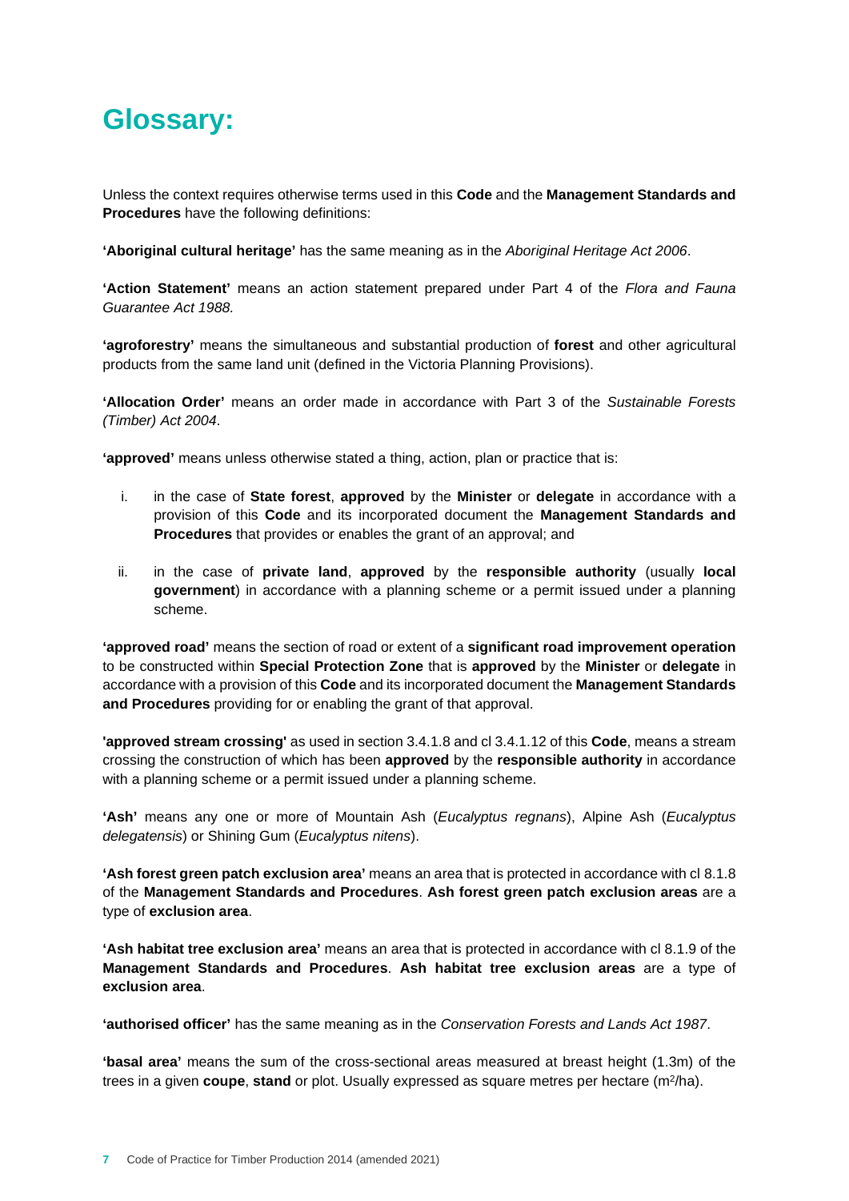# Glossary:

Unless the context requires otherwise terms used in this **Code** and the **Management Standards and Procedures** have the following definitions:

**'Aboriginal cultural heritage'** has the same meaning as in the *Aboriginal Heritage Act 2006*.

**'Action Statement'** means an action statement prepared under Part 4 of the *Flora and Fauna Guarantee Act 1988.*

**'agroforestry'** means the simultaneous and substantial production of **forest** and other agricultural products from the same land unit (defined in the Victoria Planning Provisions).

**'Allocation Order'** means an order made in accordance with Part 3 of the *Sustainable Forests (Timber) Act 2004*.

**'approved'** means unless otherwise stated a thing, action, plan or practice that is:

i. in the case of **State forest**, **approved** by the **Minister** or **delegate** in accordance with a provision of this **Code** and its incorporated document the **Management Standards and Procedures** that provides or enables the grant of an approval; and

ii. in the case of **private land**, **approved** by the **responsible authority** (usually **local government**) in accordance with a planning scheme or a permit issued under a planning scheme.

**'approved road'** means the section of road or extent of a **significant road improvement operation** to be constructed within **Special Protection Zone** that is **approved** by the **Minister** or **delegate** in accordance with a provision of this **Code** and its incorporated document the **Management Standards and Procedures** providing for or enabling the grant of that approval.

**'approved stream crossing'** as used in section 3.4.1.8 and cl 3.4.1.12 of this **Code**, means a stream crossing the construction of which has been **approved** by the **responsible authority** in accordance with a planning scheme or a permit issued under a planning scheme.

**'Ash'** means any one or more of Mountain Ash (*Eucalyptus regnans*), Alpine Ash (*Eucalyptus delegatensis*) or Shining Gum (*Eucalyptus nitens*).

**'Ash forest green patch exclusion area'** means an area that is protected in accordance with cl 8.1.8 of the **Management Standards and Procedures**. **Ash forest green patch exclusion areas** are a type of **exclusion area**.

**'Ash habitat tree exclusion area'** means an area that is protected in accordance with cl 8.1.9 of the **Management Standards and Procedures**. **Ash habitat tree exclusion areas** are a type of **exclusion area**.

**'authorised officer'** has the same meaning as in the *Conservation Forests and Lands Act 1987*.

**'basal area'** means the sum of the cross-sectional areas measured at breast height (1.3m) of the trees in a given **coupe**, **stand** or plot. Usually expressed as square metres per hectare ($m^2$/ha).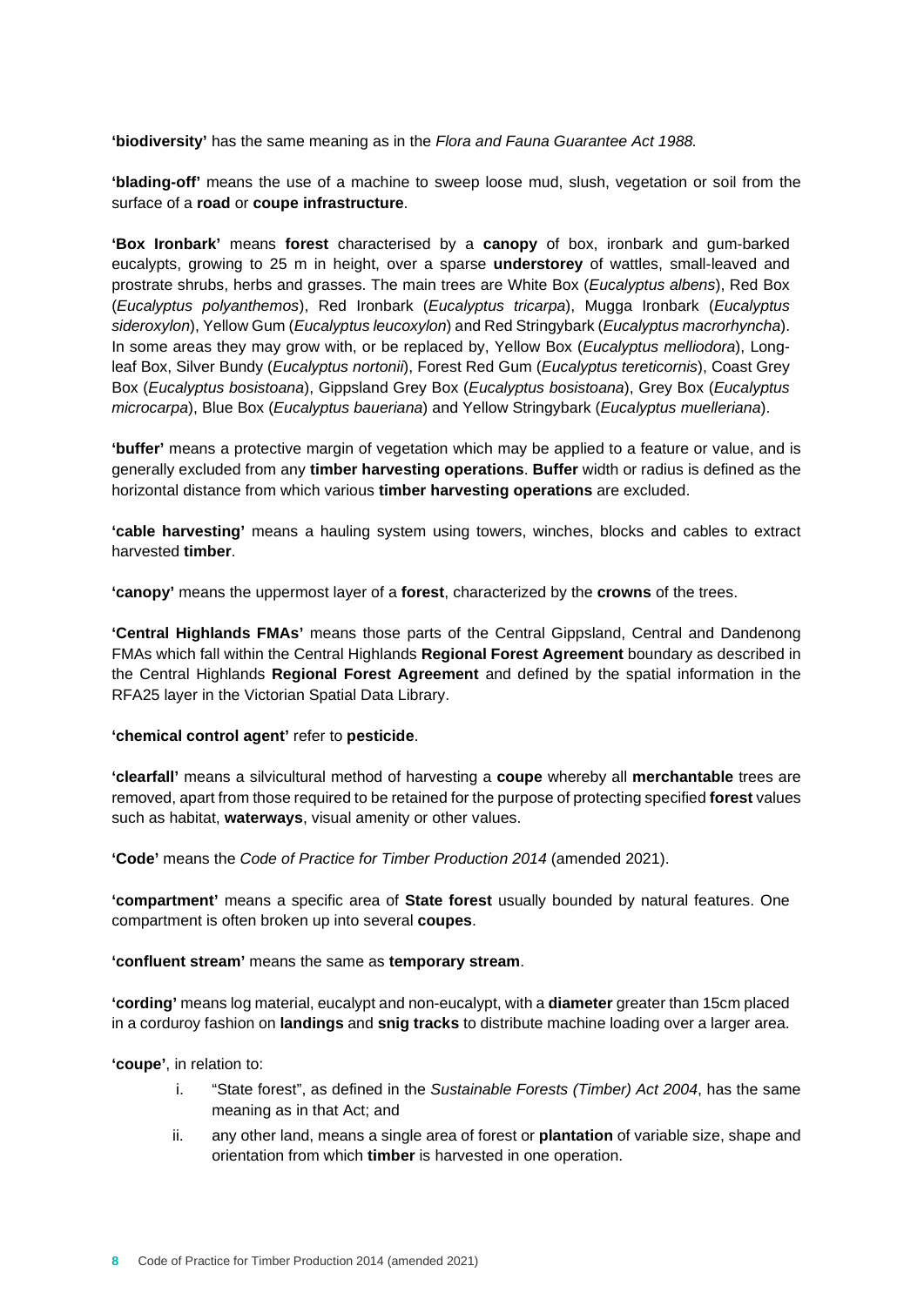**'biodiversity'** has the same meaning as in the *Flora and Fauna Guarantee Act 1988.*

**'blading-off'** means the use of a machine to sweep loose mud, slush, vegetation or soil from the surface of a **road** or **coupe infrastructure**.

**'Box Ironbark'** means **forest** characterised by a **canopy** of box, ironbark and gum-barked eucalypts, growing to 25 m in height, over a sparse **understorey** of wattles, small-leaved and prostrate shrubs, herbs and grasses. The main trees are White Box (*Eucalyptus albens*), Red Box (*Eucalyptus polyanthemos*), Red Ironbark (*Eucalyptus tricarpa*), Mugga Ironbark (*Eucalyptus sideroxylon*), Yellow Gum (*Eucalyptus leucoxylon*) and Red Stringybark (*Eucalyptus macrorhyncha*). In some areas they may grow with, or be replaced by, Yellow Box (*Eucalyptus melliodora*), Long-leaf Box, Silver Bundy (*Eucalyptus nortonii*), Forest Red Gum (*Eucalyptus tereticornis*), Coast Grey Box (*Eucalyptus bosistoana*), Gippsland Grey Box (*Eucalyptus bosistoana*), Grey Box (*Eucalyptus microcarpa*), Blue Box (*Eucalyptus baueriana*) and Yellow Stringybark (*Eucalyptus muelleriana*).

**'buffer'** means a protective margin of vegetation which may be applied to a feature or value, and is generally excluded from any **timber harvesting operations**. **Buffer** width or radius is defined as the horizontal distance from which various **timber harvesting operations** are excluded.

**'cable harvesting'** means a hauling system using towers, winches, blocks and cables to extract harvested **timber**.

**'canopy'** means the uppermost layer of a **forest**, characterized by the **crowns** of the trees.

**'Central Highlands FMAs'** means those parts of the Central Gippsland, Central and Dandenong FMAs which fall within the Central Highlands **Regional Forest Agreement** boundary as described in the Central Highlands **Regional Forest Agreement** and defined by the spatial information in the RFA25 layer in the Victorian Spatial Data Library.

**'chemical control agent'** refer to **pesticide**.

**'clearfall'** means a silvicultural method of harvesting a **coupe** whereby all **merchantable** trees are removed, apart from those required to be retained for the purpose of protecting specified **forest** values such as habitat, **waterways**, visual amenity or other values.

**'Code'** means the *Code of Practice for Timber Production 2014* (amended 2021).

**'compartment'** means a specific area of **State forest** usually bounded by natural features. One compartment is often broken up into several **coupes**.

**'confluent stream'** means the same as **temporary stream**.

**'cording'** means log material, eucalypt and non-eucalypt, with a **diameter** greater than 15cm placed in a corduroy fashion on **landings** and **snig tracks** to distribute machine loading over a larger area.

**'coupe'**, in relation to:

i. "State forest", as defined in the *Sustainable Forests (Timber) Act 2004*, has the same meaning as in that Act; and
ii. any other land, means a single area of forest or **plantation** of variable size, shape and orientation from which **timber** is harvested in one operation.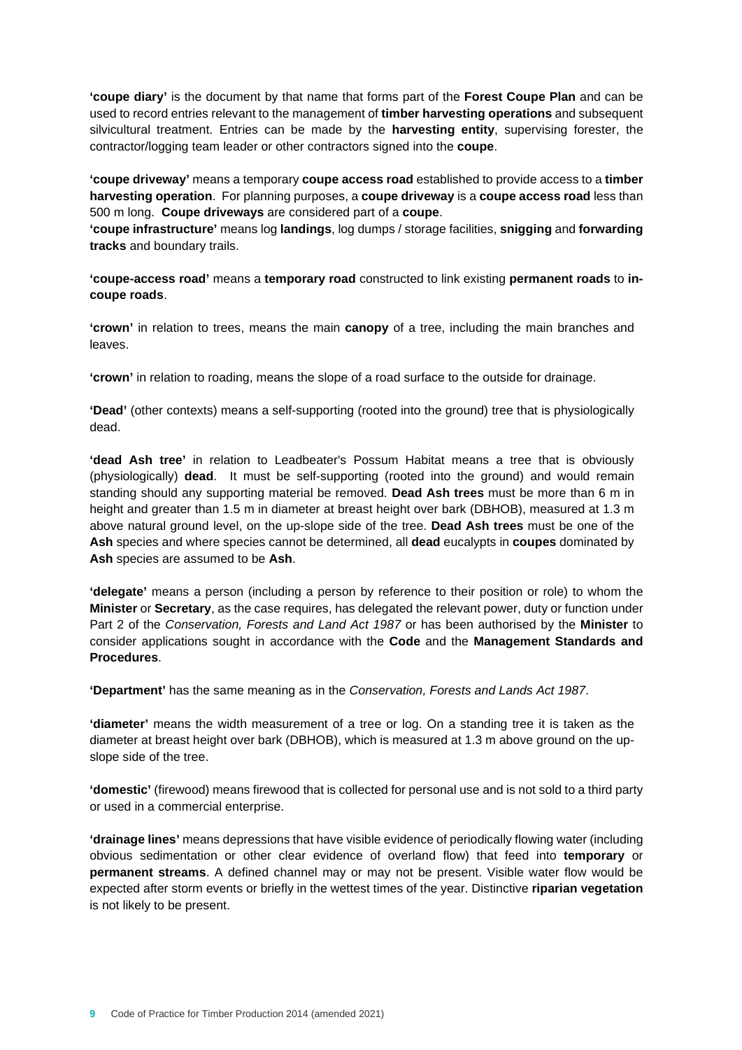**'coupe diary'** is the document by that name that forms part of the **Forest Coupe Plan** and can be used to record entries relevant to the management of **timber harvesting operations** and subsequent silvicultural treatment. Entries can be made by the **harvesting entity**, supervising forester, the contractor/logging team leader or other contractors signed into the **coupe**.

**'coupe driveway'** means a temporary **coupe access road** established to provide access to a **timber harvesting operation**. For planning purposes, a **coupe driveway** is a **coupe access road** less than 500 m long. **Coupe driveways** are considered part of a **coupe**.

**'coupe infrastructure'** means log **landings**, log dumps / storage facilities, **snigging** and **forwarding tracks** and boundary trails.

**'coupe-access road'** means a **temporary road** constructed to link existing **permanent roads** to **in-coupe roads**.

**'crown'** in relation to trees, means the main **canopy** of a tree, including the main branches and leaves.

**'crown'** in relation to roading, means the slope of a road surface to the outside for drainage.

**'Dead'** (other contexts) means a self-supporting (rooted into the ground) tree that is physiologically dead.

**'dead Ash tree'** in relation to Leadbeater's Possum Habitat means a tree that is obviously (physiologically) **dead**. It must be self-supporting (rooted into the ground) and would remain standing should any supporting material be removed. **Dead Ash trees** must be more than 6 m in height and greater than 1.5 m in diameter at breast height over bark (DBHOB), measured at 1.3 m above natural ground level, on the up-slope side of the tree. **Dead Ash trees** must be one of the **Ash** species and where species cannot be determined, all **dead** eucalypts in **coupes** dominated by **Ash** species are assumed to be **Ash**.

**'delegate'** means a person (including a person by reference to their position or role) to whom the **Minister** or **Secretary**, as the case requires, has delegated the relevant power, duty or function under Part 2 of the *Conservation, Forests and Land Act 1987* or has been authorised by the **Minister** to consider applications sought in accordance with the **Code** and the **Management Standards and Procedures**.

**'Department'** has the same meaning as in the *Conservation, Forests and Lands Act 1987*.

**'diameter'** means the width measurement of a tree or log. On a standing tree it is taken as the diameter at breast height over bark (DBHOB), which is measured at 1.3 m above ground on the up-slope side of the tree.

**'domestic'** (firewood) means firewood that is collected for personal use and is not sold to a third party or used in a commercial enterprise.

**'drainage lines'** means depressions that have visible evidence of periodically flowing water (including obvious sedimentation or other clear evidence of overland flow) that feed into **temporary** or **permanent streams**. A defined channel may or may not be present. Visible water flow would be expected after storm events or briefly in the wettest times of the year. Distinctive **riparian vegetation** is not likely to be present.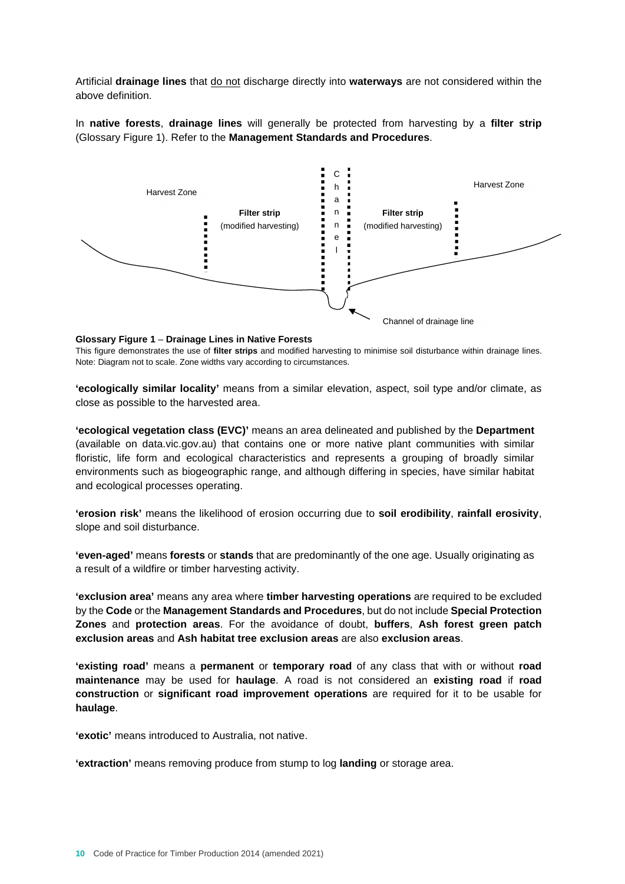Artificial **drainage lines** that do not discharge directly into **waterways** are not considered within the above definition.

In **native forests**, **drainage lines** will generally be protected from harvesting by a **filter strip** (Glossary Figure 1). Refer to the **Management Standards and Procedures**.

**Glossary Figure 1** – **Drainage Lines in Native Forests**

This figure demonstrates the use of **filter strips** and modified harvesting to minimise soil disturbance within drainage lines. Note: Diagram not to scale. Zone widths vary according to circumstances.

**'ecologically similar locality'** means from a similar elevation, aspect, soil type and/or climate, as close as possible to the harvested area.

**'ecological vegetation class (EVC)'** means an area delineated and published by the **Department** (available on data.vic.gov.au) that contains one or more native plant communities with similar floristic, life form and ecological characteristics and represents a grouping of broadly similar environments such as biogeographic range, and although differing in species, have similar habitat and ecological processes operating.

**'erosion risk'** means the likelihood of erosion occurring due to **soil erodibility**, **rainfall erosivity**, slope and soil disturbance.

**'even-aged'** means **forests** or **stands** that are predominantly of the one age. Usually originating as a result of a wildfire or timber harvesting activity.

**'exclusion area'** means any area where **timber harvesting operations** are required to be excluded by the **Code** or the **Management Standards and Procedures**, but do not include **Special Protection Zones** and **protection areas**. For the avoidance of doubt, **buffers**, **Ash forest green patch exclusion areas** and **Ash habitat tree exclusion areas** are also **exclusion areas**.

**'existing road'** means a **permanent** or **temporary road** of any class that with or without **road maintenance** may be used for **haulage**. A road is not considered an **existing road** if **road construction** or **significant road improvement operations** are required for it to be usable for **haulage**.

**'exotic'** means introduced to Australia, not native.

**'extraction'** means removing produce from stump to log **landing** or storage area.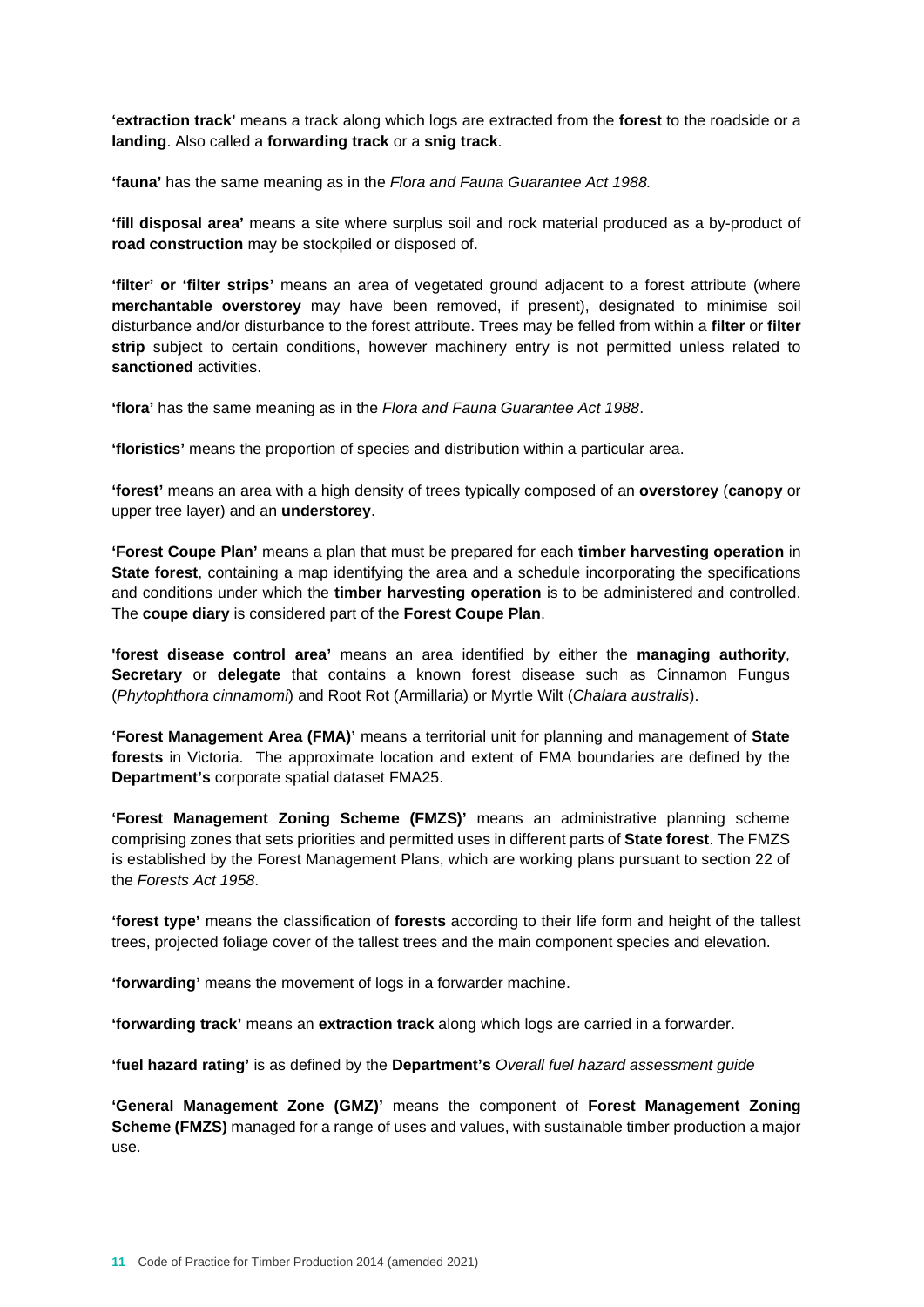**'extraction track'** means a track along which logs are extracted from the **forest** to the roadside or a **landing**. Also called a **forwarding track** or a **snig track**.

**'fauna'** has the same meaning as in the *Flora and Fauna Guarantee Act 1988.*

**'fill disposal area'** means a site where surplus soil and rock material produced as a by-product of **road construction** may be stockpiled or disposed of.

**'filter' or 'filter strips'** means an area of vegetated ground adjacent to a forest attribute (where **merchantable overstorey** may have been removed, if present), designated to minimise soil disturbance and/or disturbance to the forest attribute. Trees may be felled from within a **filter** or **filter strip** subject to certain conditions, however machinery entry is not permitted unless related to **sanctioned** activities.

**'flora'** has the same meaning as in the *Flora and Fauna Guarantee Act 1988*.

**'floristics'** means the proportion of species and distribution within a particular area.

**'forest'** means an area with a high density of trees typically composed of an **overstorey** (**canopy** or upper tree layer) and an **understorey**.

**'Forest Coupe Plan'** means a plan that must be prepared for each **timber harvesting operation** in **State forest**, containing a map identifying the area and a schedule incorporating the specifications and conditions under which the **timber harvesting operation** is to be administered and controlled. The **coupe diary** is considered part of the **Forest Coupe Plan**.

**'forest disease control area'** means an area identified by either the **managing authority**, **Secretary** or **delegate** that contains a known forest disease such as Cinnamon Fungus (*Phytophthora cinnamomi*) and Root Rot (Armillaria) or Myrtle Wilt (*Chalara australis*).

**'Forest Management Area (FMA)'** means a territorial unit for planning and management of **State forests** in Victoria. The approximate location and extent of FMA boundaries are defined by the **Department's** corporate spatial dataset FMA25.

**'Forest Management Zoning Scheme (FMZS)'** means an administrative planning scheme comprising zones that sets priorities and permitted uses in different parts of **State forest**. The FMZS is established by the Forest Management Plans, which are working plans pursuant to section 22 of the *Forests Act 1958*.

**'forest type'** means the classification of **forests** according to their life form and height of the tallest trees, projected foliage cover of the tallest trees and the main component species and elevation.

**'forwarding'** means the movement of logs in a forwarder machine.

**'forwarding track'** means an **extraction track** along which logs are carried in a forwarder.

**'fuel hazard rating'** is as defined by the **Department's** *Overall fuel hazard assessment guide*

**'General Management Zone (GMZ)'** means the component of **Forest Management Zoning Scheme (FMZS)** managed for a range of uses and values, with sustainable timber production a major use.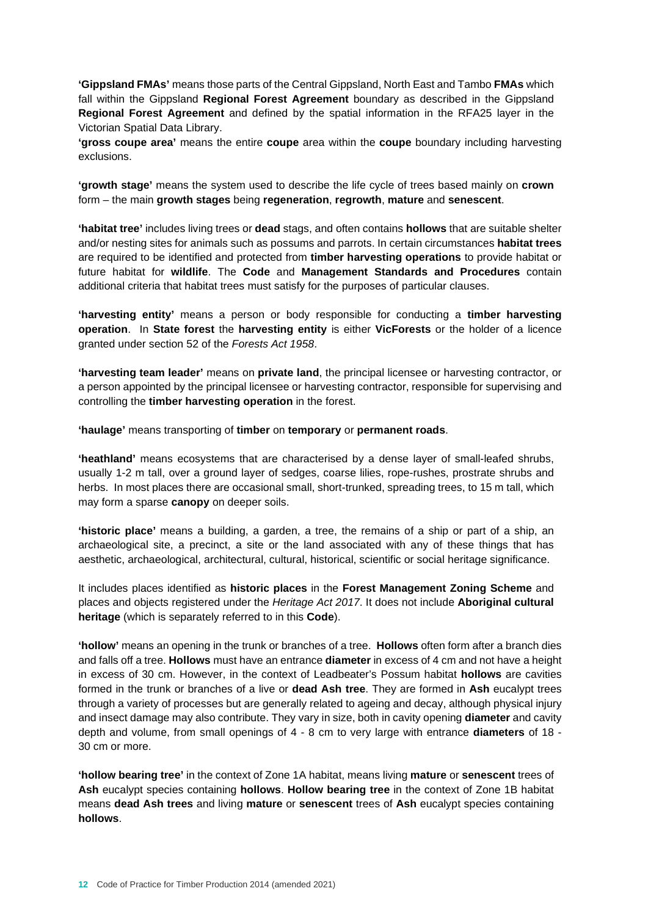**'Gippsland FMAs'** means those parts of the Central Gippsland, North East and Tambo **FMAs** which fall within the Gippsland **Regional Forest Agreement** boundary as described in the Gippsland **Regional Forest Agreement** and defined by the spatial information in the RFA25 layer in the Victorian Spatial Data Library.

**'gross coupe area'** means the entire **coupe** area within the **coupe** boundary including harvesting exclusions.

**'growth stage'** means the system used to describe the life cycle of trees based mainly on **crown** form – the main **growth stages** being **regeneration**, **regrowth**, **mature** and **senescent**.

**'habitat tree'** includes living trees or **dead** stags, and often contains **hollows** that are suitable shelter and/or nesting sites for animals such as possums and parrots. In certain circumstances **habitat trees** are required to be identified and protected from **timber harvesting operations** to provide habitat or future habitat for **wildlife**. The **Code** and **Management Standards and Procedures** contain additional criteria that habitat trees must satisfy for the purposes of particular clauses.

**'harvesting entity'** means a person or body responsible for conducting a **timber harvesting operation**. In **State forest** the **harvesting entity** is either **VicForests** or the holder of a licence granted under section 52 of the *Forests Act 1958*.

**'harvesting team leader'** means on **private land**, the principal licensee or harvesting contractor, or a person appointed by the principal licensee or harvesting contractor, responsible for supervising and controlling the **timber harvesting operation** in the forest.

**'haulage'** means transporting of **timber** on **temporary** or **permanent roads**.

**'heathland'** means ecosystems that are characterised by a dense layer of small-leafed shrubs, usually 1-2 m tall, over a ground layer of sedges, coarse lilies, rope-rushes, prostrate shrubs and herbs. In most places there are occasional small, short-trunked, spreading trees, to 15 m tall, which may form a sparse **canopy** on deeper soils.

**'historic place'** means a building, a garden, a tree, the remains of a ship or part of a ship, an archaeological site, a precinct, a site or the land associated with any of these things that has aesthetic, archaeological, architectural, cultural, historical, scientific or social heritage significance.

It includes places identified as **historic places** in the **Forest Management Zoning Scheme** and places and objects registered under the *Heritage Act 2017*. It does not include **Aboriginal cultural heritage** (which is separately referred to in this **Code**).

**'hollow'** means an opening in the trunk or branches of a tree. **Hollows** often form after a branch dies and falls off a tree. **Hollows** must have an entrance **diameter** in excess of 4 cm and not have a height in excess of 30 cm. However, in the context of Leadbeater's Possum habitat **hollows** are cavities formed in the trunk or branches of a live or **dead Ash tree**. They are formed in **Ash** eucalypt trees through a variety of processes but are generally related to ageing and decay, although physical injury and insect damage may also contribute. They vary in size, both in cavity opening **diameter** and cavity depth and volume, from small openings of 4 - 8 cm to very large with entrance **diameters** of 18 - 30 cm or more.

**'hollow bearing tree'** in the context of Zone 1A habitat, means living **mature** or **senescent** trees of **Ash** eucalypt species containing **hollows**. **Hollow bearing tree** in the context of Zone 1B habitat means **dead Ash trees** and living **mature** or **senescent** trees of **Ash** eucalypt species containing **hollows**.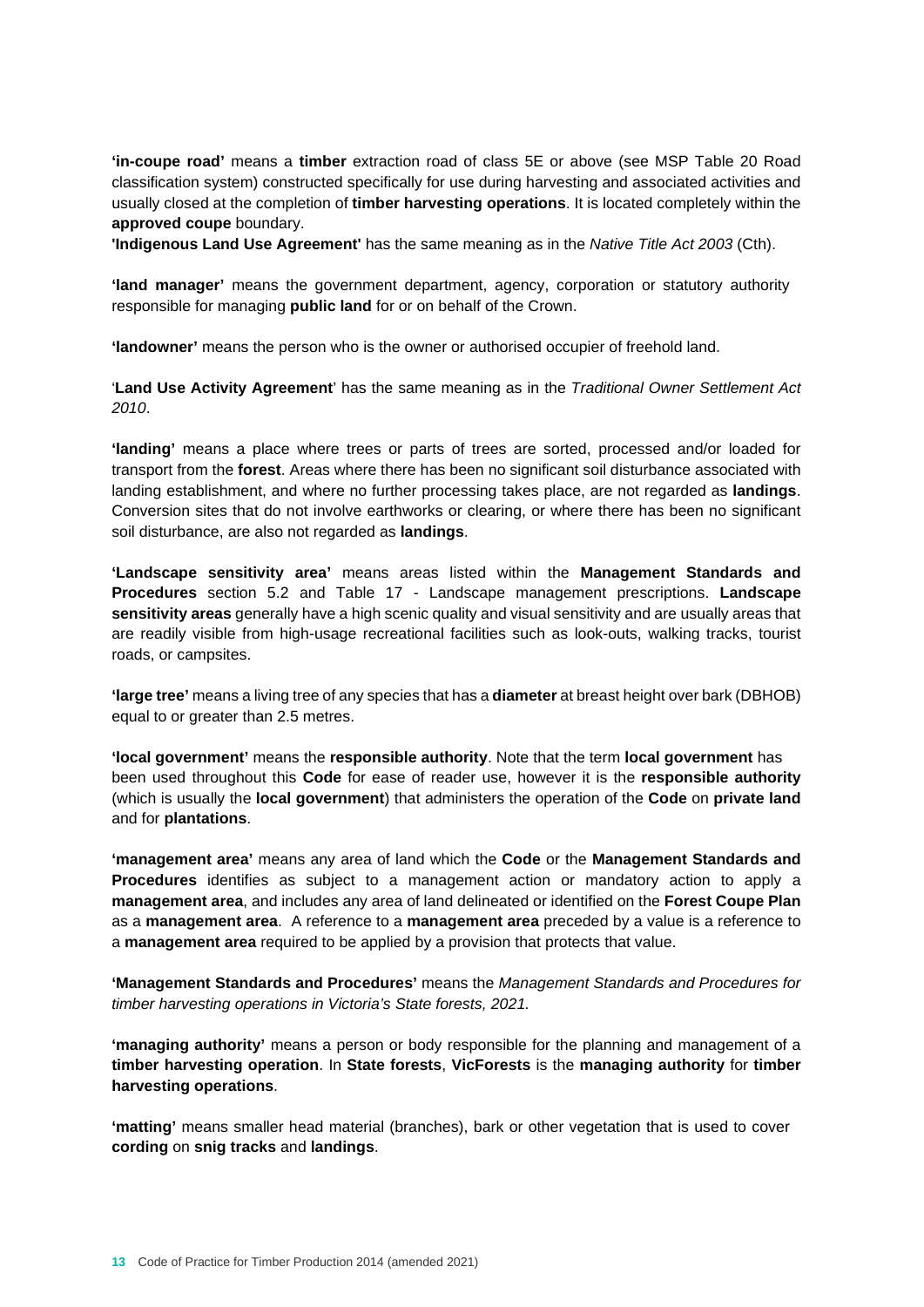**'in-coupe road'** means a **timber** extraction road of class 5E or above (see MSP Table 20 Road classification system) constructed specifically for use during harvesting and associated activities and usually closed at the completion of **timber harvesting operations**. It is located completely within the **approved coupe** boundary.

**'Indigenous Land Use Agreement'** has the same meaning as in the *Native Title Act 2003* (Cth).

**'land manager'** means the government department, agency, corporation or statutory authority responsible for managing **public land** for or on behalf of the Crown.

**'landowner'** means the person who is the owner or authorised occupier of freehold land.

'**Land Use Activity Agreement**' has the same meaning as in the *Traditional Owner Settlement Act 2010*.

**'landing'** means a place where trees or parts of trees are sorted, processed and/or loaded for transport from the **forest**. Areas where there has been no significant soil disturbance associated with landing establishment, and where no further processing takes place, are not regarded as **landings**. Conversion sites that do not involve earthworks or clearing, or where there has been no significant soil disturbance, are also not regarded as **landings**.

**'Landscape sensitivity area'** means areas listed within the **Management Standards and Procedures** section 5.2 and Table 17 - Landscape management prescriptions. **Landscape sensitivity areas** generally have a high scenic quality and visual sensitivity and are usually areas that are readily visible from high-usage recreational facilities such as look-outs, walking tracks, tourist roads, or campsites.

**'large tree'** means a living tree of any species that has a **diameter** at breast height over bark (DBHOB) equal to or greater than 2.5 metres.

**'local government'** means the **responsible authority**. Note that the term **local government** has been used throughout this **Code** for ease of reader use, however it is the **responsible authority** (which is usually the **local government**) that administers the operation of the **Code** on **private land** and for **plantations**.

**'management area'** means any area of land which the **Code** or the **Management Standards and Procedures** identifies as subject to a management action or mandatory action to apply a **management area**, and includes any area of land delineated or identified on the **Forest Coupe Plan** as a **management area**. A reference to a **management area** preceded by a value is a reference to a **management area** required to be applied by a provision that protects that value.

**'Management Standards and Procedures'** means the *Management Standards and Procedures for timber harvesting operations in Victoria's State forests, 2021.*

**'managing authority'** means a person or body responsible for the planning and management of a **timber harvesting operation**. In **State forests**, **VicForests** is the **managing authority** for **timber harvesting operations**.

**'matting'** means smaller head material (branches), bark or other vegetation that is used to cover **cording** on **snig tracks** and **landings**.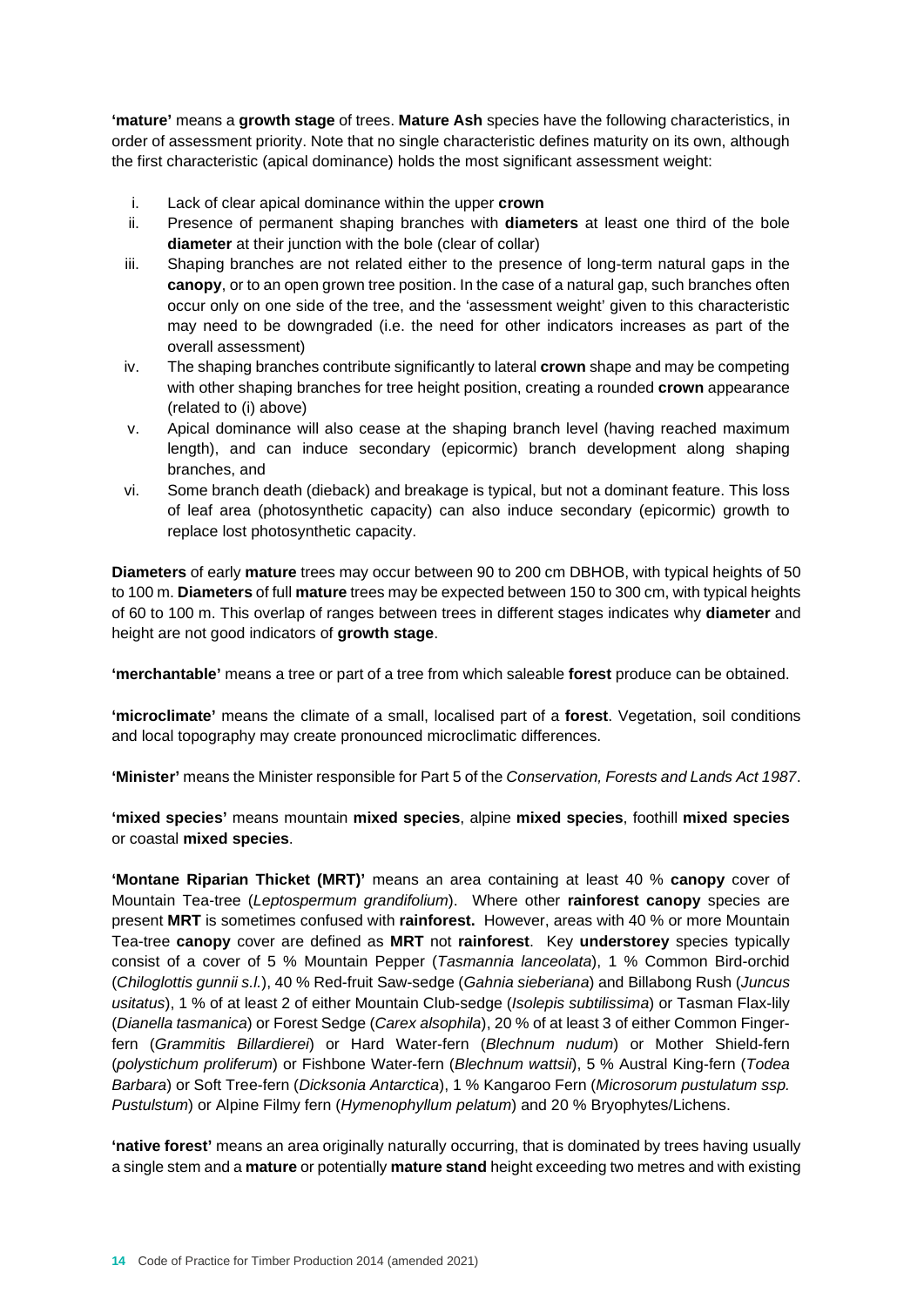**'mature'** means a **growth stage** of trees. **Mature Ash** species have the following characteristics, in order of assessment priority. Note that no single characteristic defines maturity on its own, although the first characteristic (apical dominance) holds the most significant assessment weight:

i. Lack of clear apical dominance within the upper **crown**
ii. Presence of permanent shaping branches with **diameters** at least one third of the bole **diameter** at their junction with the bole (clear of collar)
iii. Shaping branches are not related either to the presence of long-term natural gaps in the **canopy**, or to an open grown tree position. In the case of a natural gap, such branches often occur only on one side of the tree, and the 'assessment weight' given to this characteristic may need to be downgraded (i.e. the need for other indicators increases as part of the overall assessment)
iv. The shaping branches contribute significantly to lateral **crown** shape and may be competing with other shaping branches for tree height position, creating a rounded **crown** appearance (related to (i) above)
v. Apical dominance will also cease at the shaping branch level (having reached maximum length), and can induce secondary (epicormic) branch development along shaping branches, and
vi. Some branch death (dieback) and breakage is typical, but not a dominant feature. This loss of leaf area (photosynthetic capacity) can also induce secondary (epicormic) growth to replace lost photosynthetic capacity.

**Diameters** of early **mature** trees may occur between 90 to 200 cm DBHOB, with typical heights of 50 to 100 m. **Diameters** of full **mature** trees may be expected between 150 to 300 cm, with typical heights of 60 to 100 m. This overlap of ranges between trees in different stages indicates why **diameter** and height are not good indicators of **growth stage**.

**'merchantable'** means a tree or part of a tree from which saleable **forest** produce can be obtained.

**'microclimate'** means the climate of a small, localised part of a **forest**. Vegetation, soil conditions and local topography may create pronounced microclimatic differences.

**'Minister'** means the Minister responsible for Part 5 of the *Conservation, Forests and Lands Act 1987*.

**'mixed species'** means mountain **mixed species**, alpine **mixed species**, foothill **mixed species** or coastal **mixed species**.

**'Montane Riparian Thicket (MRT)'** means an area containing at least 40 % **canopy** cover of Mountain Tea-tree (*Leptospermum grandifolium*). Where other **rainforest canopy** species are present **MRT** is sometimes confused with **rainforest.** However, areas with 40 % or more Mountain Tea-tree **canopy** cover are defined as **MRT** not **rainforest**. Key **understorey** species typically consist of a cover of 5 % Mountain Pepper (*Tasmannia lanceolata*), 1 % Common Bird-orchid (*Chiloglottis gunnii s.l.*), 40 % Red-fruit Saw-sedge (*Gahnia sieberiana*) and Billabong Rush (*Juncus usitatus*), 1 % of at least 2 of either Mountain Club-sedge (*Isolepis subtilissima*) or Tasman Flax-lily (*Dianella tasmanica*) or Forest Sedge (*Carex alsophila*), 20 % of at least 3 of either Common Finger-fern (*Grammitis Billardierei*) or Hard Water-fern (*Blechnum nudum*) or Mother Shield-fern (*polystichum proliferum*) or Fishbone Water-fern (*Blechnum wattsii*), 5 % Austral King-fern (*Todea Barbara*) or Soft Tree-fern (*Dicksonia Antarctica*), 1 % Kangaroo Fern (*Microsorum pustulatum ssp. Pustulstum*) or Alpine Filmy fern (*Hymenophyllum pelatum*) and 20 % Bryophytes/Lichens.

**'native forest'** means an area originally naturally occurring, that is dominated by trees having usually a single stem and a **mature** or potentially **mature stand** height exceeding two metres and with existing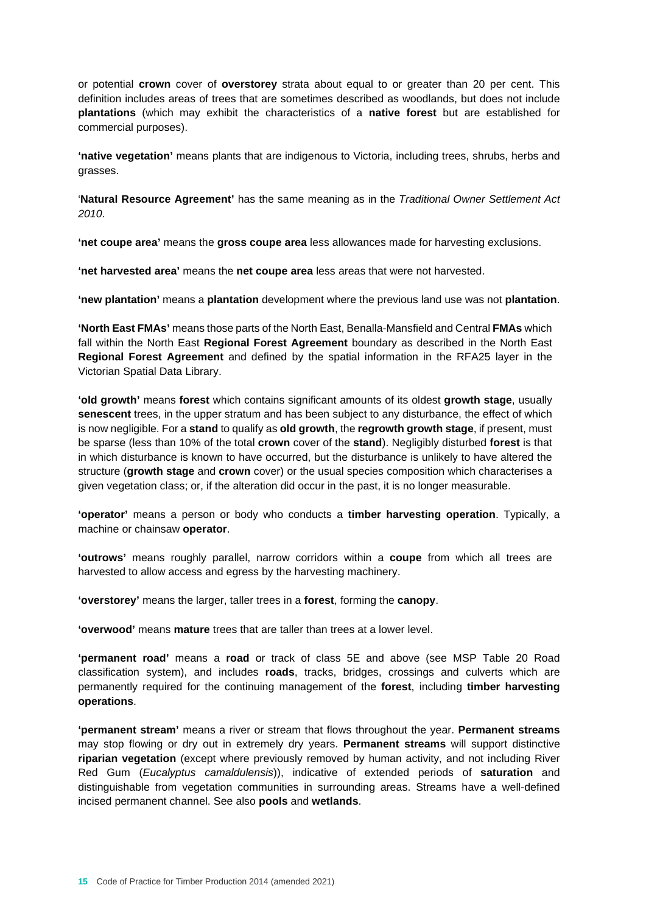or potential **crown** cover of **overstorey** strata about equal to or greater than 20 per cent. This definition includes areas of trees that are sometimes described as woodlands, but does not include **plantations** (which may exhibit the characteristics of a **native forest** but are established for commercial purposes).

**'native vegetation'** means plants that are indigenous to Victoria, including trees, shrubs, herbs and grasses.

'**Natural Resource Agreement'** has the same meaning as in the *Traditional Owner Settlement Act 2010*.

**'net coupe area'** means the **gross coupe area** less allowances made for harvesting exclusions.

**'net harvested area'** means the **net coupe area** less areas that were not harvested.

**'new plantation'** means a **plantation** development where the previous land use was not **plantation**.

**'North East FMAs'** means those parts of the North East, Benalla-Mansfield and Central **FMAs** which fall within the North East **Regional Forest Agreement** boundary as described in the North East **Regional Forest Agreement** and defined by the spatial information in the RFA25 layer in the Victorian Spatial Data Library.

**'old growth'** means **forest** which contains significant amounts of its oldest **growth stage**, usually **senescent** trees, in the upper stratum and has been subject to any disturbance, the effect of which is now negligible. For a **stand** to qualify as **old growth**, the **regrowth growth stage**, if present, must be sparse (less than 10% of the total **crown** cover of the **stand**). Negligibly disturbed **forest** is that in which disturbance is known to have occurred, but the disturbance is unlikely to have altered the structure (**growth stage** and **crown** cover) or the usual species composition which characterises a given vegetation class; or, if the alteration did occur in the past, it is no longer measurable.

**'operator'** means a person or body who conducts a **timber harvesting operation**. Typically, a machine or chainsaw **operator**.

**'outrows'** means roughly parallel, narrow corridors within a **coupe** from which all trees are harvested to allow access and egress by the harvesting machinery.

**'overstorey'** means the larger, taller trees in a **forest**, forming the **canopy**.

**'overwood'** means **mature** trees that are taller than trees at a lower level.

**'permanent road'** means a **road** or track of class 5E and above (see MSP Table 20 Road classification system), and includes **roads**, tracks, bridges, crossings and culverts which are permanently required for the continuing management of the **forest**, including **timber harvesting operations**.

**'permanent stream'** means a river or stream that flows throughout the year. **Permanent streams** may stop flowing or dry out in extremely dry years. **Permanent streams** will support distinctive **riparian vegetation** (except where previously removed by human activity, and not including River Red Gum (*Eucalyptus camaldulensis*)), indicative of extended periods of **saturation** and distinguishable from vegetation communities in surrounding areas. Streams have a well-defined incised permanent channel. See also **pools** and **wetlands**.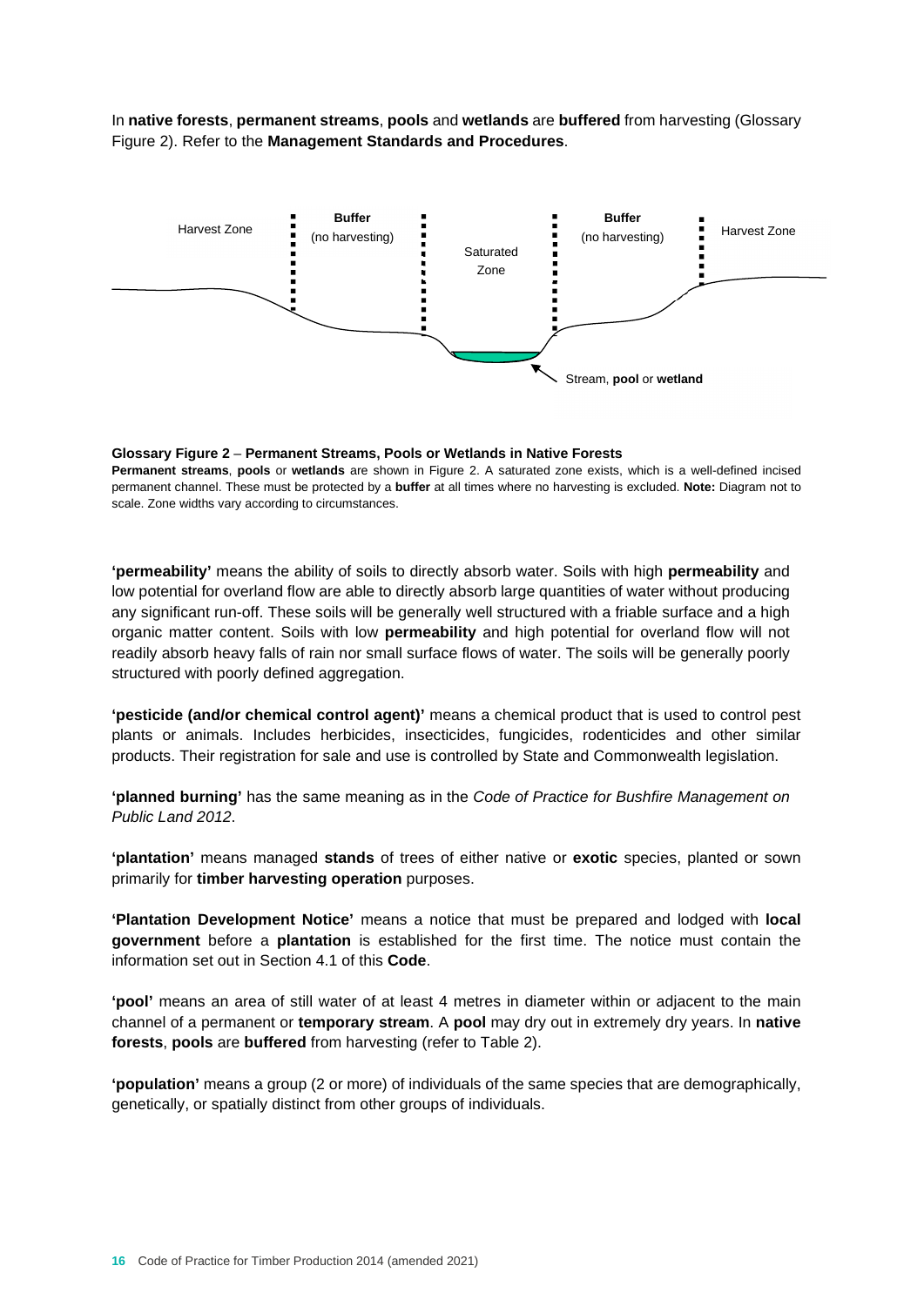In **native forests**, **permanent streams**, **pools** and **wetlands** are **buffered** from harvesting (Glossary Figure 2). Refer to the **Management Standards and Procedures**.

Harvest Zone | **Buffer** (no harvesting) | Saturated Zone | **Buffer** (no harvesting) | Harvest Zone

Stream, **pool** or **wetland**

**Glossary Figure 2** – **Permanent Streams, Pools or Wetlands in Native Forests**
**Permanent streams**, **pools** or **wetlands** are shown in Figure 2. A saturated zone exists, which is a well-defined incised permanent channel. These must be protected by a **buffer** at all times where no harvesting is excluded. **Note:** Diagram not to scale. Zone widths vary according to circumstances.

**'permeability'** means the ability of soils to directly absorb water. Soils with high **permeability** and low potential for overland flow are able to directly absorb large quantities of water without producing any significant run-off. These soils will be generally well structured with a friable surface and a high organic matter content. Soils with low **permeability** and high potential for overland flow will not readily absorb heavy falls of rain nor small surface flows of water. The soils will be generally poorly structured with poorly defined aggregation.

**'pesticide (and/or chemical control agent)'** means a chemical product that is used to control pest plants or animals. Includes herbicides, insecticides, fungicides, rodenticides and other similar products. Their registration for sale and use is controlled by State and Commonwealth legislation.

**'planned burning'** has the same meaning as in the *Code of Practice for Bushfire Management on Public Land 2012*.

**'plantation'** means managed **stands** of trees of either native or **exotic** species, planted or sown primarily for **timber harvesting operation** purposes.

**'Plantation Development Notice'** means a notice that must be prepared and lodged with **local government** before a **plantation** is established for the first time. The notice must contain the information set out in Section 4.1 of this **Code**.

**'pool'** means an area of still water of at least 4 metres in diameter within or adjacent to the main channel of a permanent or **temporary stream**. A **pool** may dry out in extremely dry years. In **native forests**, **pools** are **buffered** from harvesting (refer to Table 2).

**'population'** means a group (2 or more) of individuals of the same species that are demographically, genetically, or spatially distinct from other groups of individuals.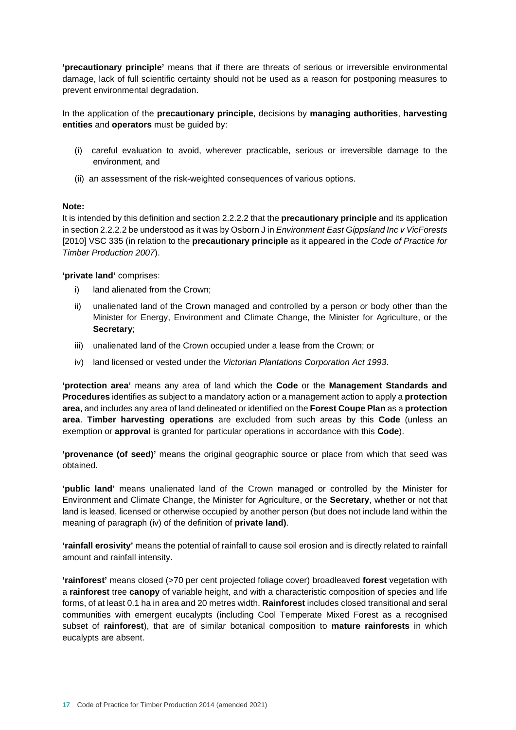**'precautionary principle'** means that if there are threats of serious or irreversible environmental damage, lack of full scientific certainty should not be used as a reason for postponing measures to prevent environmental degradation.

In the application of the **precautionary principle**, decisions by **managing authorities**, **harvesting entities** and **operators** must be guided by:

(i) careful evaluation to avoid, wherever practicable, serious or irreversible damage to the environment, and

(ii) an assessment of the risk-weighted consequences of various options.

**Note:**
It is intended by this definition and section 2.2.2.2 that the **precautionary principle** and its application in section 2.2.2.2 be understood as it was by Osborn J in *Environment East Gippsland Inc v VicForests* [2010] VSC 335 (in relation to the **precautionary principle** as it appeared in the *Code of Practice for Timber Production 2007*).

**'private land'** comprises:

i) land alienated from the Crown;

ii) unalienated land of the Crown managed and controlled by a person or body other than the Minister for Energy, Environment and Climate Change, the Minister for Agriculture, or the **Secretary**;

iii) unalienated land of the Crown occupied under a lease from the Crown; or

iv) land licensed or vested under the *Victorian Plantations Corporation Act 1993*.

**'protection area'** means any area of land which the **Code** or the **Management Standards and Procedures** identifies as subject to a mandatory action or a management action to apply a **protection area**, and includes any area of land delineated or identified on the **Forest Coupe Plan** as a **protection area**. **Timber harvesting operations** are excluded from such areas by this **Code** (unless an exemption or **approval** is granted for particular operations in accordance with this **Code**).

**'provenance (of seed)'** means the original geographic source or place from which that seed was obtained.

**'public land'** means unalienated land of the Crown managed or controlled by the Minister for Environment and Climate Change, the Minister for Agriculture, or the **Secretary**, whether or not that land is leased, licensed or otherwise occupied by another person (but does not include land within the meaning of paragraph (iv) of the definition of **private land)**.

**'rainfall erosivity'** means the potential of rainfall to cause soil erosion and is directly related to rainfall amount and rainfall intensity.

**'rainforest'** means closed (>70 per cent projected foliage cover) broadleaved **forest** vegetation with a **rainforest** tree **canopy** of variable height, and with a characteristic composition of species and life forms, of at least 0.1 ha in area and 20 metres width. **Rainforest** includes closed transitional and seral communities with emergent eucalypts (including Cool Temperate Mixed Forest as a recognised subset of **rainforest**), that are of similar botanical composition to **mature rainforests** in which eucalypts are absent.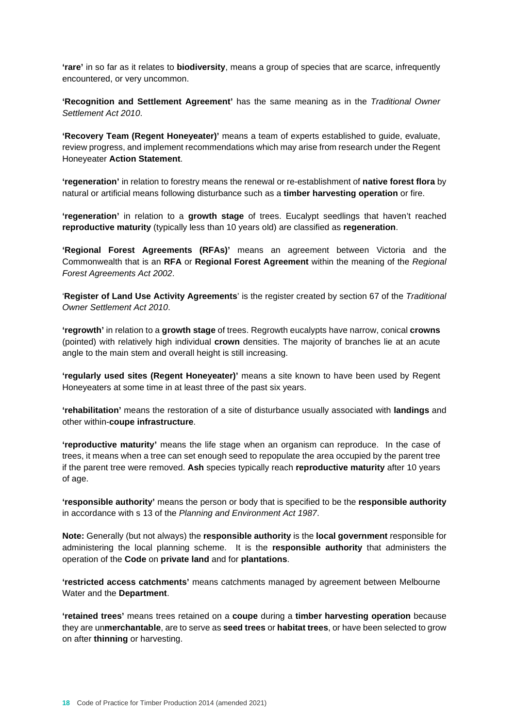**'rare'** in so far as it relates to **biodiversity**, means a group of species that are scarce, infrequently encountered, or very uncommon.

**'Recognition and Settlement Agreement'** has the same meaning as in the *Traditional Owner Settlement Act 2010*.

**'Recovery Team (Regent Honeyeater)'** means a team of experts established to guide, evaluate, review progress, and implement recommendations which may arise from research under the Regent Honeyeater **Action Statement**.

**'regeneration'** in relation to forestry means the renewal or re-establishment of **native forest flora** by natural or artificial means following disturbance such as a **timber harvesting operation** or fire.

**'regeneration'** in relation to a **growth stage** of trees. Eucalypt seedlings that haven't reached **reproductive maturity** (typically less than 10 years old) are classified as **regeneration**.

**'Regional Forest Agreements (RFAs)'** means an agreement between Victoria and the Commonwealth that is an **RFA** or **Regional Forest Agreement** within the meaning of the *Regional Forest Agreements Act 2002*.

'**Register of Land Use Activity Agreements**' is the register created by section 67 of the *Traditional Owner Settlement Act 2010*.

**'regrowth'** in relation to a **growth stage** of trees. Regrowth eucalypts have narrow, conical **crowns** (pointed) with relatively high individual **crown** densities. The majority of branches lie at an acute angle to the main stem and overall height is still increasing.

**'regularly used sites (Regent Honeyeater)'** means a site known to have been used by Regent Honeyeaters at some time in at least three of the past six years.

**'rehabilitation'** means the restoration of a site of disturbance usually associated with **landings** and other within-**coupe infrastructure**.

**'reproductive maturity'** means the life stage when an organism can reproduce. In the case of trees, it means when a tree can set enough seed to repopulate the area occupied by the parent tree if the parent tree were removed. **Ash** species typically reach **reproductive maturity** after 10 years of age.

**'responsible authority'** means the person or body that is specified to be the **responsible authority** in accordance with s 13 of the *Planning and Environment Act 1987*.

**Note:** Generally (but not always) the **responsible authority** is the **local government** responsible for administering the local planning scheme. It is the **responsible authority** that administers the operation of the **Code** on **private land** and for **plantations**.

**'restricted access catchments'** means catchments managed by agreement between Melbourne Water and the **Department**.

**'retained trees'** means trees retained on a **coupe** during a **timber harvesting operation** because they are un**merchantable**, are to serve as **seed trees** or **habitat trees**, or have been selected to grow on after **thinning** or harvesting.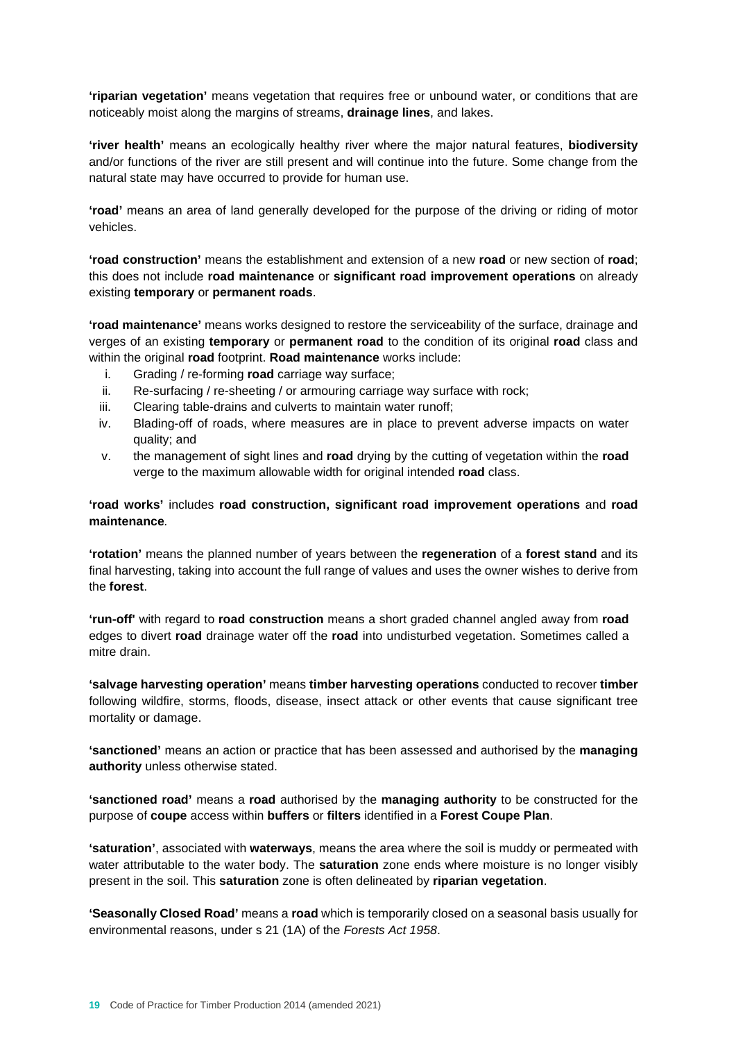**'riparian vegetation'** means vegetation that requires free or unbound water, or conditions that are noticeably moist along the margins of streams, **drainage lines**, and lakes.

**'river health'** means an ecologically healthy river where the major natural features, **biodiversity** and/or functions of the river are still present and will continue into the future. Some change from the natural state may have occurred to provide for human use.

**'road'** means an area of land generally developed for the purpose of the driving or riding of motor vehicles.

**'road construction'** means the establishment and extension of a new **road** or new section of **road**; this does not include **road maintenance** or **significant road improvement operations** on already existing **temporary** or **permanent roads**.

**'road maintenance'** means works designed to restore the serviceability of the surface, drainage and verges of an existing **temporary** or **permanent road** to the condition of its original **road** class and within the original **road** footprint. **Road maintenance** works include:

i. Grading / re-forming **road** carriage way surface;
ii. Re-surfacing / re-sheeting / or armouring carriage way surface with rock;
iii. Clearing table-drains and culverts to maintain water runoff;
iv. Blading-off of roads, where measures are in place to prevent adverse impacts on water quality; and
v. the management of sight lines and **road** drying by the cutting of vegetation within the **road** verge to the maximum allowable width for original intended **road** class.

**'road works'** includes **road construction, significant road improvement operations** and **road maintenance**.

**'rotation'** means the planned number of years between the **regeneration** of a **forest stand** and its final harvesting, taking into account the full range of values and uses the owner wishes to derive from the **forest**.

**'run-off'** with regard to **road construction** means a short graded channel angled away from **road** edges to divert **road** drainage water off the **road** into undisturbed vegetation. Sometimes called a mitre drain.

**'salvage harvesting operation'** means **timber harvesting operations** conducted to recover **timber** following wildfire, storms, floods, disease, insect attack or other events that cause significant tree mortality or damage.

**'sanctioned'** means an action or practice that has been assessed and authorised by the **managing authority** unless otherwise stated.

**'sanctioned road'** means a **road** authorised by the **managing authority** to be constructed for the purpose of **coupe** access within **buffers** or **filters** identified in a **Forest Coupe Plan**.

**'saturation'**, associated with **waterways**, means the area where the soil is muddy or permeated with water attributable to the water body. The **saturation** zone ends where moisture is no longer visibly present in the soil. This **saturation** zone is often delineated by **riparian vegetation**.

**'Seasonally Closed Road'** means a **road** which is temporarily closed on a seasonal basis usually for environmental reasons, under s 21 (1A) of the *Forests Act 1958*.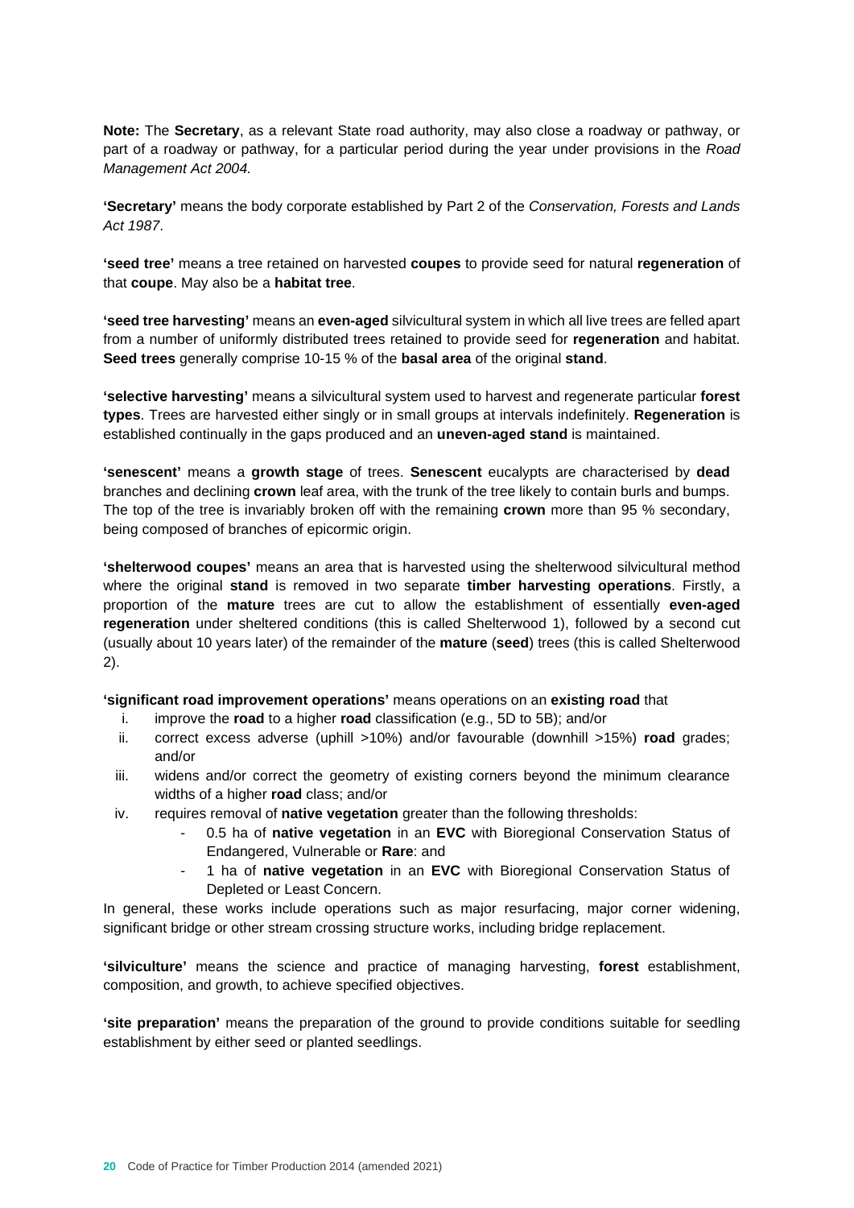**Note:** The **Secretary**, as a relevant State road authority, may also close a roadway or pathway, or part of a roadway or pathway, for a particular period during the year under provisions in the *Road Management Act 2004.*

**'Secretary'** means the body corporate established by Part 2 of the *Conservation, Forests and Lands Act 1987*.

**'seed tree'** means a tree retained on harvested **coupes** to provide seed for natural **regeneration** of that **coupe**. May also be a **habitat tree**.

**'seed tree harvesting'** means an **even-aged** silvicultural system in which all live trees are felled apart from a number of uniformly distributed trees retained to provide seed for **regeneration** and habitat. **Seed trees** generally comprise 10-15 % of the **basal area** of the original **stand**.

**'selective harvesting'** means a silvicultural system used to harvest and regenerate particular **forest types**. Trees are harvested either singly or in small groups at intervals indefinitely. **Regeneration** is established continually in the gaps produced and an **uneven-aged stand** is maintained.

**'senescent'** means a **growth stage** of trees. **Senescent** eucalypts are characterised by **dead** branches and declining **crown** leaf area, with the trunk of the tree likely to contain burls and bumps. The top of the tree is invariably broken off with the remaining **crown** more than 95 % secondary, being composed of branches of epicormic origin.

**'shelterwood coupes'** means an area that is harvested using the shelterwood silvicultural method where the original **stand** is removed in two separate **timber harvesting operations**. Firstly, a proportion of the **mature** trees are cut to allow the establishment of essentially **even-aged regeneration** under sheltered conditions (this is called Shelterwood 1), followed by a second cut (usually about 10 years later) of the remainder of the **mature** (**seed**) trees (this is called Shelterwood 2).

**'significant road improvement operations'** means operations on an **existing road** that

i. improve the **road** to a higher **road** classification (e.g., 5D to 5B); and/or
ii. correct excess adverse (uphill >10%) and/or favourable (downhill >15%) **road** grades; and/or
iii. widens and/or correct the geometry of existing corners beyond the minimum clearance widths of a higher **road** class; and/or
iv. requires removal of **native vegetation** greater than the following thresholds:
   - 0.5 ha of **native vegetation** in an **EVC** with Bioregional Conservation Status of Endangered, Vulnerable or **Rare**: and
   - 1 ha of **native vegetation** in an **EVC** with Bioregional Conservation Status of Depleted or Least Concern.

In general, these works include operations such as major resurfacing, major corner widening, significant bridge or other stream crossing structure works, including bridge replacement.

**'silviculture'** means the science and practice of managing harvesting, **forest** establishment, composition, and growth, to achieve specified objectives.

**'site preparation'** means the preparation of the ground to provide conditions suitable for seedling establishment by either seed or planted seedlings.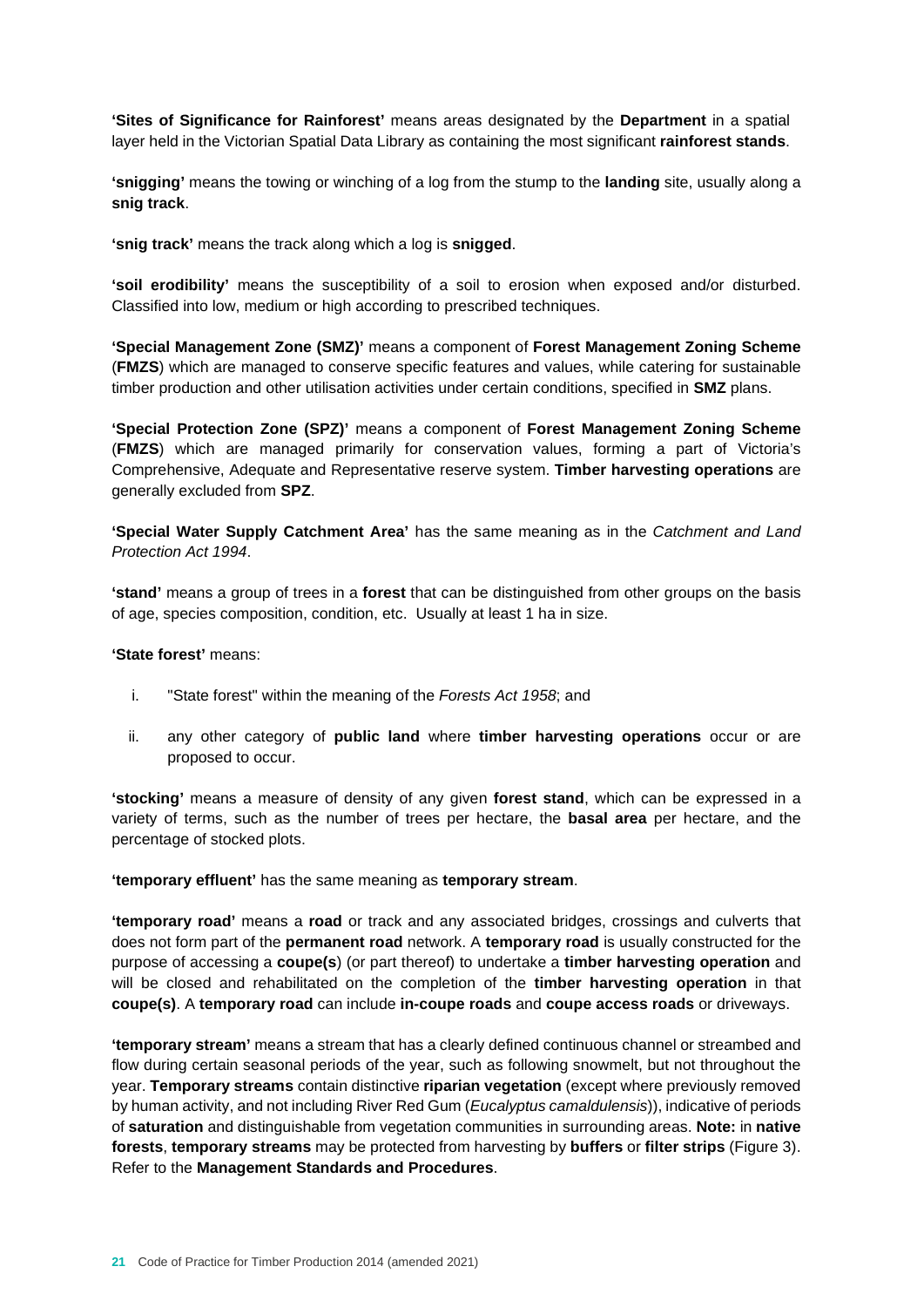**'Sites of Significance for Rainforest'** means areas designated by the **Department** in a spatial layer held in the Victorian Spatial Data Library as containing the most significant **rainforest stands**.

**'snigging'** means the towing or winching of a log from the stump to the **landing** site, usually along a **snig track**.

**'snig track'** means the track along which a log is **snigged**.

**'soil erodibility'** means the susceptibility of a soil to erosion when exposed and/or disturbed. Classified into low, medium or high according to prescribed techniques.

**'Special Management Zone (SMZ)'** means a component of **Forest Management Zoning Scheme** (**FMZS**) which are managed to conserve specific features and values, while catering for sustainable timber production and other utilisation activities under certain conditions, specified in **SMZ** plans.

**'Special Protection Zone (SPZ)'** means a component of **Forest Management Zoning Scheme** (**FMZS**) which are managed primarily for conservation values, forming a part of Victoria's Comprehensive, Adequate and Representative reserve system. **Timber harvesting operations** are generally excluded from **SPZ**.

**'Special Water Supply Catchment Area'** has the same meaning as in the *Catchment and Land Protection Act 1994*.

**'stand'** means a group of trees in a **forest** that can be distinguished from other groups on the basis of age, species composition, condition, etc. Usually at least 1 ha in size.

**'State forest'** means:

i. "State forest" within the meaning of the *Forests Act 1958*; and

ii. any other category of **public land** where **timber harvesting operations** occur or are proposed to occur.

**'stocking'** means a measure of density of any given **forest stand**, which can be expressed in a variety of terms, such as the number of trees per hectare, the **basal area** per hectare, and the percentage of stocked plots.

**'temporary effluent'** has the same meaning as **temporary stream**.

**'temporary road'** means a **road** or track and any associated bridges, crossings and culverts that does not form part of the **permanent road** network. A **temporary road** is usually constructed for the purpose of accessing a **coupe(s**) (or part thereof) to undertake a **timber harvesting operation** and will be closed and rehabilitated on the completion of the **timber harvesting operation** in that **coupe(s)**. A **temporary road** can include **in-coupe roads** and **coupe access roads** or driveways.

**'temporary stream'** means a stream that has a clearly defined continuous channel or streambed and flow during certain seasonal periods of the year, such as following snowmelt, but not throughout the year. **Temporary streams** contain distinctive **riparian vegetation** (except where previously removed by human activity, and not including River Red Gum (*Eucalyptus camaldulensis*)), indicative of periods of **saturation** and distinguishable from vegetation communities in surrounding areas. **Note:** in **native forests**, **temporary streams** may be protected from harvesting by **buffers** or **filter strips** (Figure 3). Refer to the **Management Standards and Procedures**.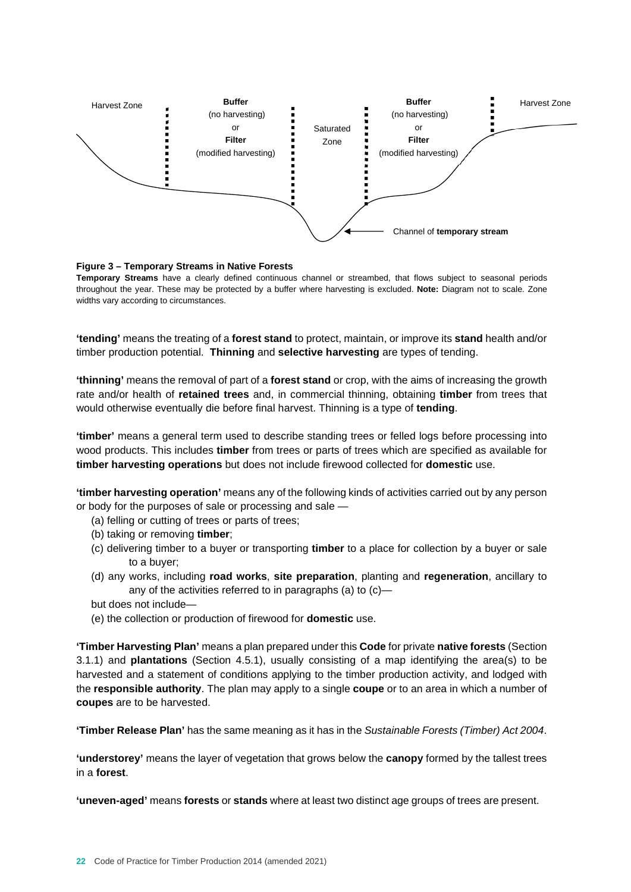Harvest Zone | **Buffer** (no harvesting) or **Filter** (modified harvesting) | Saturated Zone | **Buffer** (no harvesting) or **Filter** (modified harvesting) | Harvest Zone

Channel of **temporary stream**

**Figure 3 – Temporary Streams in Native Forests**

**Temporary Streams** have a clearly defined continuous channel or streambed, that flows subject to seasonal periods throughout the year. These may be protected by a buffer where harvesting is excluded. **Note:** Diagram not to scale. Zone widths vary according to circumstances.

**'tending'** means the treating of a **forest stand** to protect, maintain, or improve its **stand** health and/or timber production potential. **Thinning** and **selective harvesting** are types of tending.

**'thinning'** means the removal of part of a **forest stand** or crop, with the aims of increasing the growth rate and/or health of **retained trees** and, in commercial thinning, obtaining **timber** from trees that would otherwise eventually die before final harvest. Thinning is a type of **tending**.

**'timber'** means a general term used to describe standing trees or felled logs before processing into wood products. This includes **timber** from trees or parts of trees which are specified as available for **timber harvesting operations** but does not include firewood collected for **domestic** use.

**'timber harvesting operation'** means any of the following kinds of activities carried out by any person or body for the purposes of sale or processing and sale —

(a) felling or cutting of trees or parts of trees;
(b) taking or removing **timber**;
(c) delivering timber to a buyer or transporting **timber** to a place for collection by a buyer or sale to a buyer;
(d) any works, including **road works**, **site preparation**, planting and **regeneration**, ancillary to any of the activities referred to in paragraphs (a) to (c)—

but does not include—

(e) the collection or production of firewood for **domestic** use.

**'Timber Harvesting Plan'** means a plan prepared under this **Code** for private **native forests** (Section 3.1.1) and **plantations** (Section 4.5.1), usually consisting of a map identifying the area(s) to be harvested and a statement of conditions applying to the timber production activity, and lodged with the **responsible authority**. The plan may apply to a single **coupe** or to an area in which a number of **coupes** are to be harvested.

**'Timber Release Plan'** has the same meaning as it has in the *Sustainable Forests (Timber) Act 2004*.

**'understorey'** means the layer of vegetation that grows below the **canopy** formed by the tallest trees in a **forest**.

**'uneven-aged'** means **forests** or **stands** where at least two distinct age groups of trees are present.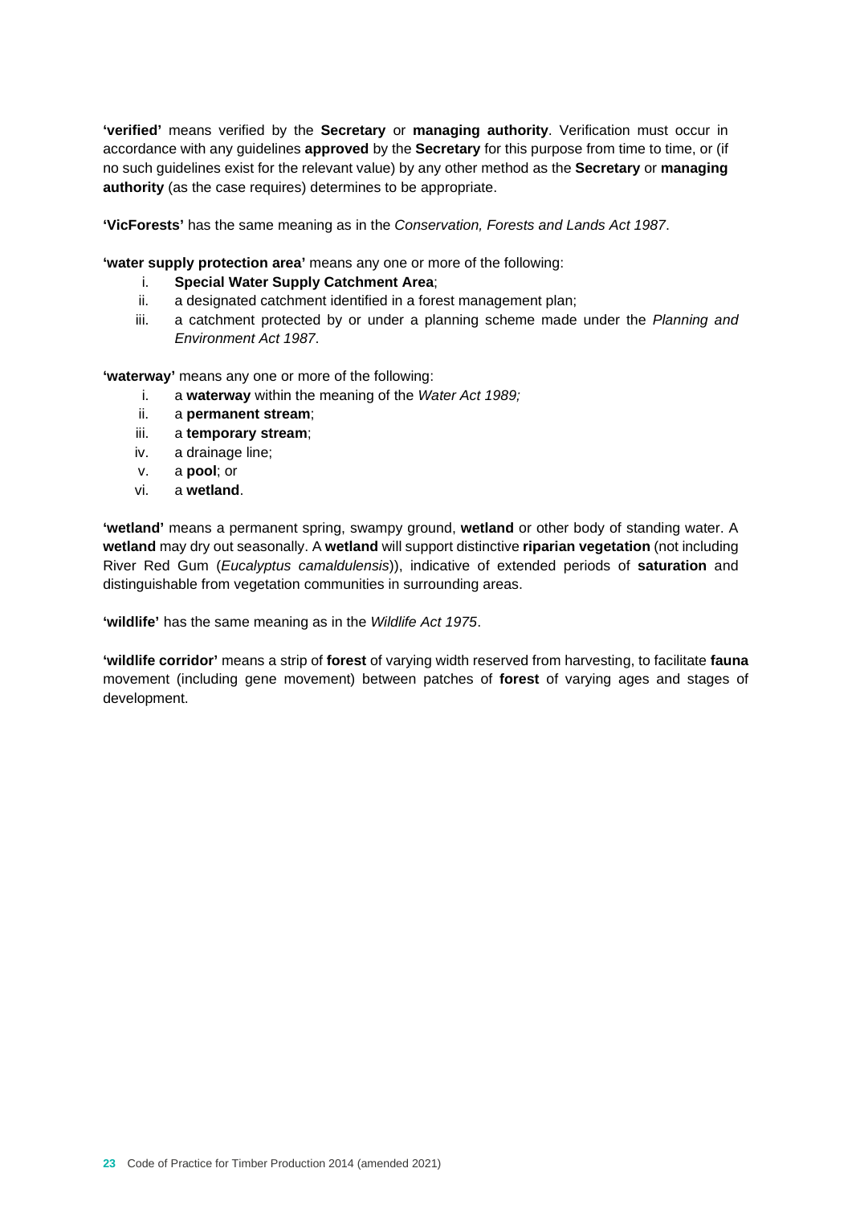**'verified'** means verified by the **Secretary** or **managing authority**. Verification must occur in accordance with any guidelines **approved** by the **Secretary** for this purpose from time to time, or (if no such guidelines exist for the relevant value) by any other method as the **Secretary** or **managing authority** (as the case requires) determines to be appropriate.

**'VicForests'** has the same meaning as in the *Conservation, Forests and Lands Act 1987*.

**'water supply protection area'** means any one or more of the following:

i. **Special Water Supply Catchment Area**;
ii. a designated catchment identified in a forest management plan;
iii. a catchment protected by or under a planning scheme made under the *Planning and Environment Act 1987*.

**'waterway'** means any one or more of the following:

i. a **waterway** within the meaning of the *Water Act 1989;*
ii. a **permanent stream**;
iii. a **temporary stream**;
iv. a drainage line;
v. a **pool**; or
vi. a **wetland**.

**'wetland'** means a permanent spring, swampy ground, **wetland** or other body of standing water. A **wetland** may dry out seasonally. A **wetland** will support distinctive **riparian vegetation** (not including River Red Gum (*Eucalyptus camaldulensis*)), indicative of extended periods of **saturation** and distinguishable from vegetation communities in surrounding areas.

**'wildlife'** has the same meaning as in the *Wildlife Act 1975*.

**'wildlife corridor'** means a strip of **forest** of varying width reserved from harvesting, to facilitate **fauna** movement (including gene movement) between patches of **forest** of varying ages and stages of development.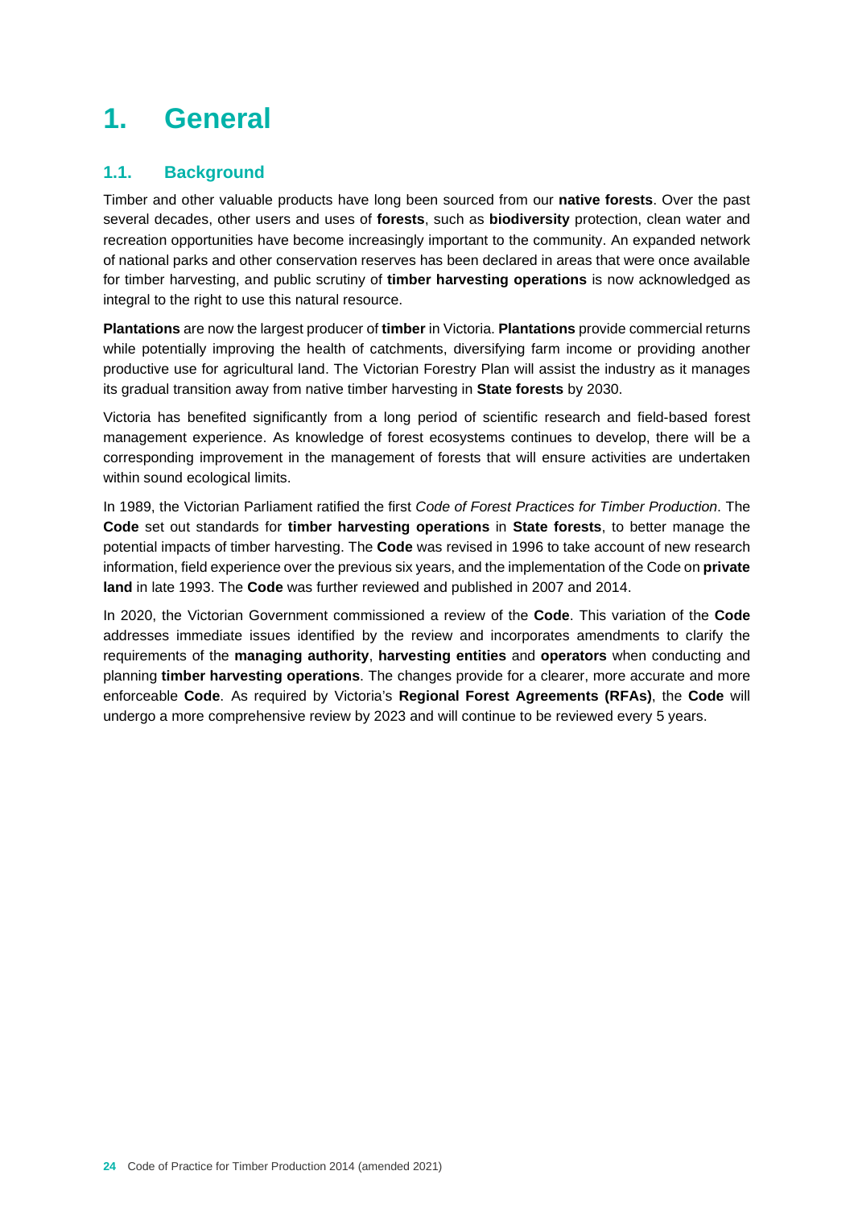# 1. General

## 1.1. Background

Timber and other valuable products have long been sourced from our **native forests**. Over the past several decades, other users and uses of **forests**, such as **biodiversity** protection, clean water and recreation opportunities have become increasingly important to the community. An expanded network of national parks and other conservation reserves has been declared in areas that were once available for timber harvesting, and public scrutiny of **timber harvesting operations** is now acknowledged as integral to the right to use this natural resource.

**Plantations** are now the largest producer of **timber** in Victoria. **Plantations** provide commercial returns while potentially improving the health of catchments, diversifying farm income or providing another productive use for agricultural land. The Victorian Forestry Plan will assist the industry as it manages its gradual transition away from native timber harvesting in **State forests** by 2030.

Victoria has benefited significantly from a long period of scientific research and field-based forest management experience. As knowledge of forest ecosystems continues to develop, there will be a corresponding improvement in the management of forests that will ensure activities are undertaken within sound ecological limits.

In 1989, the Victorian Parliament ratified the first *Code of Forest Practices for Timber Production*. The **Code** set out standards for **timber harvesting operations** in **State forests**, to better manage the potential impacts of timber harvesting. The **Code** was revised in 1996 to take account of new research information, field experience over the previous six years, and the implementation of the Code on **private land** in late 1993. The **Code** was further reviewed and published in 2007 and 2014.

In 2020, the Victorian Government commissioned a review of the **Code**. This variation of the **Code** addresses immediate issues identified by the review and incorporates amendments to clarify the requirements of the **managing authority**, **harvesting entities** and **operators** when conducting and planning **timber harvesting operations**. The changes provide for a clearer, more accurate and more enforceable **Code**. As required by Victoria's **Regional Forest Agreements (RFAs)**, the **Code** will undergo a more comprehensive review by 2023 and will continue to be reviewed every 5 years.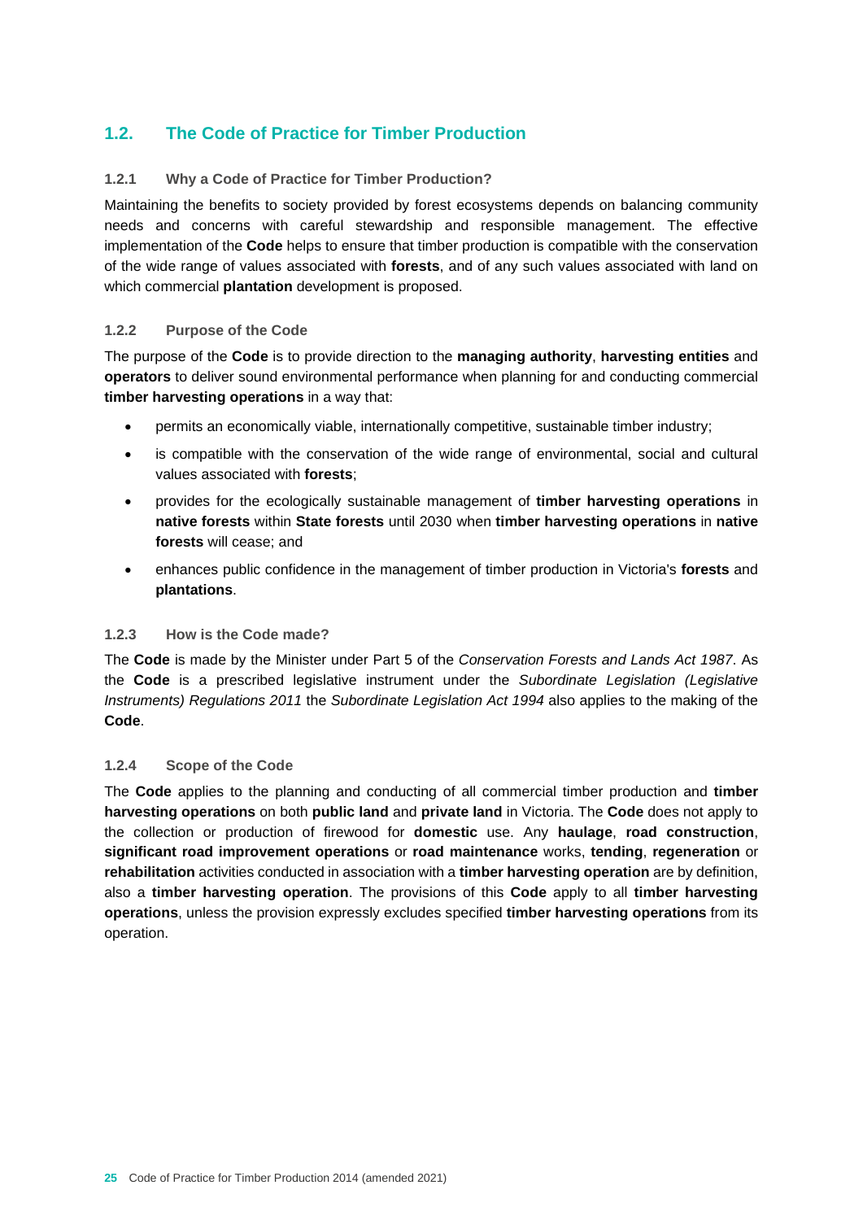## 1.2. The Code of Practice for Timber Production

### 1.2.1 Why a Code of Practice for Timber Production?

Maintaining the benefits to society provided by forest ecosystems depends on balancing community needs and concerns with careful stewardship and responsible management. The effective implementation of the **Code** helps to ensure that timber production is compatible with the conservation of the wide range of values associated with **forests**, and of any such values associated with land on which commercial **plantation** development is proposed.

### 1.2.2 Purpose of the Code

The purpose of the **Code** is to provide direction to the **managing authority**, **harvesting entities** and **operators** to deliver sound environmental performance when planning for and conducting commercial **timber harvesting operations** in a way that:

- permits an economically viable, internationally competitive, sustainable timber industry;
- is compatible with the conservation of the wide range of environmental, social and cultural values associated with **forests**;
- provides for the ecologically sustainable management of **timber harvesting operations** in **native forests** within **State forests** until 2030 when **timber harvesting operations** in **native forests** will cease; and
- enhances public confidence in the management of timber production in Victoria's **forests** and **plantations**.

### 1.2.3 How is the Code made?

The **Code** is made by the Minister under Part 5 of the *Conservation Forests and Lands Act 1987*. As the **Code** is a prescribed legislative instrument under the *Subordinate Legislation (Legislative Instruments) Regulations 2011* the *Subordinate Legislation Act 1994* also applies to the making of the **Code**.

### 1.2.4 Scope of the Code

The **Code** applies to the planning and conducting of all commercial timber production and **timber harvesting operations** on both **public land** and **private land** in Victoria. The **Code** does not apply to the collection or production of firewood for **domestic** use. Any **haulage**, **road construction**, **significant road improvement operations** or **road maintenance** works, **tending**, **regeneration** or **rehabilitation** activities conducted in association with a **timber harvesting operation** are by definition, also a **timber harvesting operation**. The provisions of this **Code** apply to all **timber harvesting operations**, unless the provision expressly excludes specified **timber harvesting operations** from its operation.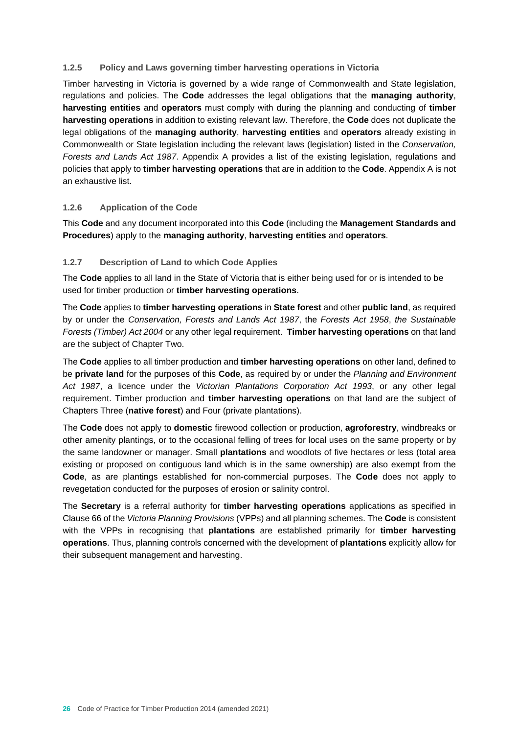### 1.2.5 Policy and Laws governing timber harvesting operations in Victoria

Timber harvesting in Victoria is governed by a wide range of Commonwealth and State legislation, regulations and policies. The **Code** addresses the legal obligations that the **managing authority**, **harvesting entities** and **operators** must comply with during the planning and conducting of **timber harvesting operations** in addition to existing relevant law. Therefore, the **Code** does not duplicate the legal obligations of the **managing authority**, **harvesting entities** and **operators** already existing in Commonwealth or State legislation including the relevant laws (legislation) listed in the *Conservation, Forests and Lands Act 1987*. Appendix A provides a list of the existing legislation, regulations and policies that apply to **timber harvesting operations** that are in addition to the **Code**. Appendix A is not an exhaustive list.

### 1.2.6 Application of the Code

This **Code** and any document incorporated into this **Code** (including the **Management Standards and Procedures**) apply to the **managing authority**, **harvesting entities** and **operators**.

### 1.2.7 Description of Land to which Code Applies

The **Code** applies to all land in the State of Victoria that is either being used for or is intended to be used for timber production or **timber harvesting operations**.

The **Code** applies to **timber harvesting operations** in **State forest** and other **public land**, as required by or under the *Conservation, Forests and Lands Act 1987*, the *Forests Act 1958*, *the Sustainable Forests (Timber) Act 2004* or any other legal requirement. **Timber harvesting operations** on that land are the subject of Chapter Two.

The **Code** applies to all timber production and **timber harvesting operations** on other land, defined to be **private land** for the purposes of this **Code**, as required by or under the *Planning and Environment Act 1987*, a licence under the *Victorian Plantations Corporation Act 1993*, or any other legal requirement. Timber production and **timber harvesting operations** on that land are the subject of Chapters Three (**native forest**) and Four (private plantations).

The **Code** does not apply to **domestic** firewood collection or production, **agroforestry**, windbreaks or other amenity plantings, or to the occasional felling of trees for local uses on the same property or by the same landowner or manager. Small **plantations** and woodlots of five hectares or less (total area existing or proposed on contiguous land which is in the same ownership) are also exempt from the **Code**, as are plantings established for non-commercial purposes. The **Code** does not apply to revegetation conducted for the purposes of erosion or salinity control.

The **Secretary** is a referral authority for **timber harvesting operations** applications as specified in Clause 66 of the *Victoria Planning Provisions* (VPPs) and all planning schemes. The **Code** is consistent with the VPPs in recognising that **plantations** are established primarily for **timber harvesting operations**. Thus, planning controls concerned with the development of **plantations** explicitly allow for their subsequent management and harvesting.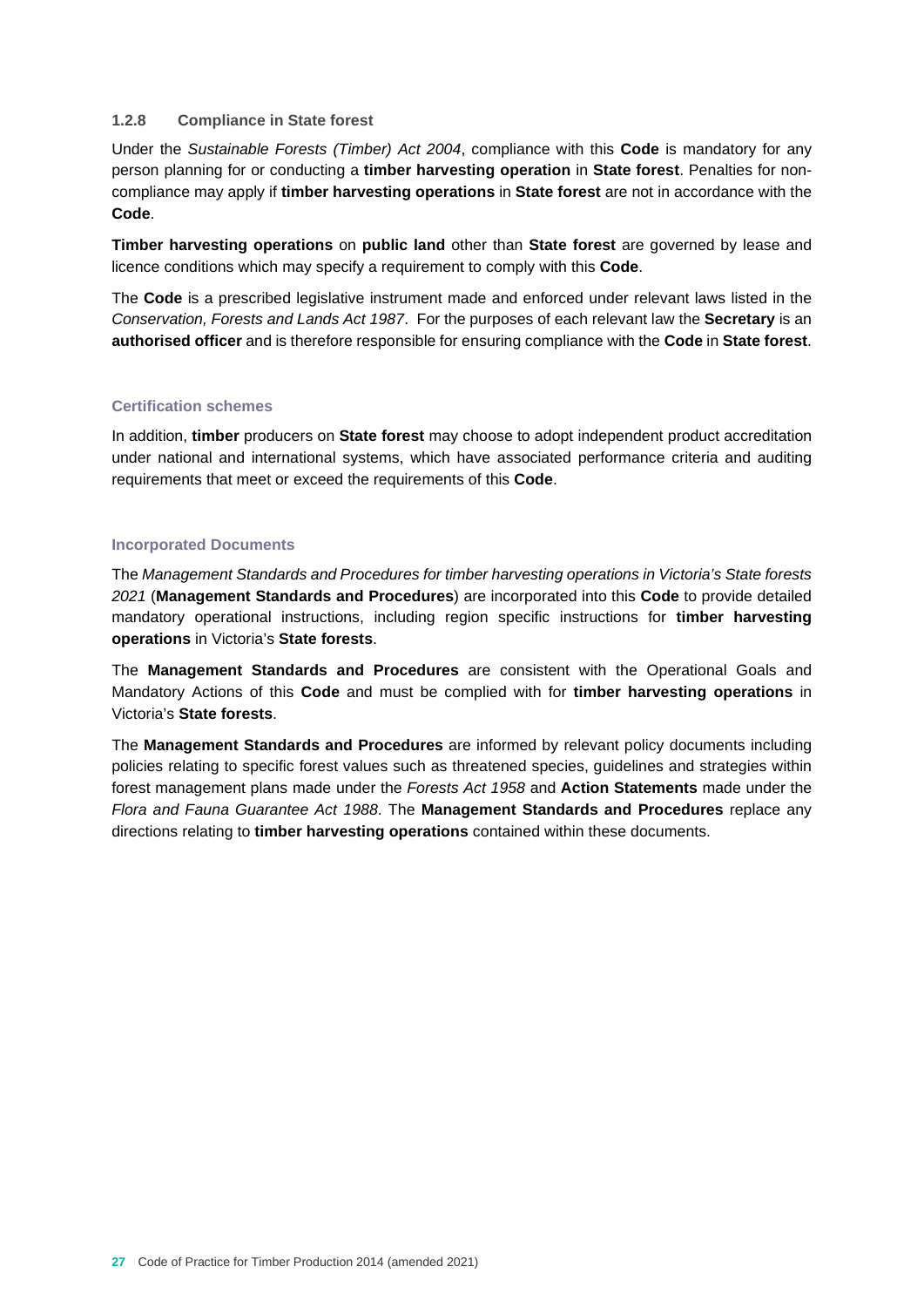### 1.2.8 Compliance in State forest

Under the *Sustainable Forests (Timber) Act 2004*, compliance with this **Code** is mandatory for any person planning for or conducting a **timber harvesting operation** in **State forest**. Penalties for non-compliance may apply if **timber harvesting operations** in **State forest** are not in accordance with the **Code**.

**Timber harvesting operations** on **public land** other than **State forest** are governed by lease and licence conditions which may specify a requirement to comply with this **Code**.

The **Code** is a prescribed legislative instrument made and enforced under relevant laws listed in the *Conservation, Forests and Lands Act 1987*. For the purposes of each relevant law the **Secretary** is an **authorised officer** and is therefore responsible for ensuring compliance with the **Code** in **State forest**.

#### Certification schemes

In addition, **timber** producers on **State forest** may choose to adopt independent product accreditation under national and international systems, which have associated performance criteria and auditing requirements that meet or exceed the requirements of this **Code**.

#### Incorporated Documents

The *Management Standards and Procedures for timber harvesting operations in Victoria's State forests 2021* (**Management Standards and Procedures**) are incorporated into this **Code** to provide detailed mandatory operational instructions, including region specific instructions for **timber harvesting operations** in Victoria's **State forests**.

The **Management Standards and Procedures** are consistent with the Operational Goals and Mandatory Actions of this **Code** and must be complied with for **timber harvesting operations** in Victoria's **State forests**.

The **Management Standards and Procedures** are informed by relevant policy documents including policies relating to specific forest values such as threatened species, guidelines and strategies within forest management plans made under the *Forests Act 1958* and **Action Statements** made under the *Flora and Fauna Guarantee Act 1988*. The **Management Standards and Procedures** replace any directions relating to **timber harvesting operations** contained within these documents.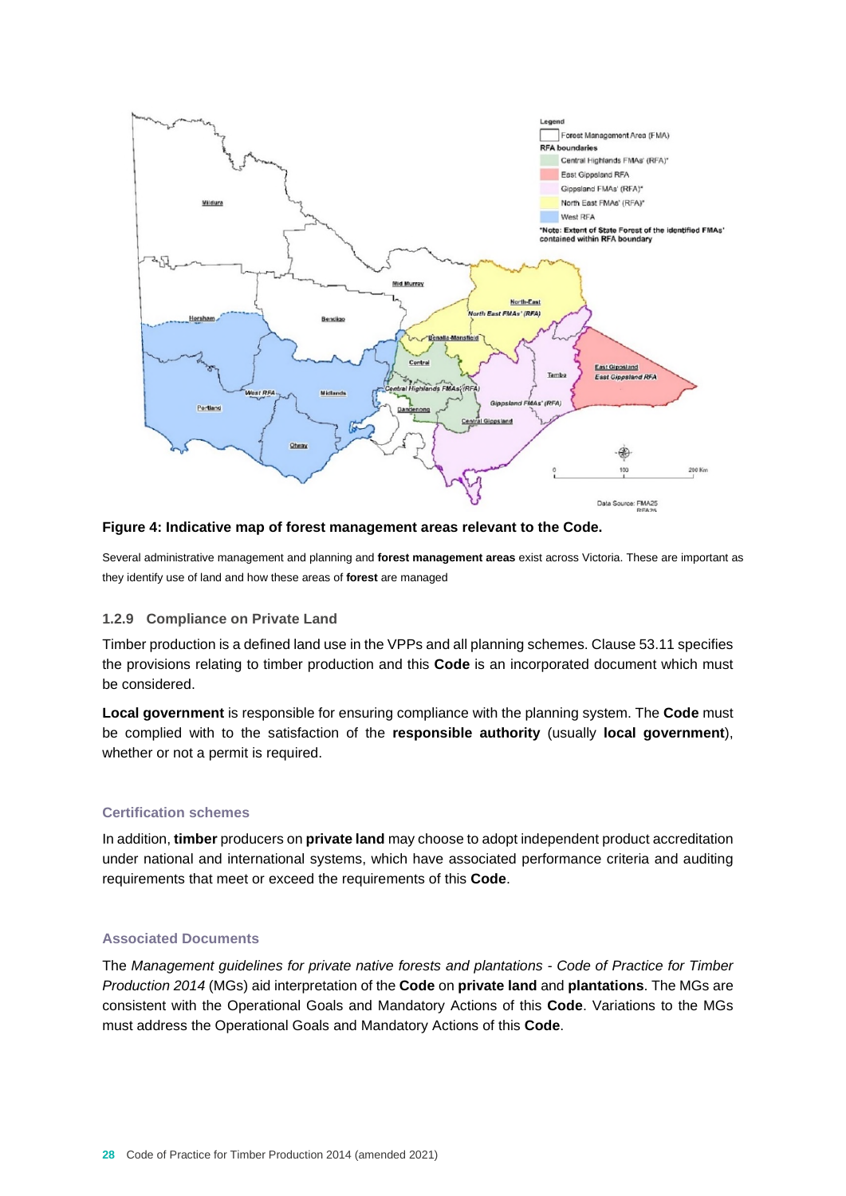**Figure 4: Indicative map of forest management areas relevant to the Code.**

Several administrative management and planning and **forest management areas** exist across Victoria. These are important as they identify use of land and how these areas of **forest** are managed

### 1.2.9 Compliance on Private Land

Timber production is a defined land use in the VPPs and all planning schemes. Clause 53.11 specifies the provisions relating to timber production and this **Code** is an incorporated document which must be considered.

**Local government** is responsible for ensuring compliance with the planning system. The **Code** must be complied with to the satisfaction of the **responsible authority** (usually **local government**), whether or not a permit is required.

#### Certification schemes

In addition, **timber** producers on **private land** may choose to adopt independent product accreditation under national and international systems, which have associated performance criteria and auditing requirements that meet or exceed the requirements of this **Code**.

#### Associated Documents

The *Management guidelines for private native forests and plantations - Code of Practice for Timber Production 2014* (MGs) aid interpretation of the **Code** on **private land** and **plantations**. The MGs are consistent with the Operational Goals and Mandatory Actions of this **Code**. Variations to the MGs must address the Operational Goals and Mandatory Actions of this **Code**.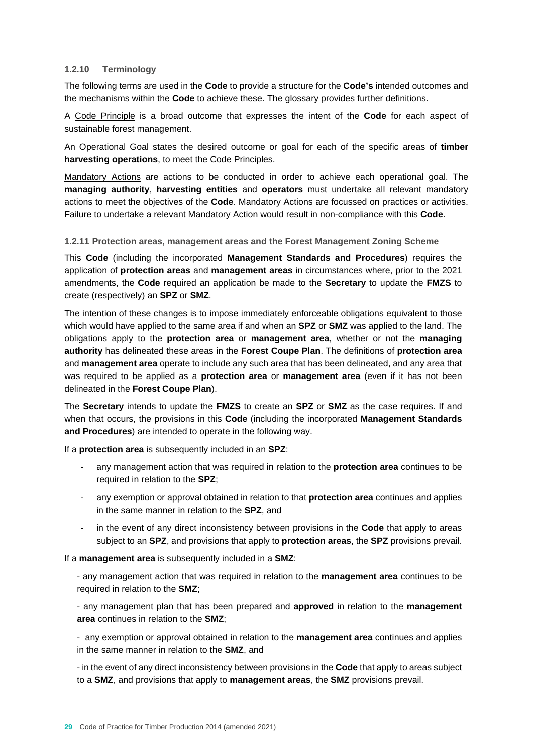### 1.2.10 Terminology

The following terms are used in the **Code** to provide a structure for the **Code's** intended outcomes and the mechanisms within the **Code** to achieve these. The glossary provides further definitions.

A Code Principle is a broad outcome that expresses the intent of the **Code** for each aspect of sustainable forest management.

An Operational Goal states the desired outcome or goal for each of the specific areas of **timber harvesting operations**, to meet the Code Principles.

Mandatory Actions are actions to be conducted in order to achieve each operational goal. The **managing authority**, **harvesting entities** and **operators** must undertake all relevant mandatory actions to meet the objectives of the **Code**. Mandatory Actions are focussed on practices or activities. Failure to undertake a relevant Mandatory Action would result in non-compliance with this **Code**.

### 1.2.11 Protection areas, management areas and the Forest Management Zoning Scheme

This **Code** (including the incorporated **Management Standards and Procedures**) requires the application of **protection areas** and **management areas** in circumstances where, prior to the 2021 amendments, the **Code** required an application be made to the **Secretary** to update the **FMZS** to create (respectively) an **SPZ** or **SMZ**.

The intention of these changes is to impose immediately enforceable obligations equivalent to those which would have applied to the same area if and when an **SPZ** or **SMZ** was applied to the land. The obligations apply to the **protection area** or **management area**, whether or not the **managing authority** has delineated these areas in the **Forest Coupe Plan**. The definitions of **protection area** and **management area** operate to include any such area that has been delineated, and any area that was required to be applied as a **protection area** or **management area** (even if it has not been delineated in the **Forest Coupe Plan**).

The **Secretary** intends to update the **FMZS** to create an **SPZ** or **SMZ** as the case requires. If and when that occurs, the provisions in this **Code** (including the incorporated **Management Standards and Procedures**) are intended to operate in the following way.

If a **protection area** is subsequently included in an **SPZ**:

- any management action that was required in relation to the **protection area** continues to be required in relation to the **SPZ**;
- any exemption or approval obtained in relation to that **protection area** continues and applies in the same manner in relation to the **SPZ**, and
- in the event of any direct inconsistency between provisions in the **Code** that apply to areas subject to an **SPZ**, and provisions that apply to **protection areas**, the **SPZ** provisions prevail.

If a **management area** is subsequently included in a **SMZ**:

- any management action that was required in relation to the **management area** continues to be required in relation to the **SMZ**;
- any management plan that has been prepared and **approved** in relation to the **management area** continues in relation to the **SMZ**;
- any exemption or approval obtained in relation to the **management area** continues and applies in the same manner in relation to the **SMZ**, and
- in the event of any direct inconsistency between provisions in the **Code** that apply to areas subject to a **SMZ**, and provisions that apply to **management areas**, the **SMZ** provisions prevail.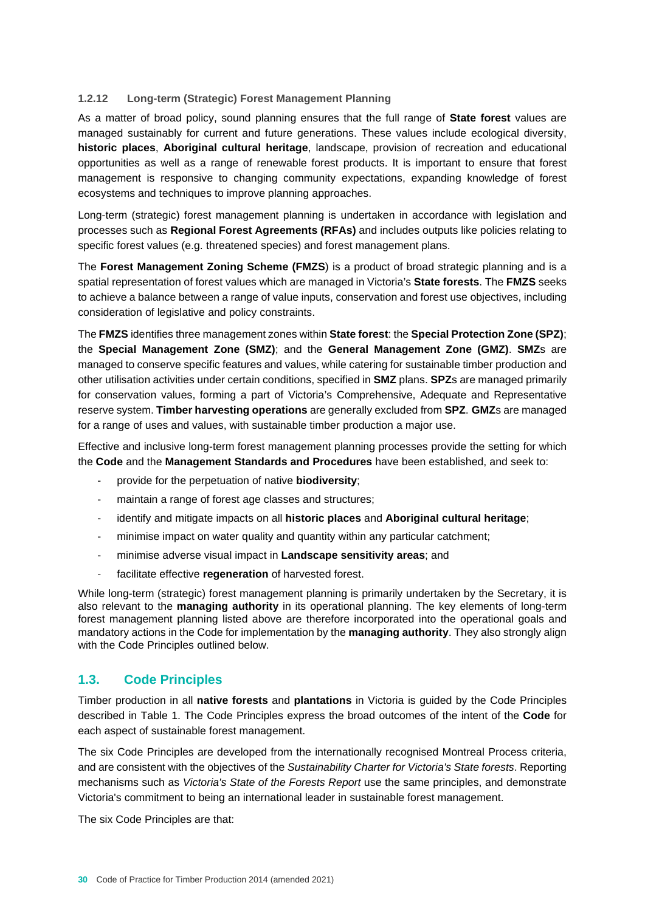### 1.2.12 Long-term (Strategic) Forest Management Planning

As a matter of broad policy, sound planning ensures that the full range of **State forest** values are managed sustainably for current and future generations. These values include ecological diversity, **historic places**, **Aboriginal cultural heritage**, landscape, provision of recreation and educational opportunities as well as a range of renewable forest products. It is important to ensure that forest management is responsive to changing community expectations, expanding knowledge of forest ecosystems and techniques to improve planning approaches.

Long-term (strategic) forest management planning is undertaken in accordance with legislation and processes such as **Regional Forest Agreements (RFAs)** and includes outputs like policies relating to specific forest values (e.g. threatened species) and forest management plans.

The **Forest Management Zoning Scheme (FMZS**) is a product of broad strategic planning and is a spatial representation of forest values which are managed in Victoria's **State forests**. The **FMZS** seeks to achieve a balance between a range of value inputs, conservation and forest use objectives, including consideration of legislative and policy constraints.

The **FMZS** identifies three management zones within **State forest**: the **Special Protection Zone (SPZ)**; the **Special Management Zone (SMZ)**; and the **General Management Zone (GMZ)**. **SMZ**s are managed to conserve specific features and values, while catering for sustainable timber production and other utilisation activities under certain conditions, specified in **SMZ** plans. **SPZ**s are managed primarily for conservation values, forming a part of Victoria's Comprehensive, Adequate and Representative reserve system. **Timber harvesting operations** are generally excluded from **SPZ**. **GMZ**s are managed for a range of uses and values, with sustainable timber production a major use.

Effective and inclusive long-term forest management planning processes provide the setting for which the **Code** and the **Management Standards and Procedures** have been established, and seek to:

- provide for the perpetuation of native **biodiversity**;
- maintain a range of forest age classes and structures;
- identify and mitigate impacts on all **historic places** and **Aboriginal cultural heritage**;
- minimise impact on water quality and quantity within any particular catchment;
- minimise adverse visual impact in **Landscape sensitivity areas**; and
- facilitate effective **regeneration** of harvested forest.

While long-term (strategic) forest management planning is primarily undertaken by the Secretary, it is also relevant to the **managing authority** in its operational planning. The key elements of long-term forest management planning listed above are therefore incorporated into the operational goals and mandatory actions in the Code for implementation by the **managing authority**. They also strongly align with the Code Principles outlined below.

## 1.3. Code Principles

Timber production in all **native forests** and **plantations** in Victoria is guided by the Code Principles described in Table 1. The Code Principles express the broad outcomes of the intent of the **Code** for each aspect of sustainable forest management.

The six Code Principles are developed from the internationally recognised Montreal Process criteria, and are consistent with the objectives of the *Sustainability Charter for Victoria's State forests*. Reporting mechanisms such as *Victoria's State of the Forests Report* use the same principles, and demonstrate Victoria's commitment to being an international leader in sustainable forest management.

The six Code Principles are that: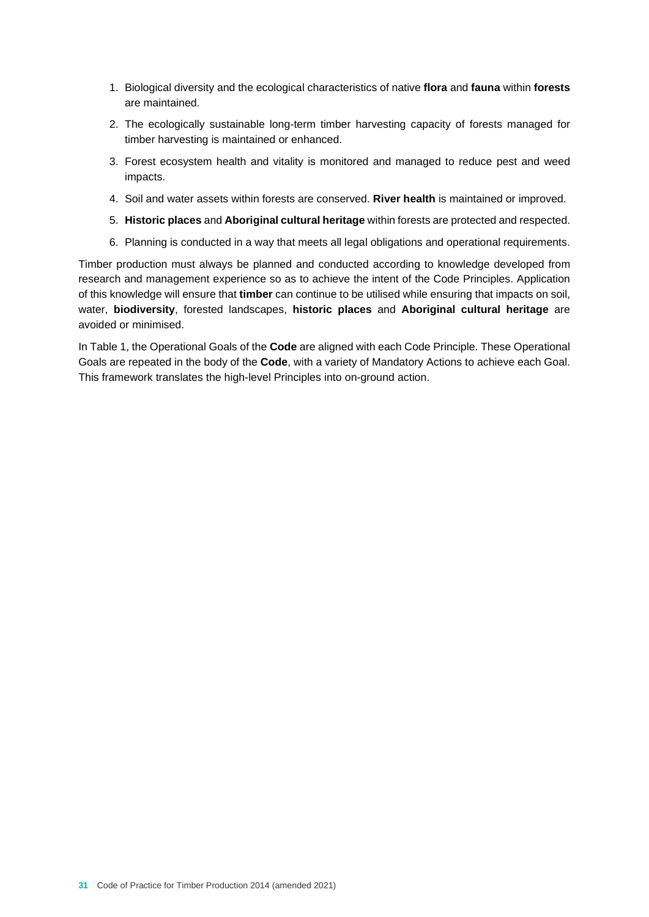1. Biological diversity and the ecological characteristics of native **flora** and **fauna** within **forests** are maintained.
2. The ecologically sustainable long-term timber harvesting capacity of forests managed for timber harvesting is maintained or enhanced.
3. Forest ecosystem health and vitality is monitored and managed to reduce pest and weed impacts.
4. Soil and water assets within forests are conserved. **River health** is maintained or improved.
5. **Historic places** and **Aboriginal cultural heritage** within forests are protected and respected.
6. Planning is conducted in a way that meets all legal obligations and operational requirements.

Timber production must always be planned and conducted according to knowledge developed from research and management experience so as to achieve the intent of the Code Principles. Application of this knowledge will ensure that **timber** can continue to be utilised while ensuring that impacts on soil, water, **biodiversity**, forested landscapes, **historic places** and **Aboriginal cultural heritage** are avoided or minimised.

In Table 1, the Operational Goals of the **Code** are aligned with each Code Principle. These Operational Goals are repeated in the body of the **Code**, with a variety of Mandatory Actions to achieve each Goal. This framework translates the high-level Principles into on-ground action.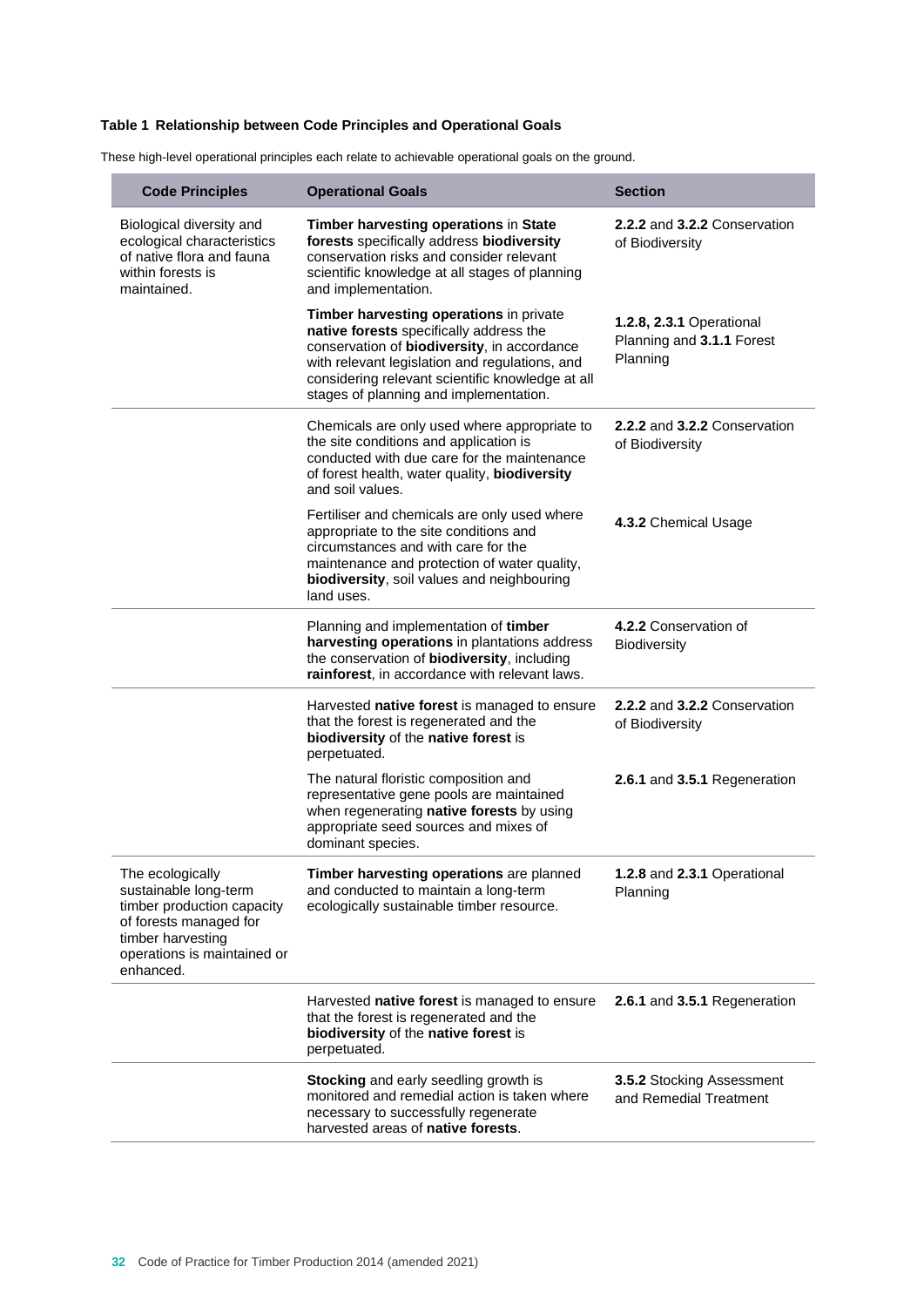**Table 1 Relationship between Code Principles and Operational Goals**

These high-level operational principles each relate to achievable operational goals on the ground.

| Code Principles | Operational Goals | Section |
|---|---|---|
| Biological diversity and ecological characteristics of native flora and fauna within forests is maintained. | **Timber harvesting operations** in **State forests** specifically address **biodiversity** conservation risks and consider relevant scientific knowledge at all stages of planning and implementation. | **2.2.2** and **3.2.2** Conservation of Biodiversity |
| | **Timber harvesting operations** in private **native forests** specifically address the conservation of **biodiversity**, in accordance with relevant legislation and regulations, and considering relevant scientific knowledge at all stages of planning and implementation. | **1.2.8, 2.3.1** Operational Planning and **3.1.1** Forest Planning |
| | Chemicals are only used where appropriate to the site conditions and application is conducted with due care for the maintenance of forest health, water quality, **biodiversity** and soil values. | **2.2.2** and **3.2.2** Conservation of Biodiversity |
| | Fertiliser and chemicals are only used where appropriate to the site conditions and circumstances and with care for the maintenance and protection of water quality, **biodiversity**, soil values and neighbouring land uses. | **4.3.2** Chemical Usage |
| | Planning and implementation of **timber harvesting operations** in plantations address the conservation of **biodiversity**, including **rainforest**, in accordance with relevant laws. | **4.2.2** Conservation of Biodiversity |
| | Harvested **native forest** is managed to ensure that the forest is regenerated and the **biodiversity** of the **native forest** is perpetuated. | **2.2.2** and **3.2.2** Conservation of Biodiversity |
| | The natural floristic composition and representative gene pools are maintained when regenerating **native forests** by using appropriate seed sources and mixes of dominant species. | **2.6.1** and **3.5.1** Regeneration |
| The ecologically sustainable long-term timber production capacity of forests managed for timber harvesting operations is maintained or enhanced. | **Timber harvesting operations** are planned and conducted to maintain a long-term ecologically sustainable timber resource. | **1.2.8** and **2.3.1** Operational Planning |
| | Harvested **native forest** is managed to ensure that the forest is regenerated and the **biodiversity** of the **native forest** is perpetuated. | **2.6.1** and **3.5.1** Regeneration |
| | **Stocking** and early seedling growth is monitored and remedial action is taken where necessary to successfully regenerate harvested areas of **native forests**. | **3.5.2** Stocking Assessment and Remedial Treatment |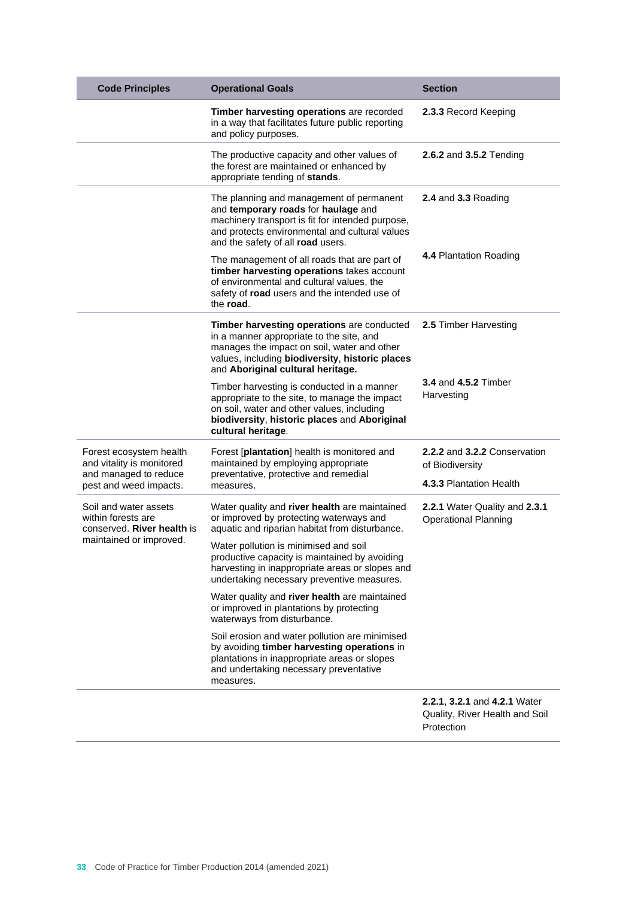| Code Principles | Operational Goals | Section |
|---|---|---|
| | **Timber harvesting operations** are recorded in a way that facilitates future public reporting and policy purposes. | **2.3.3** Record Keeping |
| | The productive capacity and other values of the forest are maintained or enhanced by appropriate tending of **stands**. | **2.6.2** and **3.5.2** Tending |
| | The planning and management of permanent and **temporary roads** for **haulage** and machinery transport is fit for intended purpose, and protects environmental and cultural values and the safety of all **road** users. | **2.4** and **3.3** Roading |
| | The management of all roads that are part of **timber harvesting operations** takes account of environmental and cultural values, the safety of **road** users and the intended use of the **road**. | **4.4** Plantation Roading |
| | **Timber harvesting operations** are conducted in a manner appropriate to the site, and manages the impact on soil, water and other values, including **biodiversity**, **historic places** and **Aboriginal cultural heritage.** | **2.5** Timber Harvesting |
| | Timber harvesting is conducted in a manner appropriate to the site, to manage the impact on soil, water and other values, including **biodiversity**, **historic places** and **Aboriginal cultural heritage**. | **3.4** and **4.5.2** Timber Harvesting |
| Forest ecosystem health and vitality is monitored and managed to reduce pest and weed impacts. | Forest [**plantation**] health is monitored and maintained by employing appropriate preventative, protective and remedial measures. | **2.2.2** and **3.2.2** Conservation of Biodiversity<br>**4.3.3** Plantation Health |
| Soil and water assets within forests are conserved. **River health** is maintained or improved. | Water quality and **river health** are maintained or improved by protecting waterways and aquatic and riparian habitat from disturbance. | **2.2.1** Water Quality and **2.3.1** Operational Planning |
| | Water pollution is minimised and soil productive capacity is maintained by avoiding harvesting in inappropriate areas or slopes and undertaking necessary preventive measures. | |
| | Water quality and **river health** are maintained or improved in plantations by protecting waterways from disturbance. | |
| | Soil erosion and water pollution are minimised by avoiding **timber harvesting operations** in plantations in inappropriate areas or slopes and undertaking necessary preventative measures. | |
| | | **2.2.1**, **3.2.1** and **4.2.1** Water Quality, River Health and Soil Protection |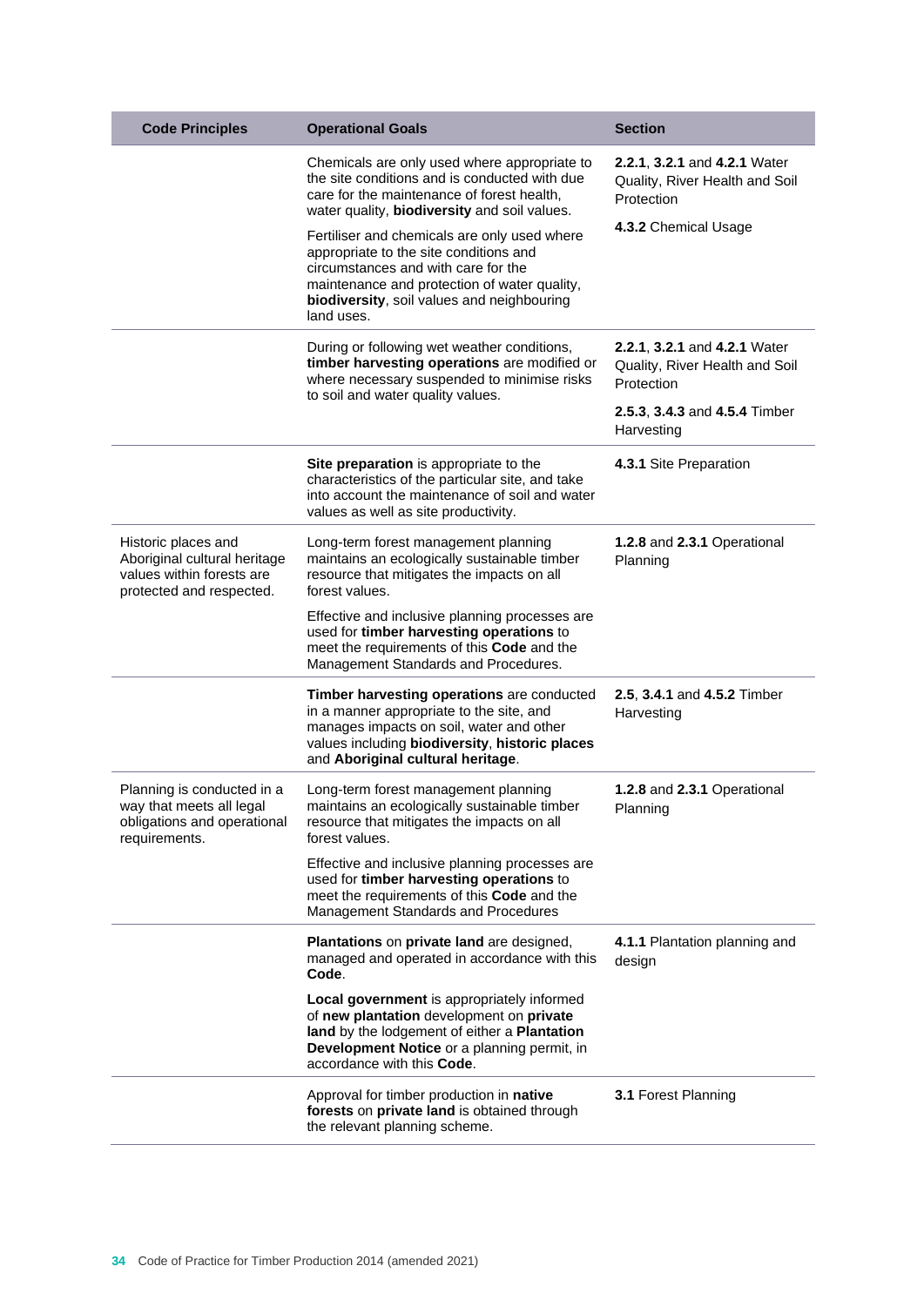| Code Principles | Operational Goals | Section |
|---|---|---|
| | Chemicals are only used where appropriate to the site conditions and is conducted with due care for the maintenance of forest health, water quality, **biodiversity** and soil values.<br><br>Fertiliser and chemicals are only used where appropriate to the site conditions and circumstances and with care for the maintenance and protection of water quality, **biodiversity**, soil values and neighbouring land uses. | **2.2.1**, **3.2.1** and **4.2.1** Water Quality, River Health and Soil Protection<br><br>**4.3.2** Chemical Usage |
| | During or following wet weather conditions, **timber harvesting operations** are modified or where necessary suspended to minimise risks to soil and water quality values. | **2.2.1**, **3.2.1** and **4.2.1** Water Quality, River Health and Soil Protection<br><br>**2.5.3**, **3.4.3** and **4.5.4** Timber Harvesting |
| | **Site preparation** is appropriate to the characteristics of the particular site, and take into account the maintenance of soil and water values as well as site productivity. | **4.3.1** Site Preparation |
| Historic places and Aboriginal cultural heritage values within forests are protected and respected. | Long-term forest management planning maintains an ecologically sustainable timber resource that mitigates the impacts on all forest values.<br><br>Effective and inclusive planning processes are used for **timber harvesting operations** to meet the requirements of this **Code** and the Management Standards and Procedures. | **1.2.8** and **2.3.1** Operational Planning |
| | **Timber harvesting operations** are conducted in a manner appropriate to the site, and manages impacts on soil, water and other values including **biodiversity**, **historic places** and **Aboriginal cultural heritage**. | **2.5**, **3.4.1** and **4.5.2** Timber Harvesting |
| Planning is conducted in a way that meets all legal obligations and operational requirements. | Long-term forest management planning maintains an ecologically sustainable timber resource that mitigates the impacts on all forest values.<br><br>Effective and inclusive planning processes are used for **timber harvesting operations** to meet the requirements of this **Code** and the Management Standards and Procedures | **1.2.8** and **2.3.1** Operational Planning |
| | **Plantations** on **private land** are designed, managed and operated in accordance with this **Code**.<br><br>**Local government** is appropriately informed of **new plantation** development on **private land** by the lodgement of either a **Plantation Development Notice** or a planning permit, in accordance with this **Code**. | **4.1.1** Plantation planning and design |
| | Approval for timber production in **native forests** on **private land** is obtained through the relevant planning scheme. | **3.1** Forest Planning |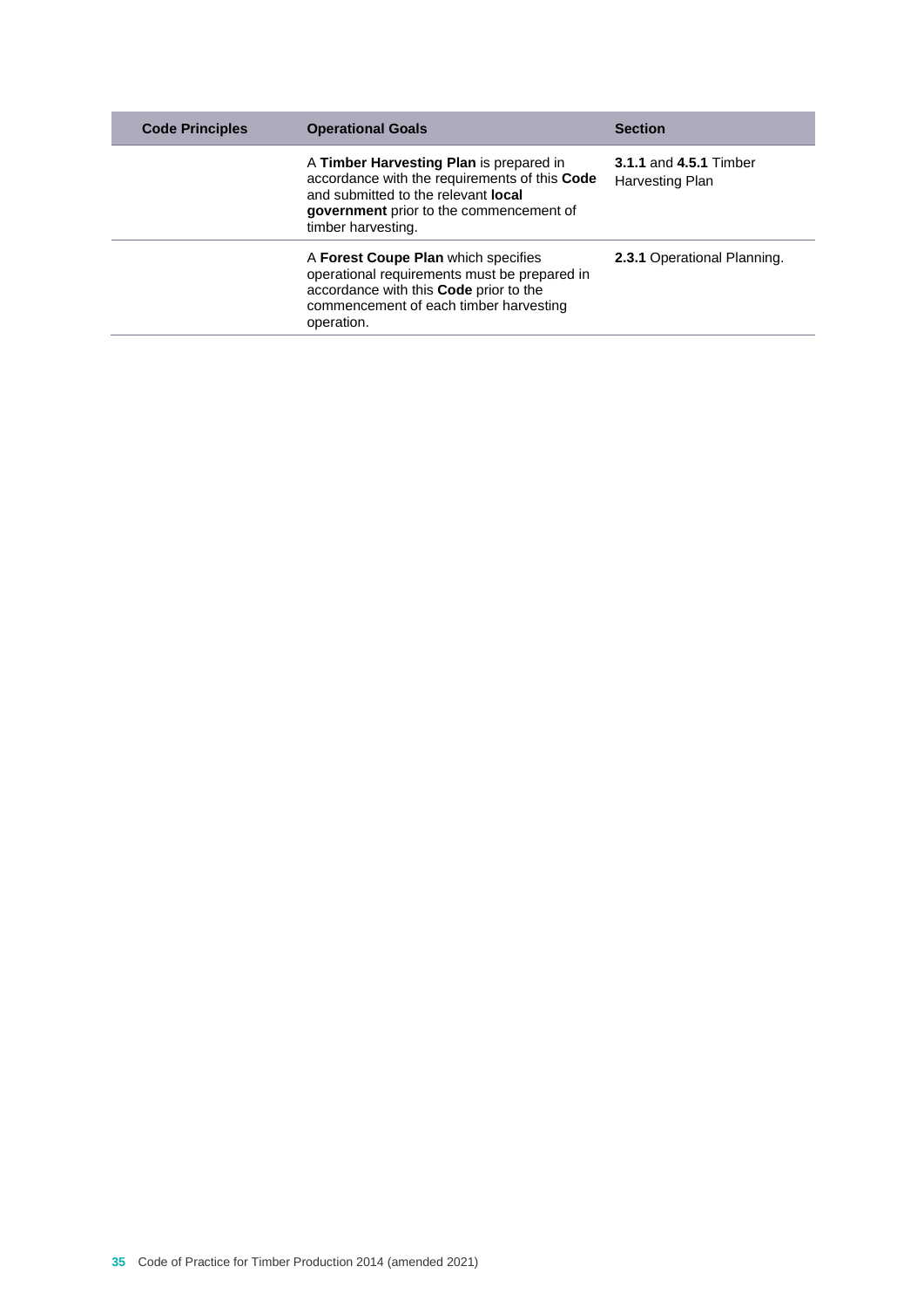| Code Principles | Operational Goals | Section |
| --- | --- | --- |
| | A **Timber Harvesting Plan** is prepared in accordance with the requirements of this **Code** and submitted to the relevant **local government** prior to the commencement of timber harvesting. | **3.1.1** and **4.5.1** Timber Harvesting Plan |
| | A **Forest Coupe Plan** which specifies operational requirements must be prepared in accordance with this **Code** prior to the commencement of each timber harvesting operation. | **2.3.1** Operational Planning. |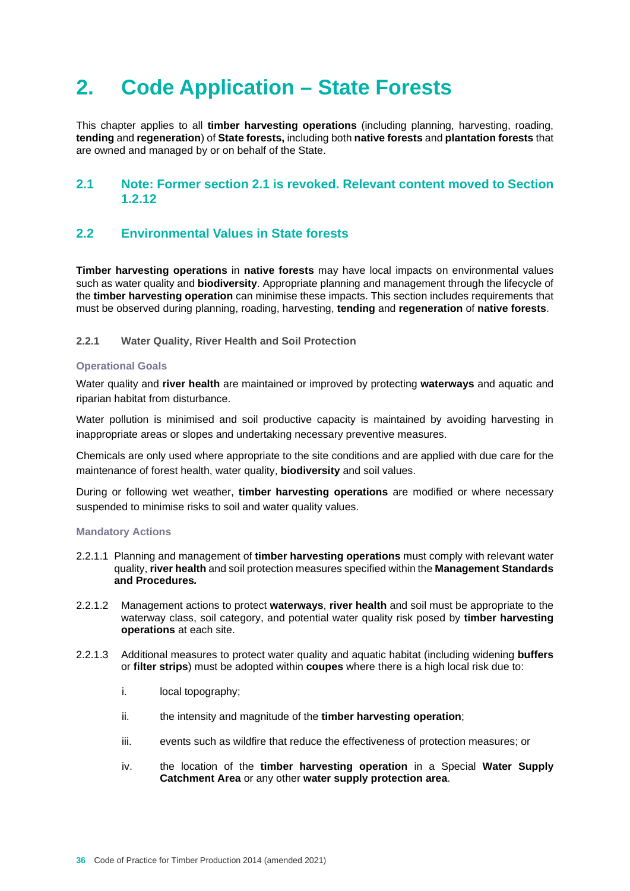# 2. Code Application – State Forests

This chapter applies to all **timber harvesting operations** (including planning, harvesting, roading, **tending** and **regeneration**) of **State forests,** including both **native forests** and **plantation forests** that are owned and managed by or on behalf of the State.

## 2.1 Note: Former section 2.1 is revoked. Relevant content moved to Section 1.2.12

## 2.2 Environmental Values in State forests

**Timber harvesting operations** in **native forests** may have local impacts on environmental values such as water quality and **biodiversity**. Appropriate planning and management through the lifecycle of the **timber harvesting operation** can minimise these impacts. This section includes requirements that must be observed during planning, roading, harvesting, **tending** and **regeneration** of **native forests**.

### 2.2.1 Water Quality, River Health and Soil Protection

#### Operational Goals

Water quality and **river health** are maintained or improved by protecting **waterways** and aquatic and riparian habitat from disturbance.

Water pollution is minimised and soil productive capacity is maintained by avoiding harvesting in inappropriate areas or slopes and undertaking necessary preventive measures.

Chemicals are only used where appropriate to the site conditions and are applied with due care for the maintenance of forest health, water quality, **biodiversity** and soil values.

During or following wet weather, **timber harvesting operations** are modified or where necessary suspended to minimise risks to soil and water quality values.

#### Mandatory Actions

2.2.1.1 Planning and management of **timber harvesting operations** must comply with relevant water quality, **river health** and soil protection measures specified within the **Management Standards and Procedures***.*

2.2.1.2 Management actions to protect **waterways**, **river health** and soil must be appropriate to the waterway class, soil category, and potential water quality risk posed by **timber harvesting operations** at each site.

2.2.1.3 Additional measures to protect water quality and aquatic habitat (including widening **buffers** or **filter strips**) must be adopted within **coupes** where there is a high local risk due to:

- i. local topography;
- ii. the intensity and magnitude of the **timber harvesting operation**;
- iii. events such as wildfire that reduce the effectiveness of protection measures; or
- iv. the location of the **timber harvesting operation** in a Special **Water Supply Catchment Area** or any other **water supply protection area**.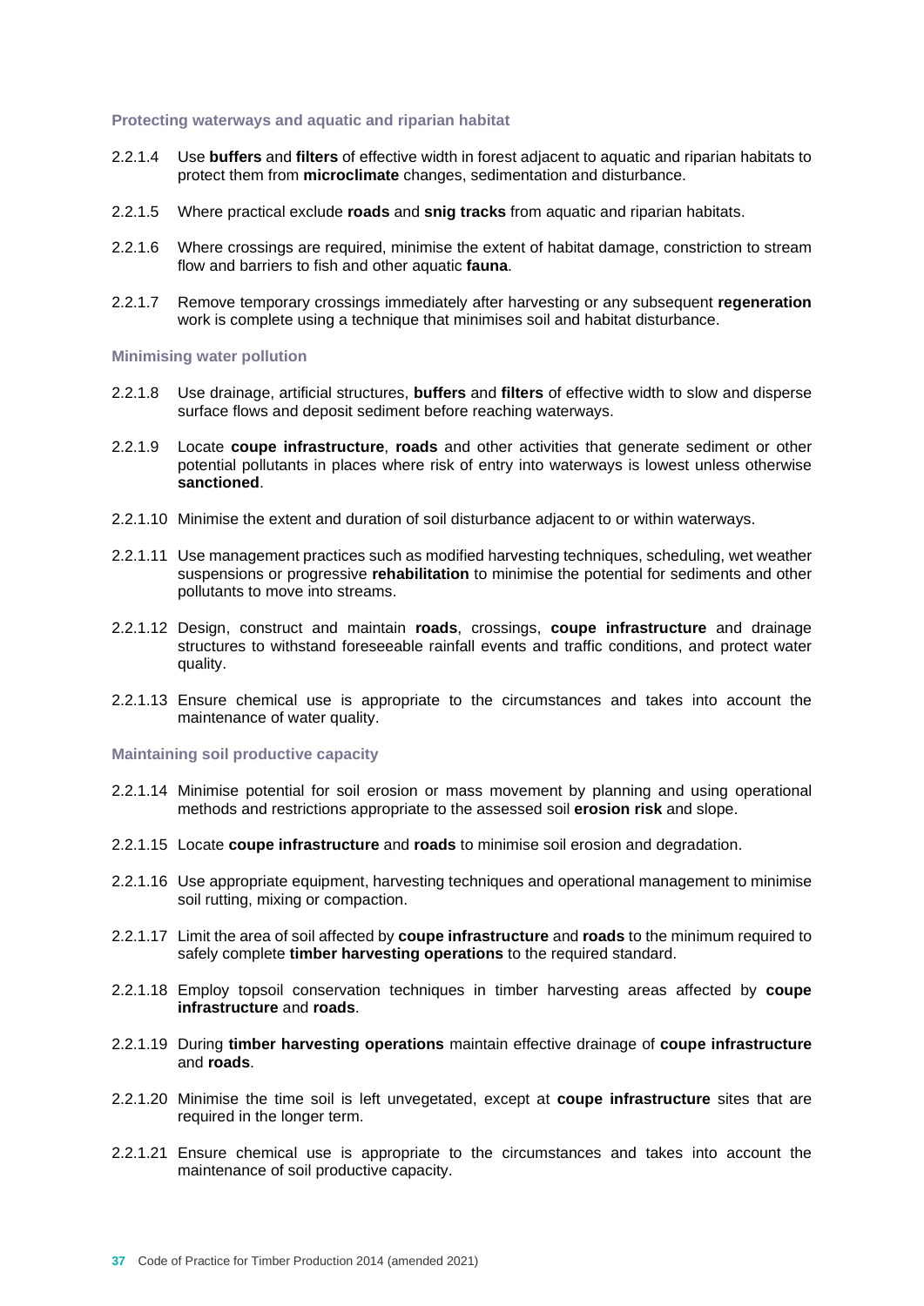### Protecting waterways and aquatic and riparian habitat

2.2.1.4 Use **buffers** and **filters** of effective width in forest adjacent to aquatic and riparian habitats to protect them from **microclimate** changes, sedimentation and disturbance.

2.2.1.5 Where practical exclude **roads** and **snig tracks** from aquatic and riparian habitats.

2.2.1.6 Where crossings are required, minimise the extent of habitat damage, constriction to stream flow and barriers to fish and other aquatic **fauna**.

2.2.1.7 Remove temporary crossings immediately after harvesting or any subsequent **regeneration** work is complete using a technique that minimises soil and habitat disturbance.

### Minimising water pollution

2.2.1.8 Use drainage, artificial structures, **buffers** and **filters** of effective width to slow and disperse surface flows and deposit sediment before reaching waterways.

2.2.1.9 Locate **coupe infrastructure**, **roads** and other activities that generate sediment or other potential pollutants in places where risk of entry into waterways is lowest unless otherwise **sanctioned**.

2.2.1.10 Minimise the extent and duration of soil disturbance adjacent to or within waterways.

2.2.1.11 Use management practices such as modified harvesting techniques, scheduling, wet weather suspensions or progressive **rehabilitation** to minimise the potential for sediments and other pollutants to move into streams.

2.2.1.12 Design, construct and maintain **roads**, crossings, **coupe infrastructure** and drainage structures to withstand foreseeable rainfall events and traffic conditions, and protect water quality.

2.2.1.13 Ensure chemical use is appropriate to the circumstances and takes into account the maintenance of water quality.

### Maintaining soil productive capacity

2.2.1.14 Minimise potential for soil erosion or mass movement by planning and using operational methods and restrictions appropriate to the assessed soil **erosion risk** and slope.

2.2.1.15 Locate **coupe infrastructure** and **roads** to minimise soil erosion and degradation.

2.2.1.16 Use appropriate equipment, harvesting techniques and operational management to minimise soil rutting, mixing or compaction.

2.2.1.17 Limit the area of soil affected by **coupe infrastructure** and **roads** to the minimum required to safely complete **timber harvesting operations** to the required standard.

2.2.1.18 Employ topsoil conservation techniques in timber harvesting areas affected by **coupe infrastructure** and **roads**.

2.2.1.19 During **timber harvesting operations** maintain effective drainage of **coupe infrastructure** and **roads**.

2.2.1.20 Minimise the time soil is left unvegetated, except at **coupe infrastructure** sites that are required in the longer term.

2.2.1.21 Ensure chemical use is appropriate to the circumstances and takes into account the maintenance of soil productive capacity.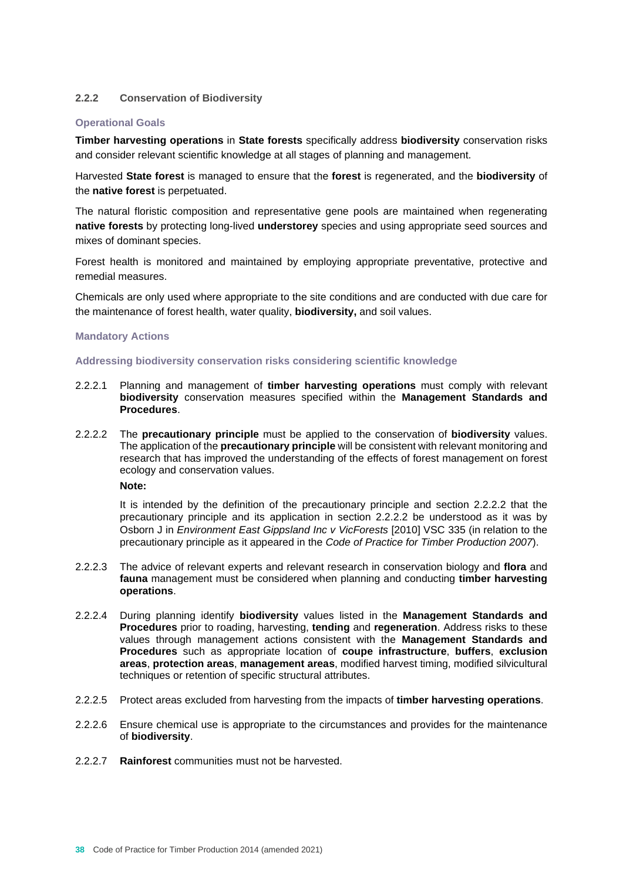### 2.2.2 Conservation of Biodiversity

#### Operational Goals

**Timber harvesting operations** in **State forests** specifically address **biodiversity** conservation risks and consider relevant scientific knowledge at all stages of planning and management.

Harvested **State forest** is managed to ensure that the **forest** is regenerated, and the **biodiversity** of the **native forest** is perpetuated.

The natural floristic composition and representative gene pools are maintained when regenerating **native forests** by protecting long-lived **understorey** species and using appropriate seed sources and mixes of dominant species.

Forest health is monitored and maintained by employing appropriate preventative, protective and remedial measures.

Chemicals are only used where appropriate to the site conditions and are conducted with due care for the maintenance of forest health, water quality, **biodiversity,** and soil values.

#### Mandatory Actions

##### Addressing biodiversity conservation risks considering scientific knowledge

2.2.2.1 Planning and management of **timber harvesting operations** must comply with relevant **biodiversity** conservation measures specified within the **Management Standards and Procedures**.

2.2.2.2 The **precautionary principle** must be applied to the conservation of **biodiversity** values. The application of the **precautionary principle** will be consistent with relevant monitoring and research that has improved the understanding of the effects of forest management on forest ecology and conservation values.

**Note:**

It is intended by the definition of the precautionary principle and section 2.2.2.2 that the precautionary principle and its application in section 2.2.2.2 be understood as it was by Osborn J in *Environment East Gippsland Inc v VicForests* [2010] VSC 335 (in relation to the precautionary principle as it appeared in the *Code of Practice for Timber Production 2007*).

2.2.2.3 The advice of relevant experts and relevant research in conservation biology and **flora** and **fauna** management must be considered when planning and conducting **timber harvesting operations**.

2.2.2.4 During planning identify **biodiversity** values listed in the **Management Standards and Procedures** prior to roading, harvesting, **tending** and **regeneration**. Address risks to these values through management actions consistent with the **Management Standards and Procedures** such as appropriate location of **coupe infrastructure**, **buffers**, **exclusion areas**, **protection areas**, **management areas**, modified harvest timing, modified silvicultural techniques or retention of specific structural attributes.

2.2.2.5 Protect areas excluded from harvesting from the impacts of **timber harvesting operations**.

2.2.2.6 Ensure chemical use is appropriate to the circumstances and provides for the maintenance of **biodiversity**.

2.2.2.7 **Rainforest** communities must not be harvested.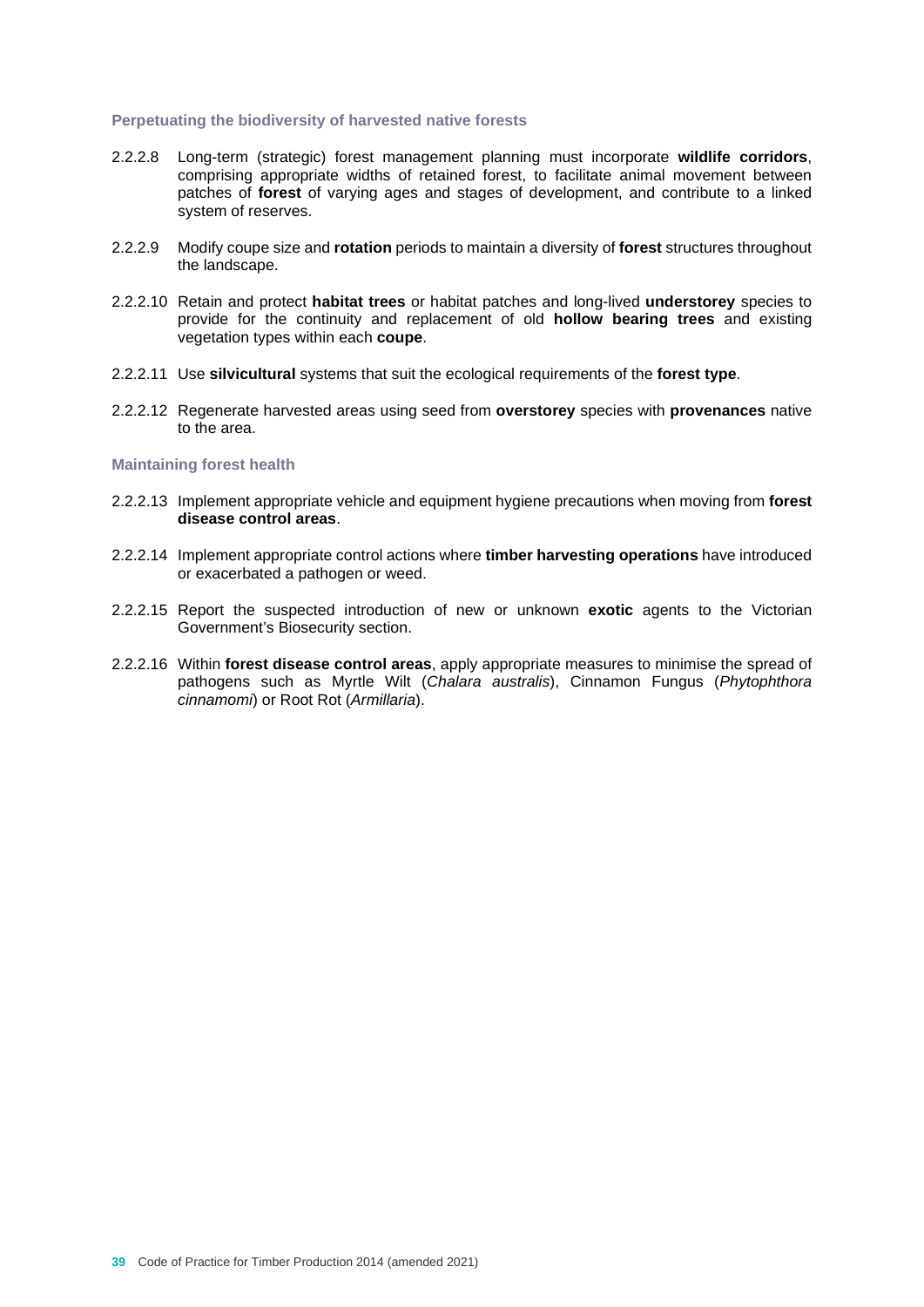#### Perpetuating the biodiversity of harvested native forests

2.2.2.8 Long-term (strategic) forest management planning must incorporate **wildlife corridors**, comprising appropriate widths of retained forest, to facilitate animal movement between patches of **forest** of varying ages and stages of development, and contribute to a linked system of reserves.

2.2.2.9 Modify coupe size and **rotation** periods to maintain a diversity of **forest** structures throughout the landscape.

2.2.2.10 Retain and protect **habitat trees** or habitat patches and long-lived **understorey** species to provide for the continuity and replacement of old **hollow bearing trees** and existing vegetation types within each **coupe**.

2.2.2.11 Use **silvicultural** systems that suit the ecological requirements of the **forest type**.

2.2.2.12 Regenerate harvested areas using seed from **overstorey** species with **provenances** native to the area.

#### Maintaining forest health

2.2.2.13 Implement appropriate vehicle and equipment hygiene precautions when moving from **forest disease control areas**.

2.2.2.14 Implement appropriate control actions where **timber harvesting operations** have introduced or exacerbated a pathogen or weed.

2.2.2.15 Report the suspected introduction of new or unknown **exotic** agents to the Victorian Government's Biosecurity section.

2.2.2.16 Within **forest disease control areas**, apply appropriate measures to minimise the spread of pathogens such as Myrtle Wilt (*Chalara australis*), Cinnamon Fungus (*Phytophthora cinnamomi*) or Root Rot (*Armillaria*).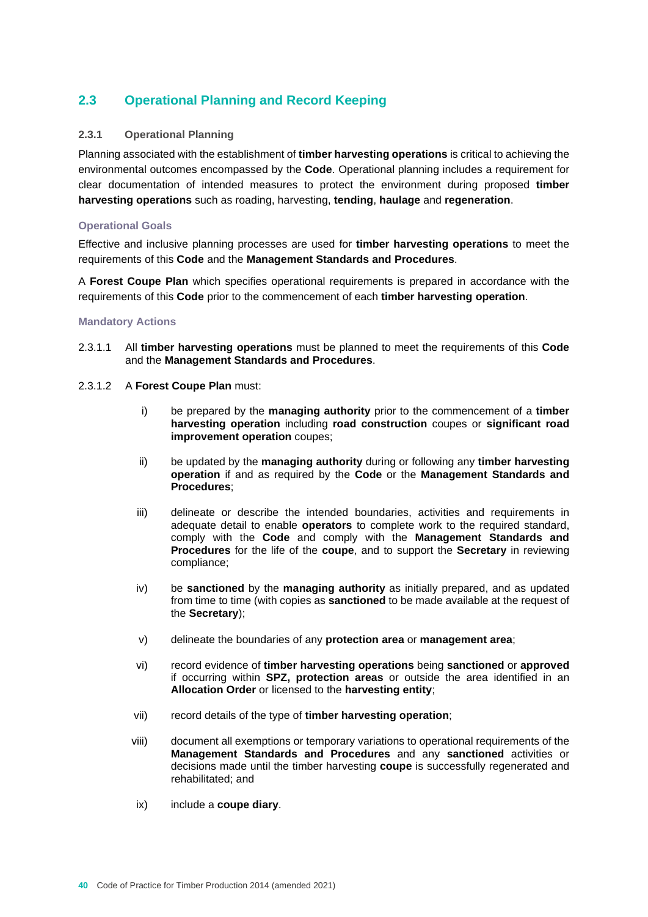## 2.3 Operational Planning and Record Keeping

### 2.3.1 Operational Planning

Planning associated with the establishment of **timber harvesting operations** is critical to achieving the environmental outcomes encompassed by the **Code**. Operational planning includes a requirement for clear documentation of intended measures to protect the environment during proposed **timber harvesting operations** such as roading, harvesting, **tending**, **haulage** and **regeneration**.

#### Operational Goals

Effective and inclusive planning processes are used for **timber harvesting operations** to meet the requirements of this **Code** and the **Management Standards and Procedures**.

A **Forest Coupe Plan** which specifies operational requirements is prepared in accordance with the requirements of this **Code** prior to the commencement of each **timber harvesting operation**.

#### Mandatory Actions

2.3.1.1 All **timber harvesting operations** must be planned to meet the requirements of this **Code** and the **Management Standards and Procedures**.

2.3.1.2 A **Forest Coupe Plan** must:

i) be prepared by the **managing authority** prior to the commencement of a **timber harvesting operation** including **road construction** coupes or **significant road improvement operation** coupes;

ii) be updated by the **managing authority** during or following any **timber harvesting operation** if and as required by the **Code** or the **Management Standards and Procedures**;

iii) delineate or describe the intended boundaries, activities and requirements in adequate detail to enable **operators** to complete work to the required standard, comply with the **Code** and comply with the **Management Standards and Procedures** for the life of the **coupe**, and to support the **Secretary** in reviewing compliance;

iv) be **sanctioned** by the **managing authority** as initially prepared, and as updated from time to time (with copies as **sanctioned** to be made available at the request of the **Secretary**);

v) delineate the boundaries of any **protection area** or **management area**;

vi) record evidence of **timber harvesting operations** being **sanctioned** or **approved** if occurring within **SPZ, protection areas** or outside the area identified in an **Allocation Order** or licensed to the **harvesting entity**;

vii) record details of the type of **timber harvesting operation**;

viii) document all exemptions or temporary variations to operational requirements of the **Management Standards and Procedures** and any **sanctioned** activities or decisions made until the timber harvesting **coupe** is successfully regenerated and rehabilitated; and

ix) include a **coupe diary**.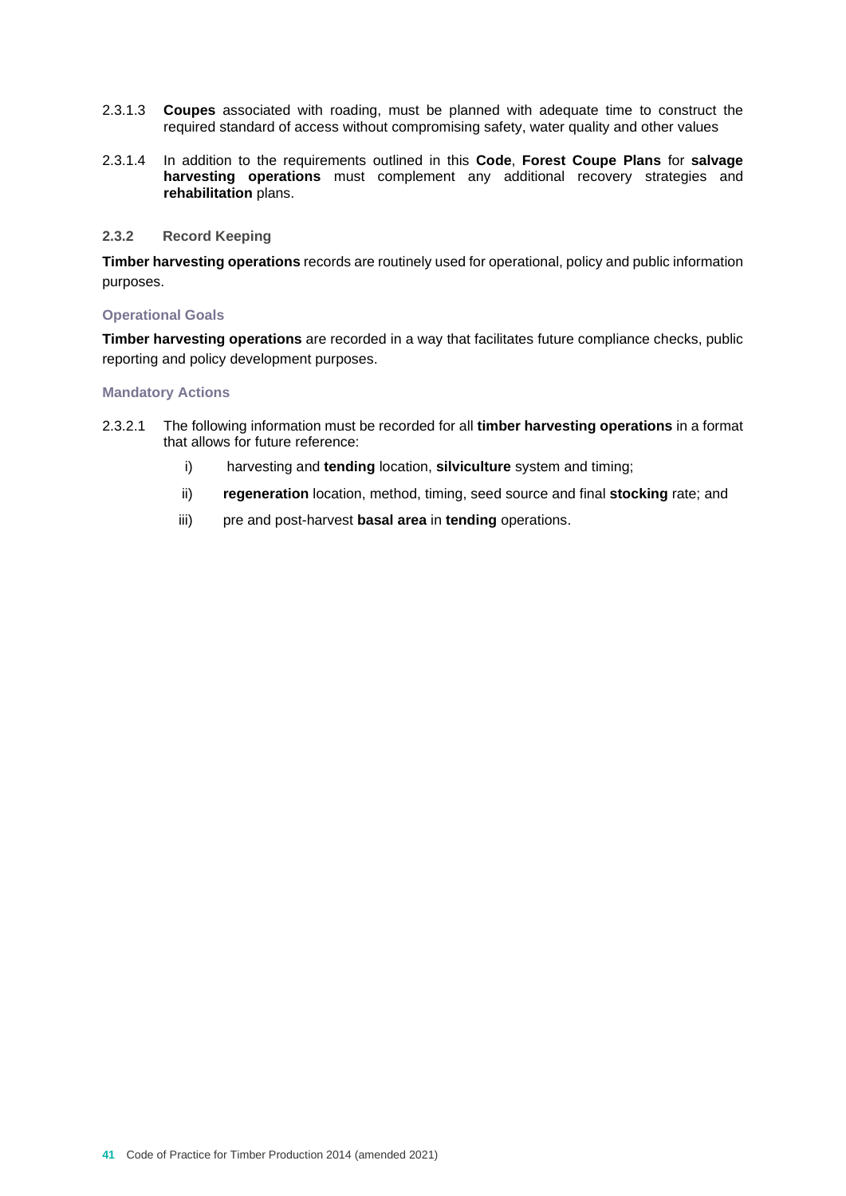2.3.1.3 **Coupes** associated with roading, must be planned with adequate time to construct the required standard of access without compromising safety, water quality and other values

2.3.1.4 In addition to the requirements outlined in this **Code**, **Forest Coupe Plans** for **salvage harvesting operations** must complement any additional recovery strategies and **rehabilitation** plans.

### 2.3.2 Record Keeping

**Timber harvesting operations** records are routinely used for operational, policy and public information purposes.

#### Operational Goals

**Timber harvesting operations** are recorded in a way that facilitates future compliance checks, public reporting and policy development purposes.

#### Mandatory Actions

2.3.2.1 The following information must be recorded for all **timber harvesting operations** in a format that allows for future reference:

i) harvesting and **tending** location, **silviculture** system and timing;

ii) **regeneration** location, method, timing, seed source and final **stocking** rate; and

iii) pre and post-harvest **basal area** in **tending** operations.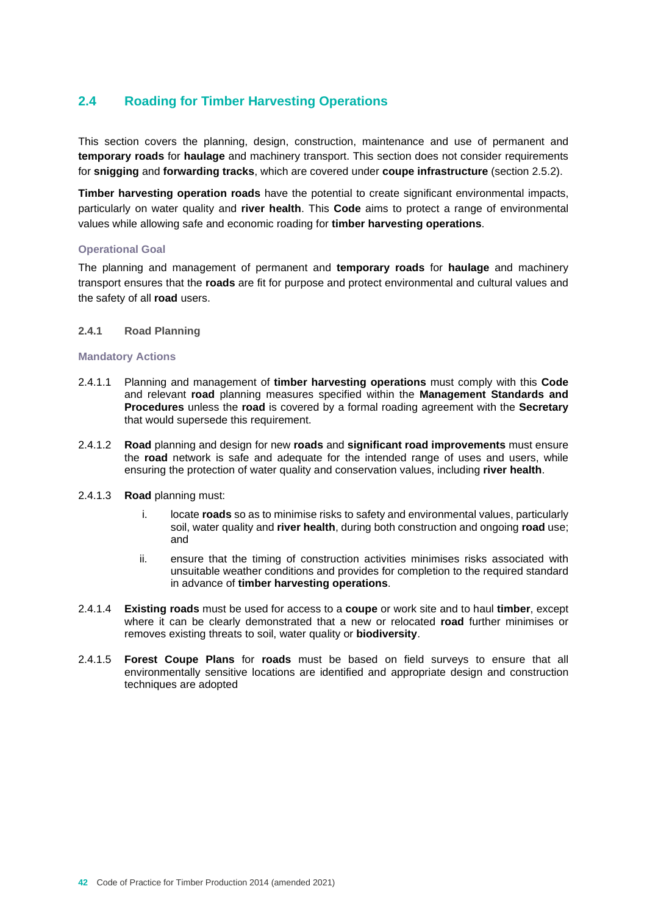## 2.4 Roading for Timber Harvesting Operations

This section covers the planning, design, construction, maintenance and use of permanent and **temporary roads** for **haulage** and machinery transport. This section does not consider requirements for **snigging** and **forwarding tracks**, which are covered under **coupe infrastructure** (section 2.5.2).

**Timber harvesting operation roads** have the potential to create significant environmental impacts, particularly on water quality and **river health**. This **Code** aims to protect a range of environmental values while allowing safe and economic roading for **timber harvesting operations**.

#### Operational Goal

The planning and management of permanent and **temporary roads** for **haulage** and machinery transport ensures that the **roads** are fit for purpose and protect environmental and cultural values and the safety of all **road** users.

### 2.4.1 Road Planning

#### Mandatory Actions

2.4.1.1 Planning and management of **timber harvesting operations** must comply with this **Code** and relevant **road** planning measures specified within the **Management Standards and Procedures** unless the **road** is covered by a formal roading agreement with the **Secretary** that would supersede this requirement.

2.4.1.2 **Road** planning and design for new **roads** and **significant road improvements** must ensure the **road** network is safe and adequate for the intended range of uses and users, while ensuring the protection of water quality and conservation values, including **river health**.

2.4.1.3 **Road** planning must:

- i. locate **roads** so as to minimise risks to safety and environmental values, particularly soil, water quality and **river health**, during both construction and ongoing **road** use; and
- ii. ensure that the timing of construction activities minimises risks associated with unsuitable weather conditions and provides for completion to the required standard in advance of **timber harvesting operations**.

2.4.1.4 **Existing roads** must be used for access to a **coupe** or work site and to haul **timber**, except where it can be clearly demonstrated that a new or relocated **road** further minimises or removes existing threats to soil, water quality or **biodiversity**.

2.4.1.5 **Forest Coupe Plans** for **roads** must be based on field surveys to ensure that all environmentally sensitive locations are identified and appropriate design and construction techniques are adopted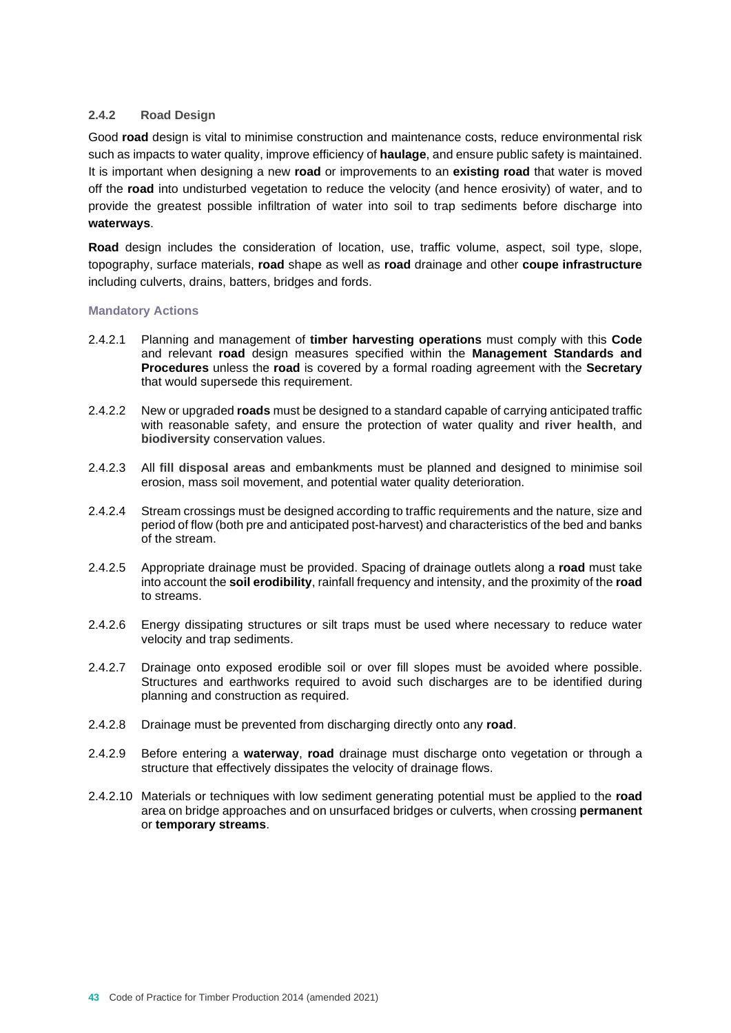### 2.4.2 Road Design

Good **road** design is vital to minimise construction and maintenance costs, reduce environmental risk such as impacts to water quality, improve efficiency of **haulage**, and ensure public safety is maintained. It is important when designing a new **road** or improvements to an **existing road** that water is moved off the **road** into undisturbed vegetation to reduce the velocity (and hence erosivity) of water, and to provide the greatest possible infiltration of water into soil to trap sediments before discharge into **waterways**.

**Road** design includes the consideration of location, use, traffic volume, aspect, soil type, slope, topography, surface materials, **road** shape as well as **road** drainage and other **coupe infrastructure** including culverts, drains, batters, bridges and fords.

#### Mandatory Actions

2.4.2.1 Planning and management of **timber harvesting operations** must comply with this **Code** and relevant **road** design measures specified within the **Management Standards and Procedures** unless the **road** is covered by a formal roading agreement with the **Secretary** that would supersede this requirement.

2.4.2.2 New or upgraded **roads** must be designed to a standard capable of carrying anticipated traffic with reasonable safety, and ensure the protection of water quality and **river health**, and **biodiversity** conservation values.

2.4.2.3 All **fill disposal areas** and embankments must be planned and designed to minimise soil erosion, mass soil movement, and potential water quality deterioration.

2.4.2.4 Stream crossings must be designed according to traffic requirements and the nature, size and period of flow (both pre and anticipated post-harvest) and characteristics of the bed and banks of the stream.

2.4.2.5 Appropriate drainage must be provided. Spacing of drainage outlets along a **road** must take into account the **soil erodibility**, rainfall frequency and intensity, and the proximity of the **road** to streams.

2.4.2.6 Energy dissipating structures or silt traps must be used where necessary to reduce water velocity and trap sediments.

2.4.2.7 Drainage onto exposed erodible soil or over fill slopes must be avoided where possible. Structures and earthworks required to avoid such discharges are to be identified during planning and construction as required.

2.4.2.8 Drainage must be prevented from discharging directly onto any **road**.

2.4.2.9 Before entering a **waterway**, **road** drainage must discharge onto vegetation or through a structure that effectively dissipates the velocity of drainage flows.

2.4.2.10 Materials or techniques with low sediment generating potential must be applied to the **road** area on bridge approaches and on unsurfaced bridges or culverts, when crossing **permanent** or **temporary streams**.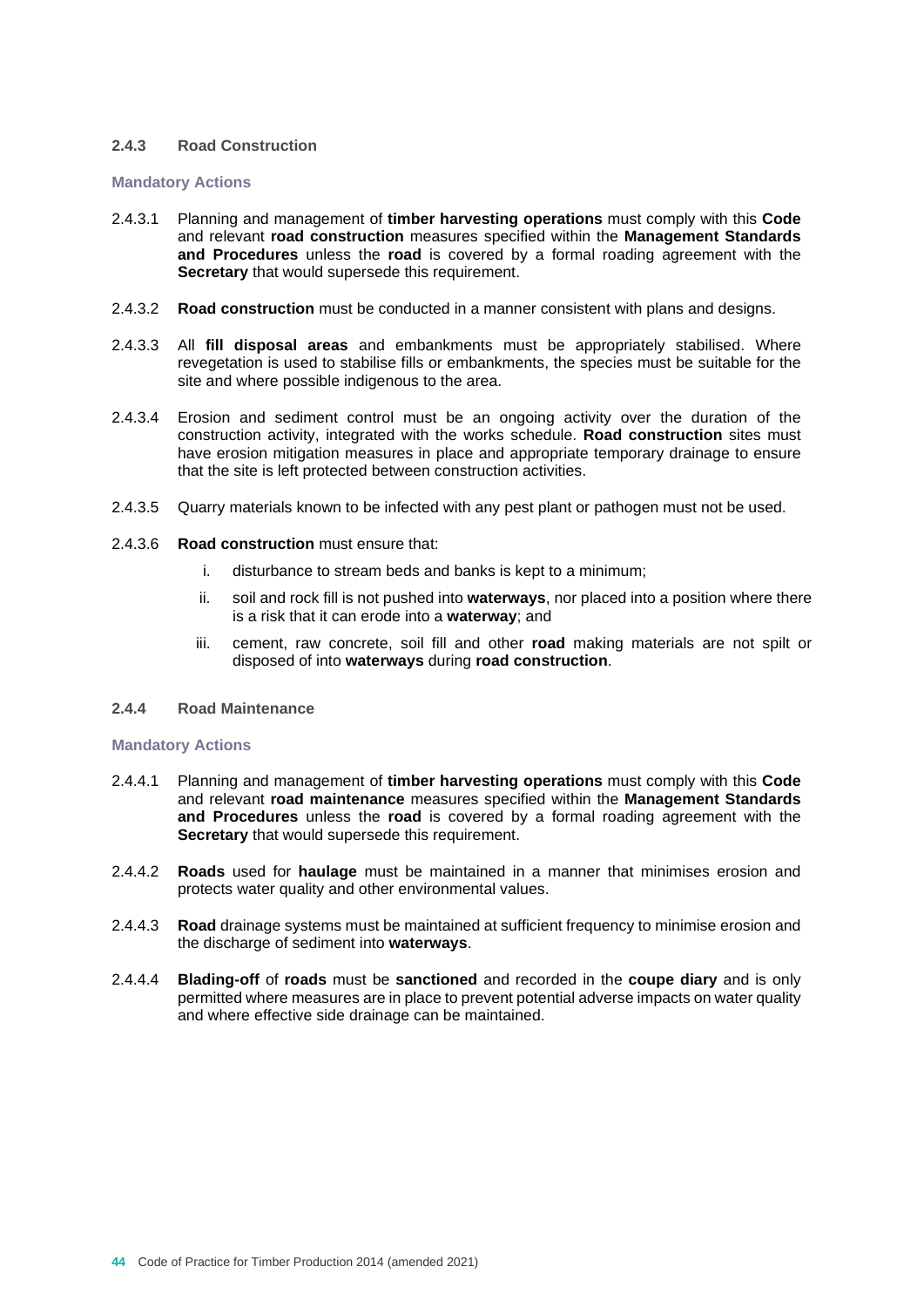### 2.4.3 Road Construction

#### Mandatory Actions

2.4.3.1 Planning and management of **timber harvesting operations** must comply with this **Code** and relevant **road construction** measures specified within the **Management Standards and Procedures** unless the **road** is covered by a formal roading agreement with the **Secretary** that would supersede this requirement.

2.4.3.2 **Road construction** must be conducted in a manner consistent with plans and designs.

2.4.3.3 All **fill disposal areas** and embankments must be appropriately stabilised. Where revegetation is used to stabilise fills or embankments, the species must be suitable for the site and where possible indigenous to the area.

2.4.3.4 Erosion and sediment control must be an ongoing activity over the duration of the construction activity, integrated with the works schedule. **Road construction** sites must have erosion mitigation measures in place and appropriate temporary drainage to ensure that the site is left protected between construction activities.

2.4.3.5 Quarry materials known to be infected with any pest plant or pathogen must not be used.

2.4.3.6 **Road construction** must ensure that:

i. disturbance to stream beds and banks is kept to a minimum;

ii. soil and rock fill is not pushed into **waterways**, nor placed into a position where there is a risk that it can erode into a **waterway**; and

iii. cement, raw concrete, soil fill and other **road** making materials are not spilt or disposed of into **waterways** during **road construction**.

### 2.4.4 Road Maintenance

#### Mandatory Actions

2.4.4.1 Planning and management of **timber harvesting operations** must comply with this **Code** and relevant **road maintenance** measures specified within the **Management Standards and Procedures** unless the **road** is covered by a formal roading agreement with the **Secretary** that would supersede this requirement.

2.4.4.2 **Roads** used for **haulage** must be maintained in a manner that minimises erosion and protects water quality and other environmental values.

2.4.4.3 **Road** drainage systems must be maintained at sufficient frequency to minimise erosion and the discharge of sediment into **waterways**.

2.4.4.4 **Blading-off** of **roads** must be **sanctioned** and recorded in the **coupe diary** and is only permitted where measures are in place to prevent potential adverse impacts on water quality and where effective side drainage can be maintained.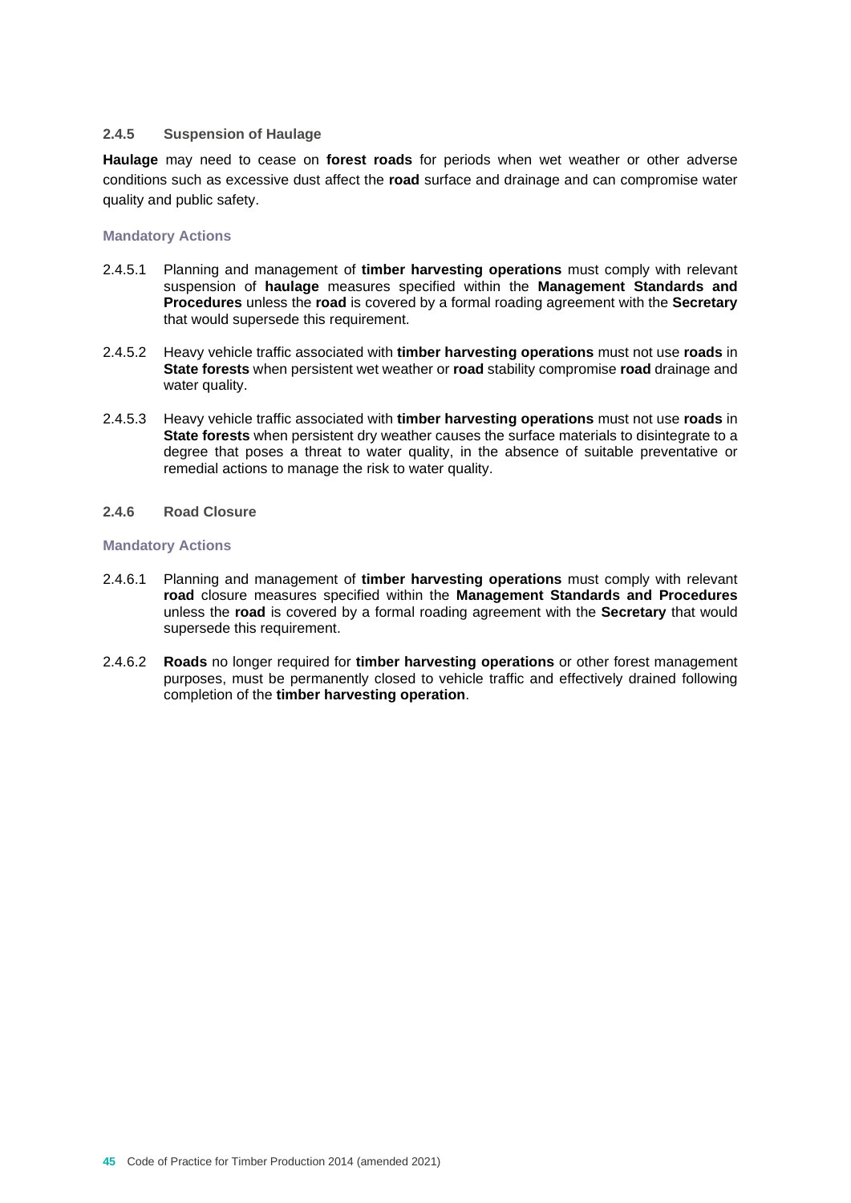### 2.4.5 Suspension of Haulage

**Haulage** may need to cease on **forest roads** for periods when wet weather or other adverse conditions such as excessive dust affect the **road** surface and drainage and can compromise water quality and public safety.

#### Mandatory Actions

2.4.5.1 Planning and management of **timber harvesting operations** must comply with relevant suspension of **haulage** measures specified within the **Management Standards and Procedures** unless the **road** is covered by a formal roading agreement with the **Secretary** that would supersede this requirement.

2.4.5.2 Heavy vehicle traffic associated with **timber harvesting operations** must not use **roads** in **State forests** when persistent wet weather or **road** stability compromise **road** drainage and water quality.

2.4.5.3 Heavy vehicle traffic associated with **timber harvesting operations** must not use **roads** in **State forests** when persistent dry weather causes the surface materials to disintegrate to a degree that poses a threat to water quality, in the absence of suitable preventative or remedial actions to manage the risk to water quality.

### 2.4.6 Road Closure

#### Mandatory Actions

2.4.6.1 Planning and management of **timber harvesting operations** must comply with relevant **road** closure measures specified within the **Management Standards and Procedures** unless the **road** is covered by a formal roading agreement with the **Secretary** that would supersede this requirement.

2.4.6.2 **Roads** no longer required for **timber harvesting operations** or other forest management purposes, must be permanently closed to vehicle traffic and effectively drained following completion of the **timber harvesting operation**.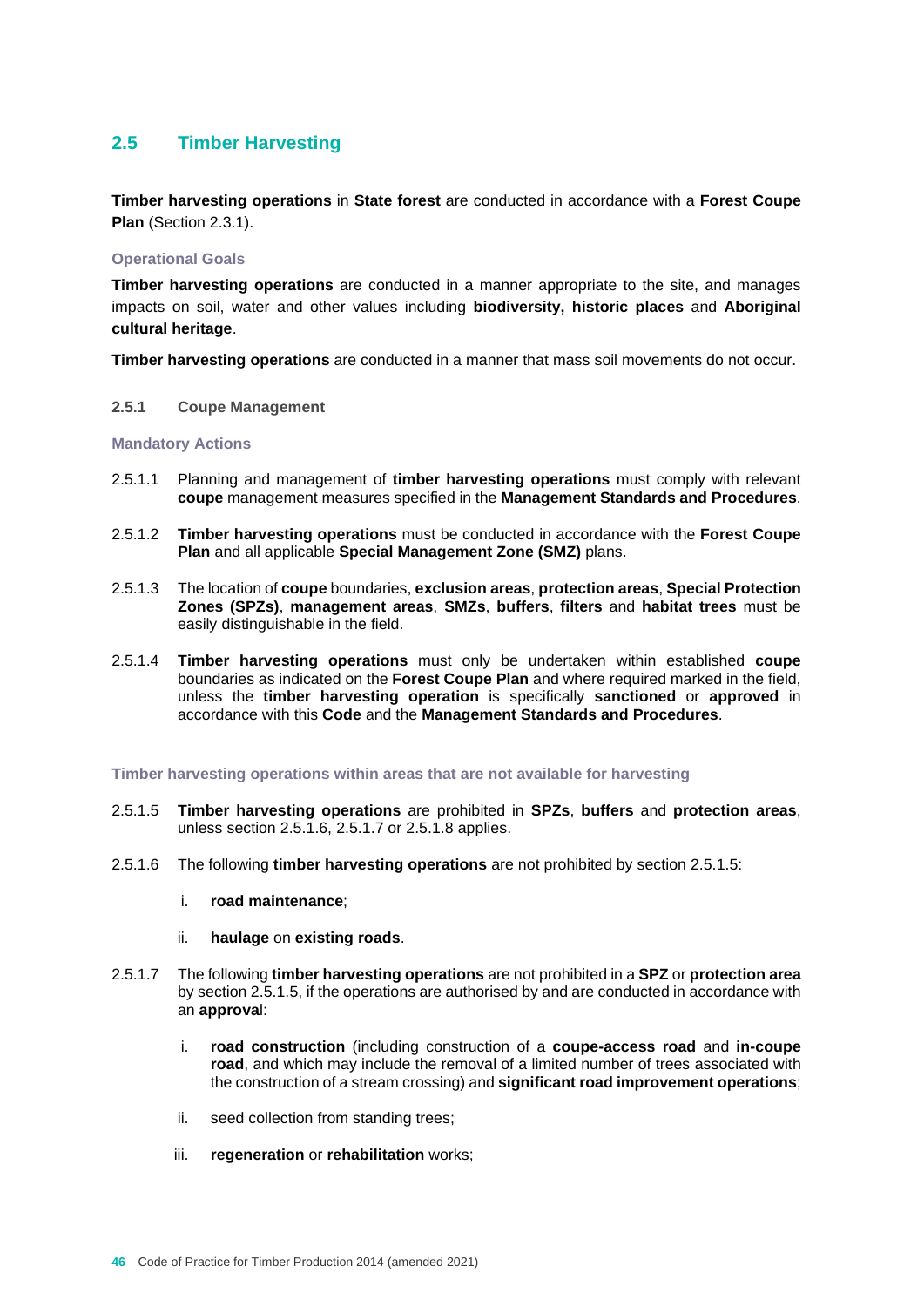## 2.5 Timber Harvesting

**Timber harvesting operations** in **State forest** are conducted in accordance with a **Forest Coupe Plan** (Section 2.3.1).

#### Operational Goals

**Timber harvesting operations** are conducted in a manner appropriate to the site, and manages impacts on soil, water and other values including **biodiversity, historic places** and **Aboriginal cultural heritage**.

**Timber harvesting operations** are conducted in a manner that mass soil movements do not occur.

### 2.5.1 Coupe Management

#### Mandatory Actions

2.5.1.1 Planning and management of **timber harvesting operations** must comply with relevant **coupe** management measures specified in the **Management Standards and Procedures**.

2.5.1.2 **Timber harvesting operations** must be conducted in accordance with the **Forest Coupe Plan** and all applicable **Special Management Zone (SMZ)** plans.

2.5.1.3 The location of **coupe** boundaries, **exclusion areas**, **protection areas**, **Special Protection Zones (SPZs)**, **management areas**, **SMZs**, **buffers**, **filters** and **habitat trees** must be easily distinguishable in the field.

2.5.1.4 **Timber harvesting operations** must only be undertaken within established **coupe** boundaries as indicated on the **Forest Coupe Plan** and where required marked in the field, unless the **timber harvesting operation** is specifically **sanctioned** or **approved** in accordance with this **Code** and the **Management Standards and Procedures**.

#### Timber harvesting operations within areas that are not available for harvesting

2.5.1.5 **Timber harvesting operations** are prohibited in **SPZs**, **buffers** and **protection areas**, unless section 2.5.1.6, 2.5.1.7 or 2.5.1.8 applies.

2.5.1.6 The following **timber harvesting operations** are not prohibited by section 2.5.1.5:

   i. **road maintenance**;

   ii. **haulage** on **existing roads**.

2.5.1.7 The following **timber harvesting operations** are not prohibited in a **SPZ** or **protection area** by section 2.5.1.5, if the operations are authorised by and are conducted in accordance with an **approva**l:

   i. **road construction** (including construction of a **coupe-access road** and **in-coupe road**, and which may include the removal of a limited number of trees associated with the construction of a stream crossing) and **significant road improvement operations**;

   ii. seed collection from standing trees;

   iii. **regeneration** or **rehabilitation** works;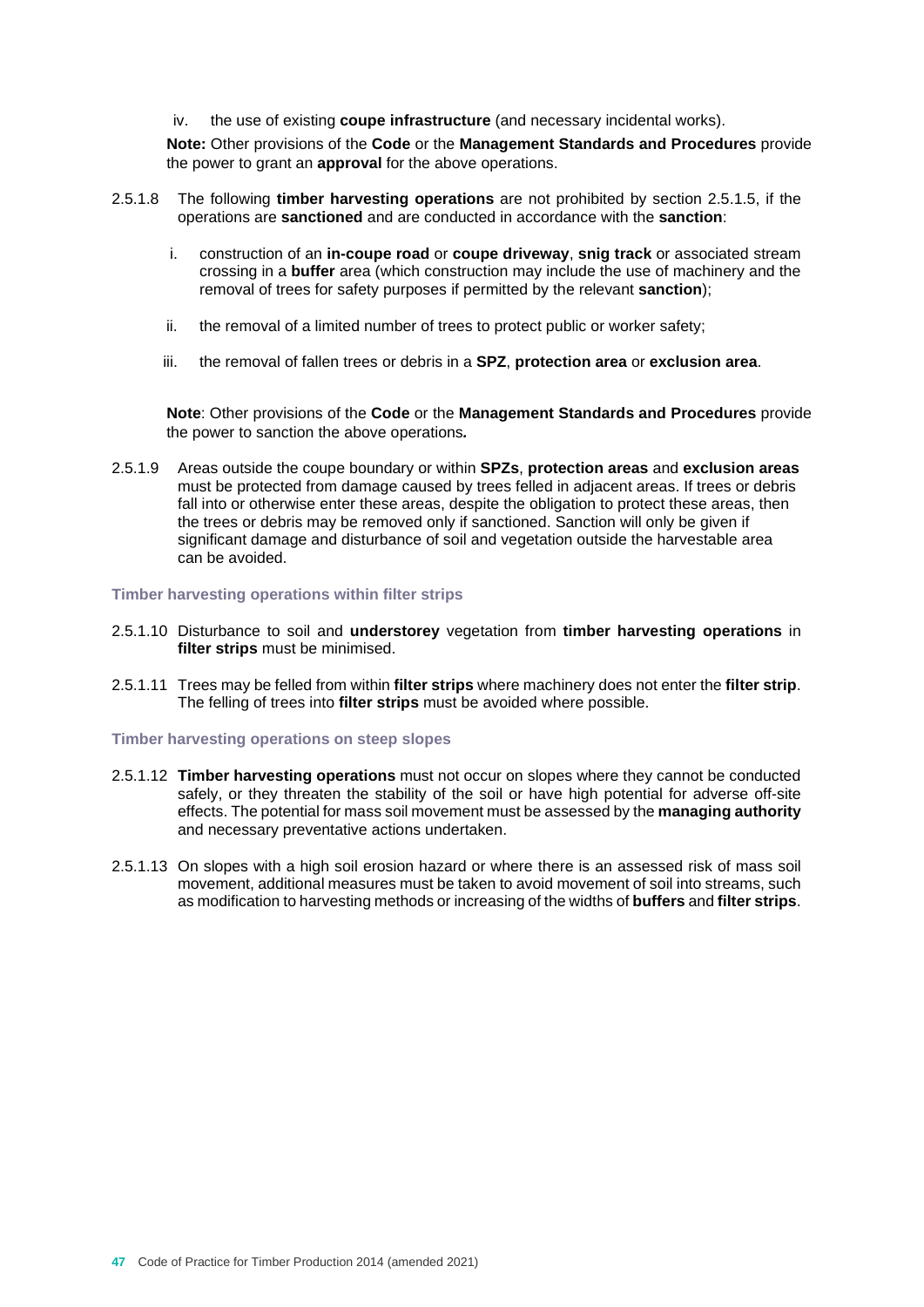iv. the use of existing **coupe infrastructure** (and necessary incidental works).

**Note:** Other provisions of the **Code** or the **Management Standards and Procedures** provide the power to grant an **approval** for the above operations.

2.5.1.8 The following **timber harvesting operations** are not prohibited by section 2.5.1.5, if the operations are **sanctioned** and are conducted in accordance with the **sanction**:

i. construction of an **in-coupe road** or **coupe driveway**, **snig track** or associated stream crossing in a **buffer** area (which construction may include the use of machinery and the removal of trees for safety purposes if permitted by the relevant **sanction**);

ii. the removal of a limited number of trees to protect public or worker safety;

iii. the removal of fallen trees or debris in a **SPZ**, **protection area** or **exclusion area**.

**Note**: Other provisions of the **Code** or the **Management Standards and Procedures** provide the power to sanction the above operations***.***

2.5.1.9 Areas outside the coupe boundary or within **SPZs**, **protection areas** and **exclusion areas** must be protected from damage caused by trees felled in adjacent areas. If trees or debris fall into or otherwise enter these areas, despite the obligation to protect these areas, then the trees or debris may be removed only if sanctioned. Sanction will only be given if significant damage and disturbance of soil and vegetation outside the harvestable area can be avoided.

### Timber harvesting operations within filter strips

2.5.1.10 Disturbance to soil and **understorey** vegetation from **timber harvesting operations** in **filter strips** must be minimised.

2.5.1.11 Trees may be felled from within **filter strips** where machinery does not enter the **filter strip**. The felling of trees into **filter strips** must be avoided where possible.

### Timber harvesting operations on steep slopes

2.5.1.12 **Timber harvesting operations** must not occur on slopes where they cannot be conducted safely, or they threaten the stability of the soil or have high potential for adverse off-site effects. The potential for mass soil movement must be assessed by the **managing authority** and necessary preventative actions undertaken.

2.5.1.13 On slopes with a high soil erosion hazard or where there is an assessed risk of mass soil movement, additional measures must be taken to avoid movement of soil into streams, such as modification to harvesting methods or increasing of the widths of **buffers** and **filter strips**.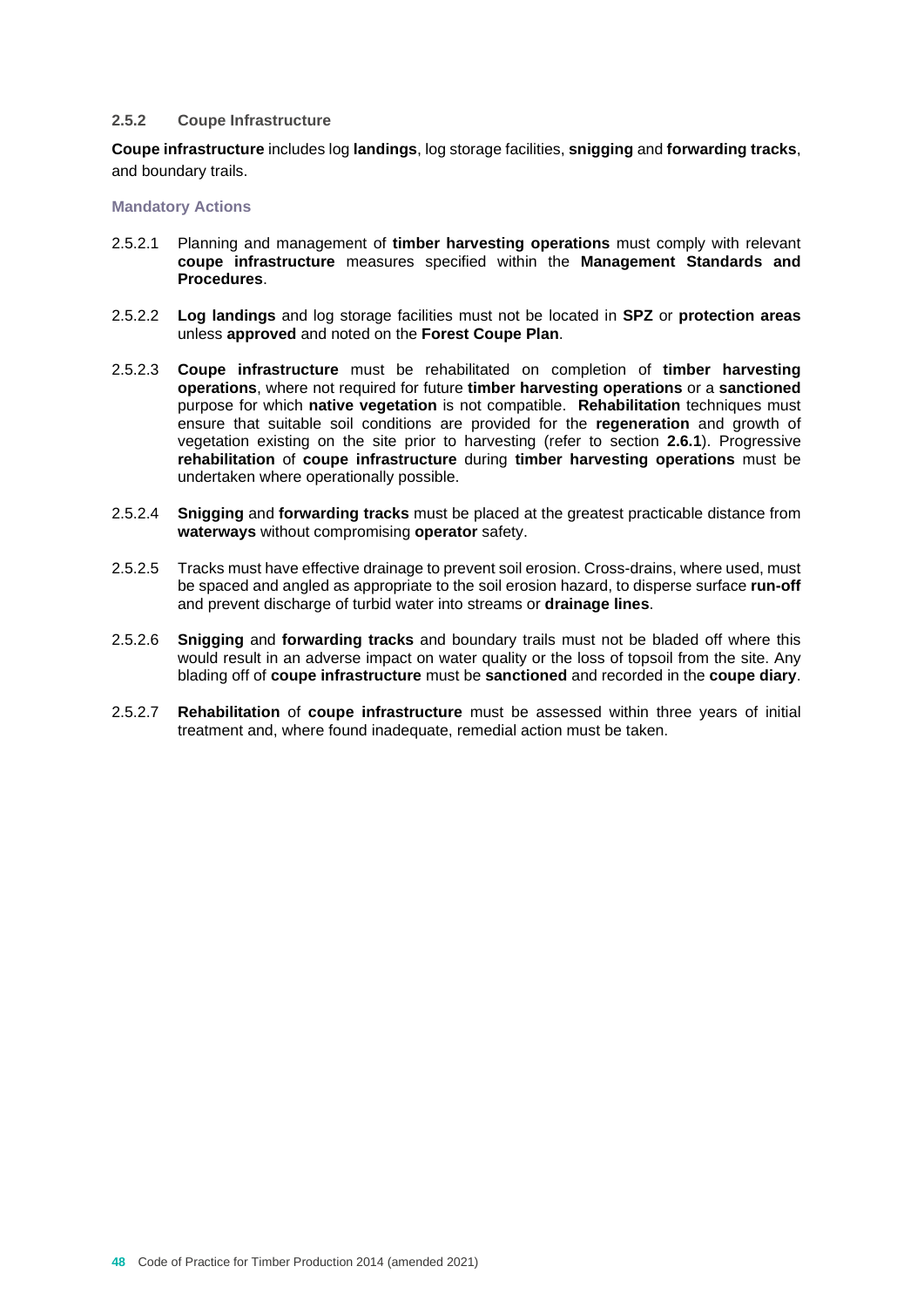### 2.5.2 Coupe Infrastructure

**Coupe infrastructure** includes log **landings**, log storage facilities, **snigging** and **forwarding tracks**, and boundary trails.

#### Mandatory Actions

2.5.2.1 Planning and management of **timber harvesting operations** must comply with relevant **coupe infrastructure** measures specified within the **Management Standards and Procedures**.

2.5.2.2 **Log landings** and log storage facilities must not be located in **SPZ** or **protection areas** unless **approved** and noted on the **Forest Coupe Plan**.

2.5.2.3 **Coupe infrastructure** must be rehabilitated on completion of **timber harvesting operations**, where not required for future **timber harvesting operations** or a **sanctioned** purpose for which **native vegetation** is not compatible. **Rehabilitation** techniques must ensure that suitable soil conditions are provided for the **regeneration** and growth of vegetation existing on the site prior to harvesting (refer to section **2.6.1**). Progressive **rehabilitation** of **coupe infrastructure** during **timber harvesting operations** must be undertaken where operationally possible.

2.5.2.4 **Snigging** and **forwarding tracks** must be placed at the greatest practicable distance from **waterways** without compromising **operator** safety.

2.5.2.5 Tracks must have effective drainage to prevent soil erosion. Cross-drains, where used, must be spaced and angled as appropriate to the soil erosion hazard, to disperse surface **run-off** and prevent discharge of turbid water into streams or **drainage lines**.

2.5.2.6 **Snigging** and **forwarding tracks** and boundary trails must not be bladed off where this would result in an adverse impact on water quality or the loss of topsoil from the site. Any blading off of **coupe infrastructure** must be **sanctioned** and recorded in the **coupe diary**.

2.5.2.7 **Rehabilitation** of **coupe infrastructure** must be assessed within three years of initial treatment and, where found inadequate, remedial action must be taken.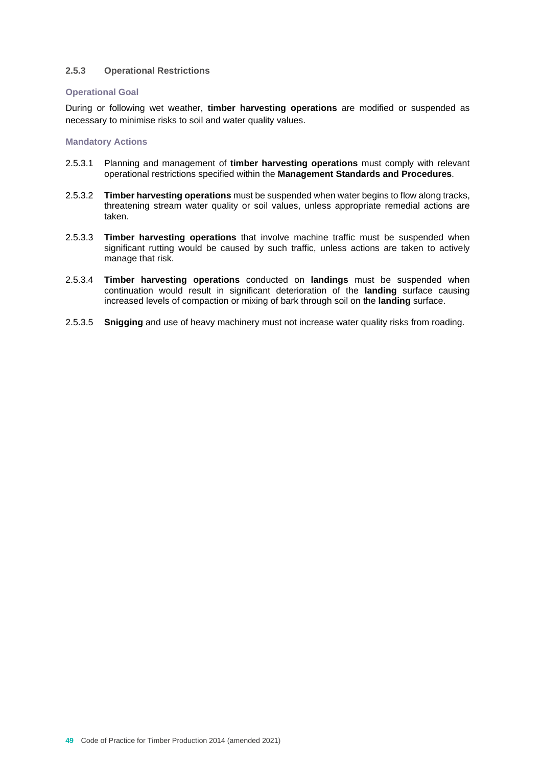### 2.5.3 Operational Restrictions

#### Operational Goal

During or following wet weather, **timber harvesting operations** are modified or suspended as necessary to minimise risks to soil and water quality values.

#### Mandatory Actions

2.5.3.1 Planning and management of **timber harvesting operations** must comply with relevant operational restrictions specified within the **Management Standards and Procedures**.

2.5.3.2 **Timber harvesting operations** must be suspended when water begins to flow along tracks, threatening stream water quality or soil values, unless appropriate remedial actions are taken.

2.5.3.3 **Timber harvesting operations** that involve machine traffic must be suspended when significant rutting would be caused by such traffic, unless actions are taken to actively manage that risk.

2.5.3.4 **Timber harvesting operations** conducted on **landings** must be suspended when continuation would result in significant deterioration of the **landing** surface causing increased levels of compaction or mixing of bark through soil on the **landing** surface.

2.5.3.5 **Snigging** and use of heavy machinery must not increase water quality risks from roading.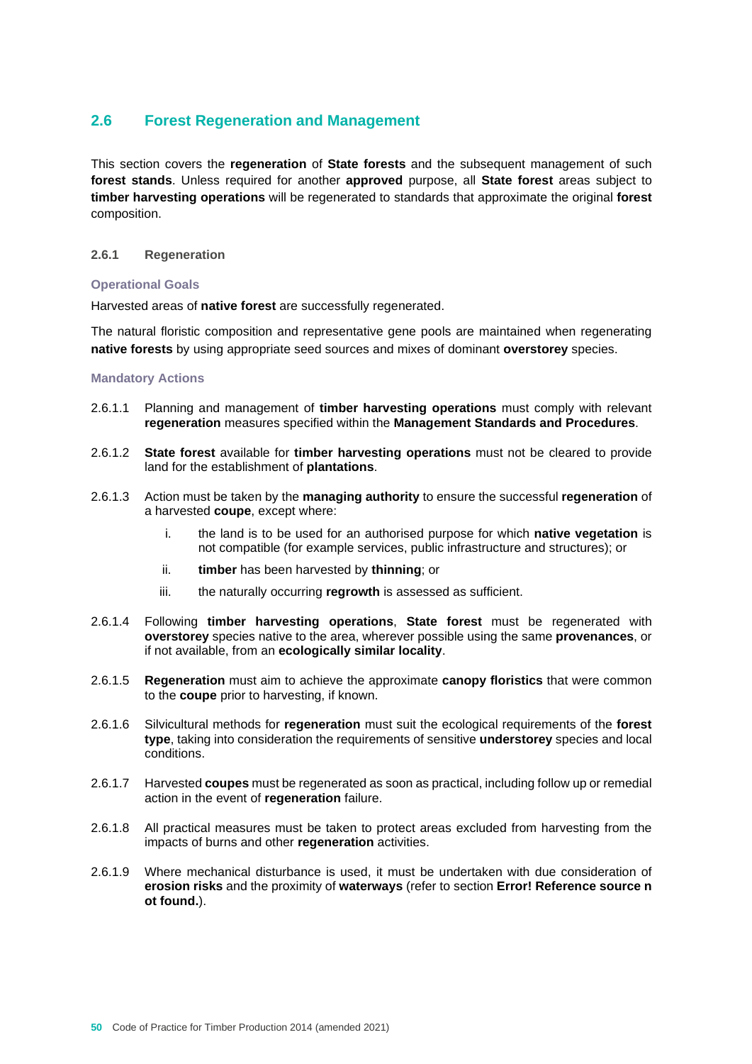## 2.6 Forest Regeneration and Management

This section covers the **regeneration** of **State forests** and the subsequent management of such **forest stands**. Unless required for another **approved** purpose, all **State forest** areas subject to **timber harvesting operations** will be regenerated to standards that approximate the original **forest** composition.

### 2.6.1 Regeneration

#### Operational Goals

Harvested areas of **native forest** are successfully regenerated.

The natural floristic composition and representative gene pools are maintained when regenerating **native forests** by using appropriate seed sources and mixes of dominant **overstorey** species.

#### Mandatory Actions

2.6.1.1 Planning and management of **timber harvesting operations** must comply with relevant **regeneration** measures specified within the **Management Standards and Procedures**.

2.6.1.2 **State forest** available for **timber harvesting operations** must not be cleared to provide land for the establishment of **plantations**.

2.6.1.3 Action must be taken by the **managing authority** to ensure the successful **regeneration** of a harvested **coupe**, except where:

i. the land is to be used for an authorised purpose for which **native vegetation** is not compatible (for example services, public infrastructure and structures); or

ii. **timber** has been harvested by **thinning**; or

iii. the naturally occurring **regrowth** is assessed as sufficient.

2.6.1.4 Following **timber harvesting operations**, **State forest** must be regenerated with **overstorey** species native to the area, wherever possible using the same **provenances**, or if not available, from an **ecologically similar locality**.

2.6.1.5 **Regeneration** must aim to achieve the approximate **canopy floristics** that were common to the **coupe** prior to harvesting, if known.

2.6.1.6 Silvicultural methods for **regeneration** must suit the ecological requirements of the **forest type**, taking into consideration the requirements of sensitive **understorey** species and local conditions.

2.6.1.7 Harvested **coupes** must be regenerated as soon as practical, including follow up or remedial action in the event of **regeneration** failure.

2.6.1.8 All practical measures must be taken to protect areas excluded from harvesting from the impacts of burns and other **regeneration** activities.

2.6.1.9 Where mechanical disturbance is used, it must be undertaken with due consideration of **erosion risks** and the proximity of **waterways** (refer to section **Error! Reference source n ot found.**).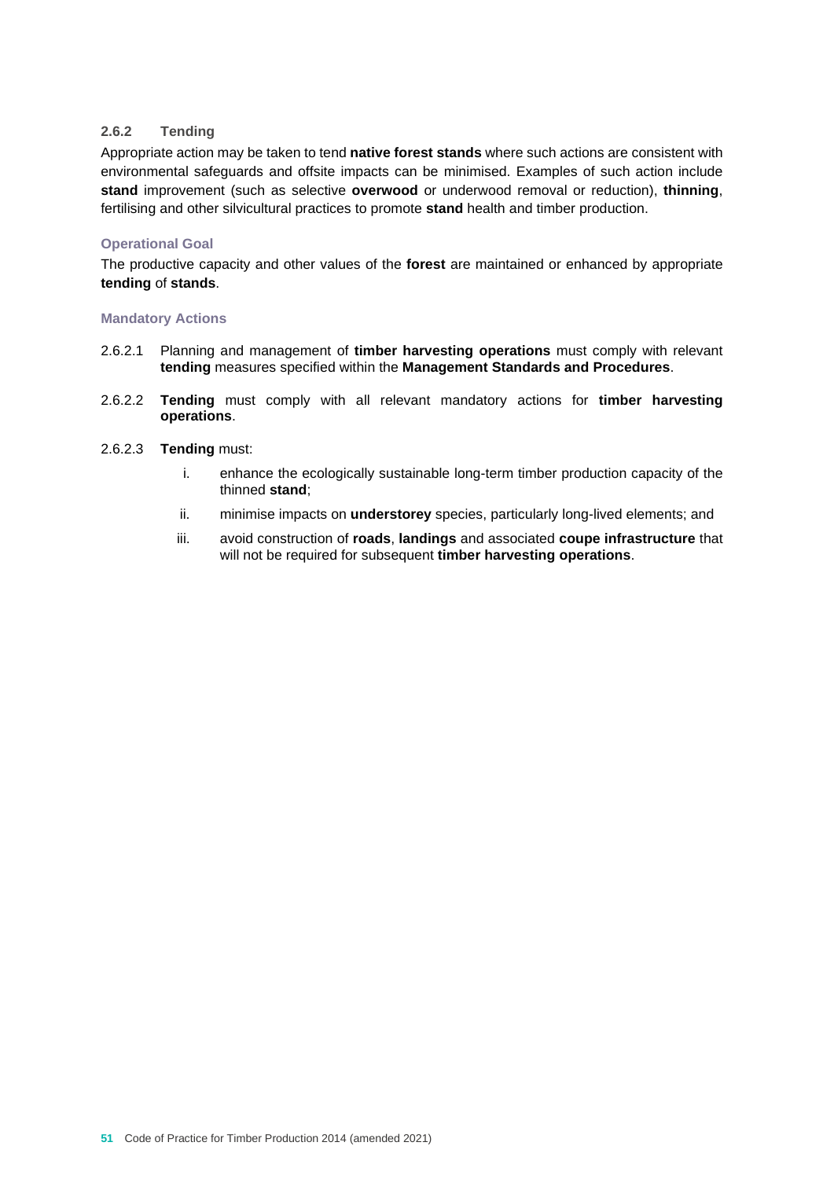### 2.6.2 Tending

Appropriate action may be taken to tend **native forest stands** where such actions are consistent with environmental safeguards and offsite impacts can be minimised. Examples of such action include **stand** improvement (such as selective **overwood** or underwood removal or reduction), **thinning**, fertilising and other silvicultural practices to promote **stand** health and timber production.

#### Operational Goal

The productive capacity and other values of the **forest** are maintained or enhanced by appropriate **tending** of **stands**.

#### Mandatory Actions

2.6.2.1 Planning and management of **timber harvesting operations** must comply with relevant **tending** measures specified within the **Management Standards and Procedures**.

2.6.2.2 **Tending** must comply with all relevant mandatory actions for **timber harvesting operations**.

2.6.2.3 **Tending** must:

i. enhance the ecologically sustainable long-term timber production capacity of the thinned **stand**;

ii. minimise impacts on **understorey** species, particularly long-lived elements; and

iii. avoid construction of **roads**, **landings** and associated **coupe infrastructure** that will not be required for subsequent **timber harvesting operations**.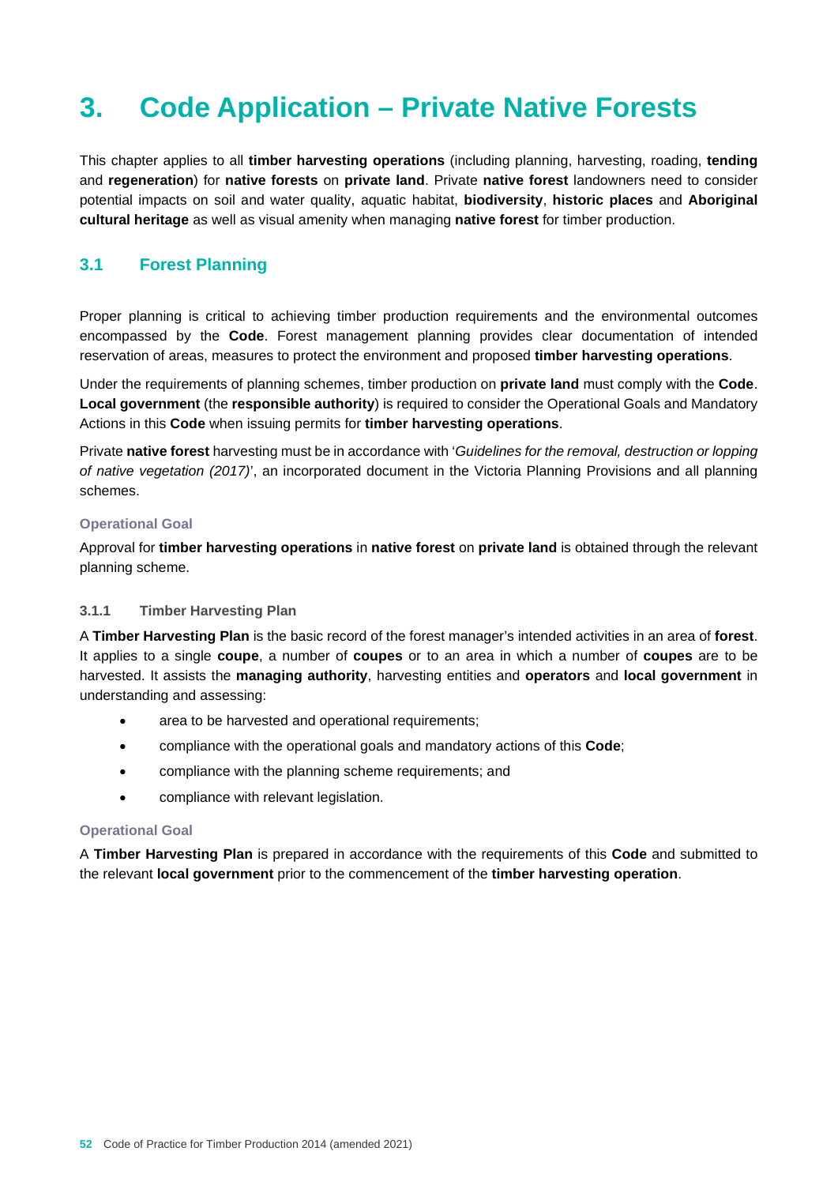# 3. Code Application – Private Native Forests

This chapter applies to all **timber harvesting operations** (including planning, harvesting, roading, **tending** and **regeneration**) for **native forests** on **private land**. Private **native forest** landowners need to consider potential impacts on soil and water quality, aquatic habitat, **biodiversity**, **historic places** and **Aboriginal cultural heritage** as well as visual amenity when managing **native forest** for timber production.

## 3.1 Forest Planning

Proper planning is critical to achieving timber production requirements and the environmental outcomes encompassed by the **Code**. Forest management planning provides clear documentation of intended reservation of areas, measures to protect the environment and proposed **timber harvesting operations**.

Under the requirements of planning schemes, timber production on **private land** must comply with the **Code**. **Local government** (the **responsible authority**) is required to consider the Operational Goals and Mandatory Actions in this **Code** when issuing permits for **timber harvesting operations**.

Private **native forest** harvesting must be in accordance with '*Guidelines for the removal, destruction or lopping of native vegetation (2017)*', an incorporated document in the Victoria Planning Provisions and all planning schemes.

#### Operational Goal

Approval for **timber harvesting operations** in **native forest** on **private land** is obtained through the relevant planning scheme.

### 3.1.1 Timber Harvesting Plan

A **Timber Harvesting Plan** is the basic record of the forest manager's intended activities in an area of **forest**. It applies to a single **coupe**, a number of **coupes** or to an area in which a number of **coupes** are to be harvested. It assists the **managing authority**, harvesting entities and **operators** and **local government** in understanding and assessing:

- area to be harvested and operational requirements;
- compliance with the operational goals and mandatory actions of this **Code**;
- compliance with the planning scheme requirements; and
- compliance with relevant legislation.

#### Operational Goal

A **Timber Harvesting Plan** is prepared in accordance with the requirements of this **Code** and submitted to the relevant **local government** prior to the commencement of the **timber harvesting operation**.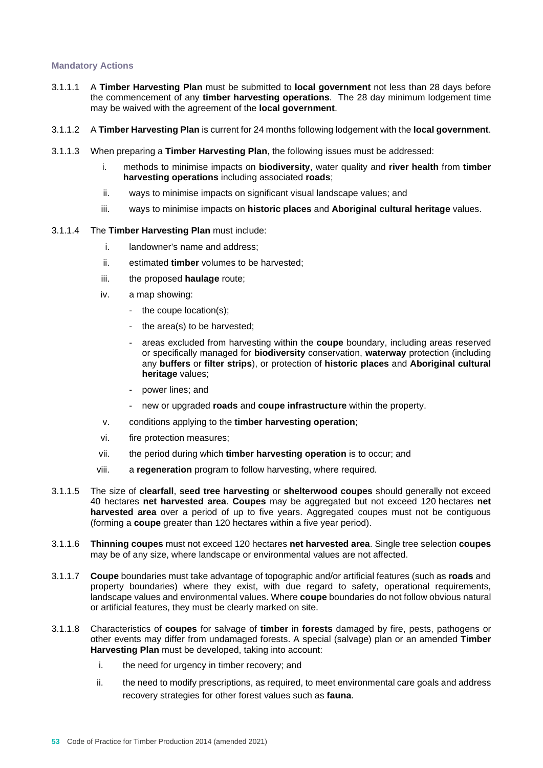#### Mandatory Actions

3.1.1.1 A **Timber Harvesting Plan** must be submitted to **local government** not less than 28 days before the commencement of any **timber harvesting operations**. The 28 day minimum lodgement time may be waived with the agreement of the **local government**.

3.1.1.2 A **Timber Harvesting Plan** is current for 24 months following lodgement with the **local government**.

3.1.1.3 When preparing a **Timber Harvesting Plan**, the following issues must be addressed:

i. methods to minimise impacts on **biodiversity**, water quality and **river health** from **timber harvesting operations** including associated **roads**;

ii. ways to minimise impacts on significant visual landscape values; and

iii. ways to minimise impacts on **historic places** and **Aboriginal cultural heritage** values.

3.1.1.4 The **Timber Harvesting Plan** must include:

i. landowner's name and address;

ii. estimated **timber** volumes to be harvested;

iii. the proposed **haulage** route;

iv. a map showing:

- the coupe location(s);
- the area(s) to be harvested;
- areas excluded from harvesting within the **coupe** boundary, including areas reserved or specifically managed for **biodiversity** conservation, **waterway** protection (including any **buffers** or **filter strips**), or protection of **historic places** and **Aboriginal cultural heritage** values;
- power lines; and
- new or upgraded **roads** and **coupe infrastructure** within the property.

v. conditions applying to the **timber harvesting operation**;

vi. fire protection measures;

vii. the period during which **timber harvesting operation** is to occur; and

viii. a **regeneration** program to follow harvesting, where required.

3.1.1.5 The size of **clearfall**, **seed tree harvesting** or **shelterwood coupes** should generally not exceed 40 hectares **net harvested area**. **Coupes** may be aggregated but not exceed 120 hectares **net harvested area** over a period of up to five years. Aggregated coupes must not be contiguous (forming a **coupe** greater than 120 hectares within a five year period).

3.1.1.6 **Thinning coupes** must not exceed 120 hectares **net harvested area**. Single tree selection **coupes** may be of any size, where landscape or environmental values are not affected.

3.1.1.7 **Coupe** boundaries must take advantage of topographic and/or artificial features (such as **roads** and property boundaries) where they exist, with due regard to safety, operational requirements, landscape values and environmental values. Where **coupe** boundaries do not follow obvious natural or artificial features, they must be clearly marked on site.

3.1.1.8 Characteristics of **coupes** for salvage of **timber** in **forests** damaged by fire, pests, pathogens or other events may differ from undamaged forests. A special (salvage) plan or an amended **Timber Harvesting Plan** must be developed, taking into account:

i. the need for urgency in timber recovery; and

ii. the need to modify prescriptions, as required, to meet environmental care goals and address recovery strategies for other forest values such as **fauna**.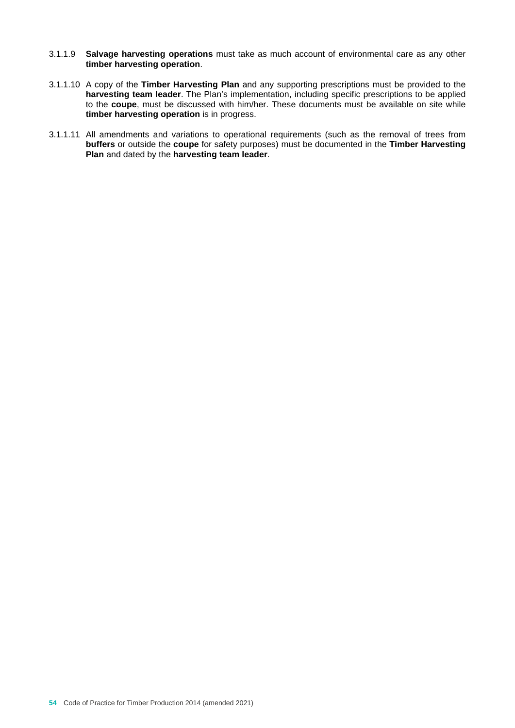3.1.1.9 **Salvage harvesting operations** must take as much account of environmental care as any other **timber harvesting operation**.

3.1.1.10 A copy of the **Timber Harvesting Plan** and any supporting prescriptions must be provided to the **harvesting team leader**. The Plan's implementation, including specific prescriptions to be applied to the **coupe**, must be discussed with him/her. These documents must be available on site while **timber harvesting operation** is in progress.

3.1.1.11 All amendments and variations to operational requirements (such as the removal of trees from **buffers** or outside the **coupe** for safety purposes) must be documented in the **Timber Harvesting Plan** and dated by the **harvesting team leader**.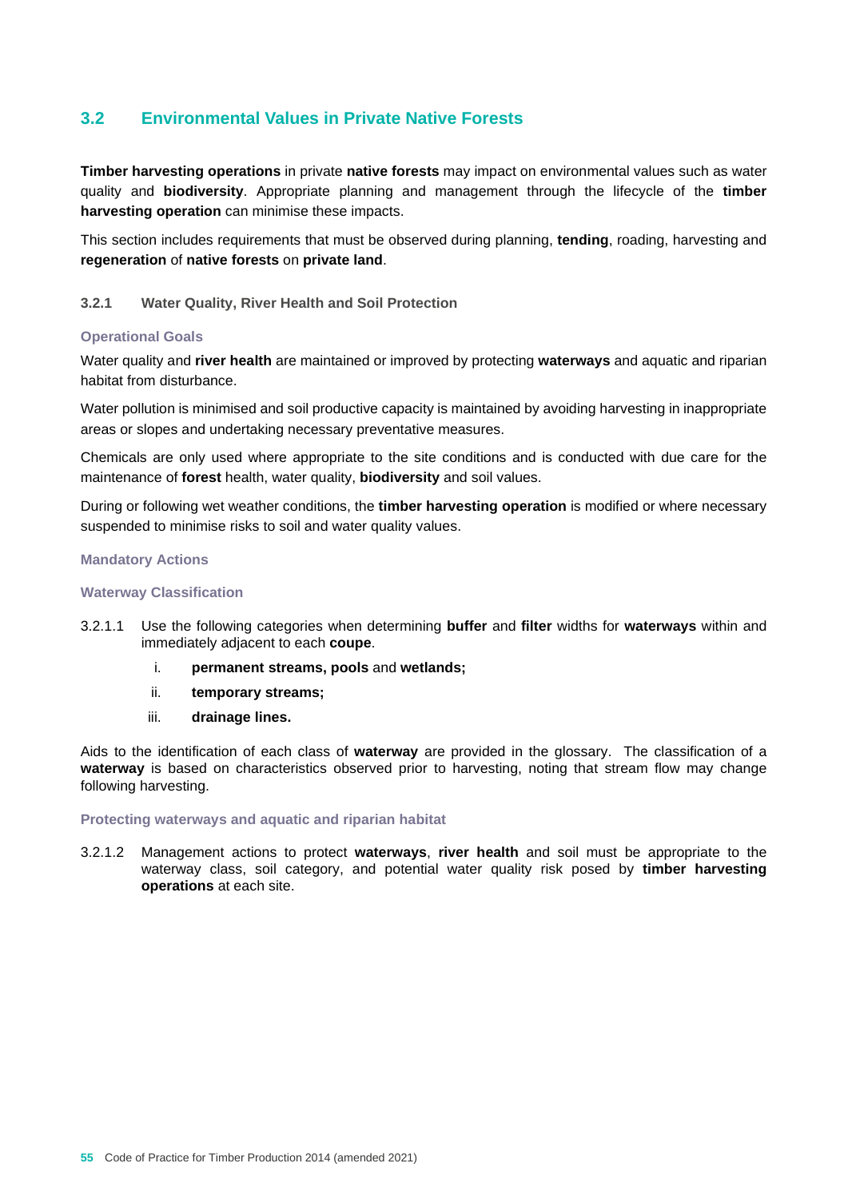## 3.2 Environmental Values in Private Native Forests

**Timber harvesting operations** in private **native forests** may impact on environmental values such as water quality and **biodiversity**. Appropriate planning and management through the lifecycle of the **timber harvesting operation** can minimise these impacts.

This section includes requirements that must be observed during planning, **tending**, roading, harvesting and **regeneration** of **native forests** on **private land**.

### 3.2.1 Water Quality, River Health and Soil Protection

#### Operational Goals

Water quality and **river health** are maintained or improved by protecting **waterways** and aquatic and riparian habitat from disturbance.

Water pollution is minimised and soil productive capacity is maintained by avoiding harvesting in inappropriate areas or slopes and undertaking necessary preventative measures.

Chemicals are only used where appropriate to the site conditions and is conducted with due care for the maintenance of **forest** health, water quality, **biodiversity** and soil values.

During or following wet weather conditions, the **timber harvesting operation** is modified or where necessary suspended to minimise risks to soil and water quality values.

#### Mandatory Actions

#### Waterway Classification

3.2.1.1 Use the following categories when determining **buffer** and **filter** widths for **waterways** within and immediately adjacent to each **coupe**.

i. **permanent streams, pools** and **wetlands;**

ii. **temporary streams;**

iii. **drainage lines.**

Aids to the identification of each class of **waterway** are provided in the glossary. The classification of a **waterway** is based on characteristics observed prior to harvesting, noting that stream flow may change following harvesting.

#### Protecting waterways and aquatic and riparian habitat

3.2.1.2 Management actions to protect **waterways**, **river health** and soil must be appropriate to the waterway class, soil category, and potential water quality risk posed by **timber harvesting operations** at each site.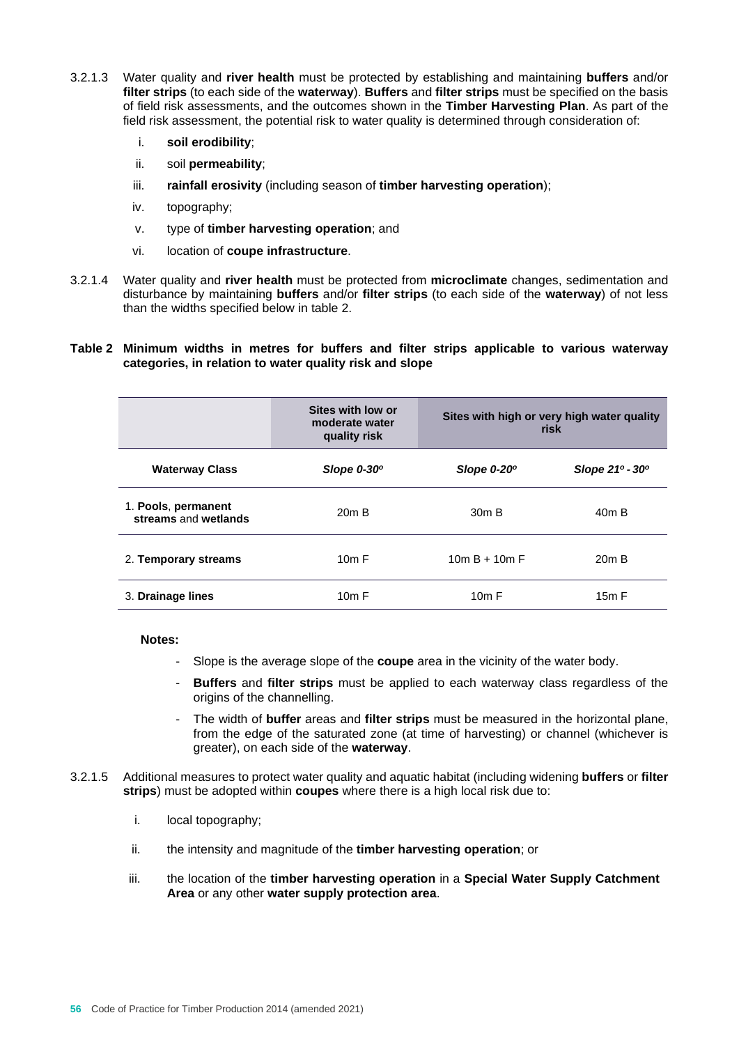3.2.1.3 Water quality and **river health** must be protected by establishing and maintaining **buffers** and/or **filter strips** (to each side of the **waterway**). **Buffers** and **filter strips** must be specified on the basis of field risk assessments, and the outcomes shown in the **Timber Harvesting Plan**. As part of the field risk assessment, the potential risk to water quality is determined through consideration of:

i. **soil erodibility**;

ii. soil **permeability**;

iii. **rainfall erosivity** (including season of **timber harvesting operation**);

iv. topography;

v. type of **timber harvesting operation**; and

vi. location of **coupe infrastructure**.

3.2.1.4 Water quality and **river health** must be protected from **microclimate** changes, sedimentation and disturbance by maintaining **buffers** and/or **filter strips** (to each side of the **waterway**) of not less than the widths specified below in table 2.

**Table 2 Minimum widths in metres for buffers and filter strips applicable to various waterway categories, in relation to water quality risk and slope**

| | Sites with low or moderate water quality risk | Sites with high or very high water quality risk | |
|---|---|---|---|
| **Waterway Class** | *Slope 0-30°* | *Slope 0-20°* | *Slope 21° - 30°* |
| 1. **Pools**, **permanent streams** and **wetlands** | 20m B | 30m B | 40m B |
| 2. **Temporary streams** | 10m F | 10m B + 10m F | 20m B |
| 3. **Drainage lines** | 10m F | 10m F | 15m F |

**Notes:**

- Slope is the average slope of the **coupe** area in the vicinity of the water body.
- **Buffers** and **filter strips** must be applied to each waterway class regardless of the origins of the channelling.
- The width of **buffer** areas and **filter strips** must be measured in the horizontal plane, from the edge of the saturated zone (at time of harvesting) or channel (whichever is greater), on each side of the **waterway**.

3.2.1.5 Additional measures to protect water quality and aquatic habitat (including widening **buffers** or **filter strips**) must be adopted within **coupes** where there is a high local risk due to:

i. local topography;

ii. the intensity and magnitude of the **timber harvesting operation**; or

iii. the location of the **timber harvesting operation** in a **Special Water Supply Catchment Area** or any other **water supply protection area**.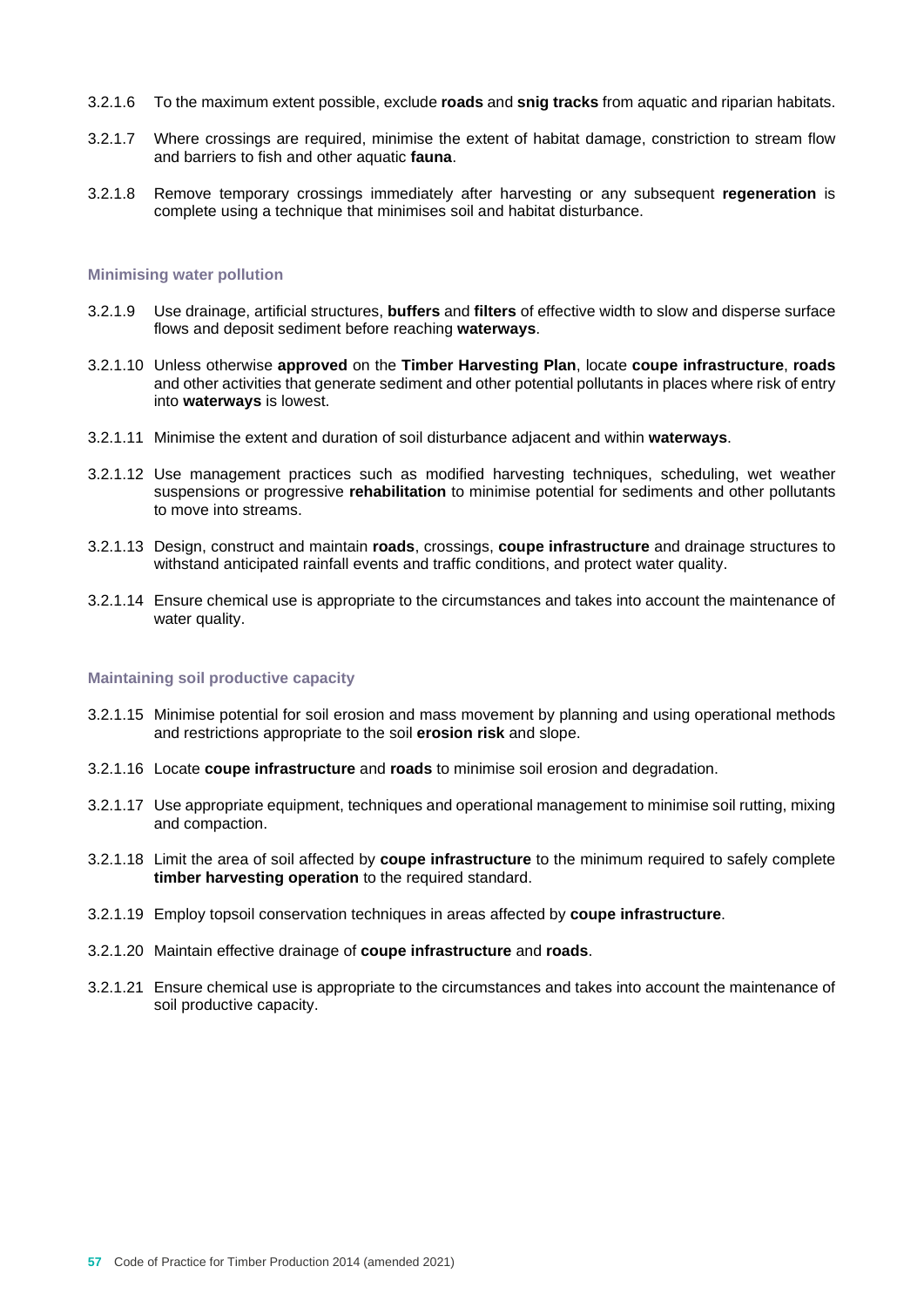3.2.1.6 To the maximum extent possible, exclude **roads** and **snig tracks** from aquatic and riparian habitats.

3.2.1.7 Where crossings are required, minimise the extent of habitat damage, constriction to stream flow and barriers to fish and other aquatic **fauna**.

3.2.1.8 Remove temporary crossings immediately after harvesting or any subsequent **regeneration** is complete using a technique that minimises soil and habitat disturbance.

#### Minimising water pollution

3.2.1.9 Use drainage, artificial structures, **buffers** and **filters** of effective width to slow and disperse surface flows and deposit sediment before reaching **waterways**.

3.2.1.10 Unless otherwise **approved** on the **Timber Harvesting Plan**, locate **coupe infrastructure**, **roads** and other activities that generate sediment and other potential pollutants in places where risk of entry into **waterways** is lowest.

3.2.1.11 Minimise the extent and duration of soil disturbance adjacent and within **waterways**.

3.2.1.12 Use management practices such as modified harvesting techniques, scheduling, wet weather suspensions or progressive **rehabilitation** to minimise potential for sediments and other pollutants to move into streams.

3.2.1.13 Design, construct and maintain **roads**, crossings, **coupe infrastructure** and drainage structures to withstand anticipated rainfall events and traffic conditions, and protect water quality.

3.2.1.14 Ensure chemical use is appropriate to the circumstances and takes into account the maintenance of water quality.

#### Maintaining soil productive capacity

3.2.1.15 Minimise potential for soil erosion and mass movement by planning and using operational methods and restrictions appropriate to the soil **erosion risk** and slope.

3.2.1.16 Locate **coupe infrastructure** and **roads** to minimise soil erosion and degradation.

3.2.1.17 Use appropriate equipment, techniques and operational management to minimise soil rutting, mixing and compaction.

3.2.1.18 Limit the area of soil affected by **coupe infrastructure** to the minimum required to safely complete **timber harvesting operation** to the required standard.

3.2.1.19 Employ topsoil conservation techniques in areas affected by **coupe infrastructure**.

3.2.1.20 Maintain effective drainage of **coupe infrastructure** and **roads**.

3.2.1.21 Ensure chemical use is appropriate to the circumstances and takes into account the maintenance of soil productive capacity.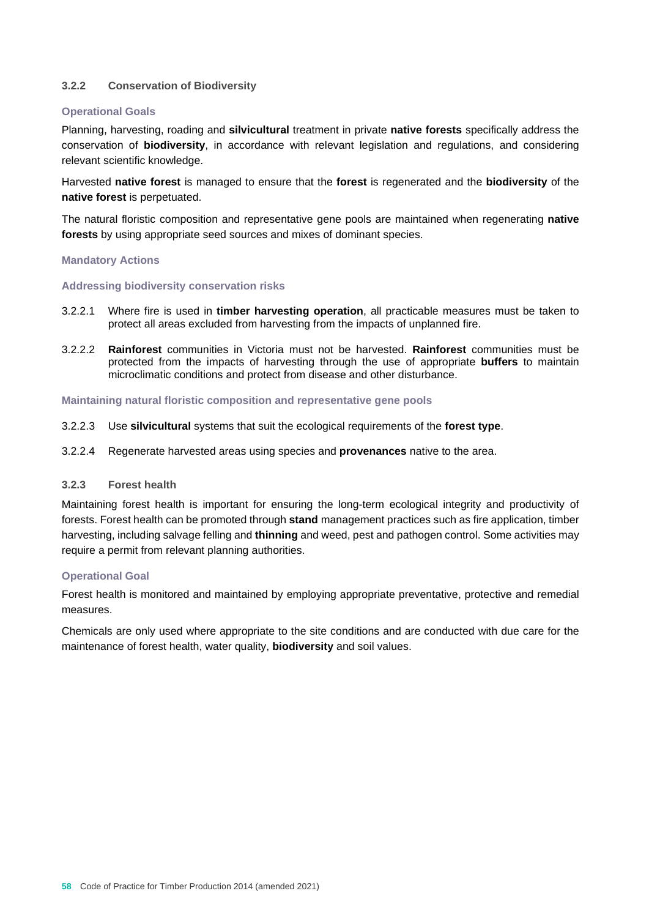### 3.2.2 Conservation of Biodiversity

#### Operational Goals

Planning, harvesting, roading and **silvicultural** treatment in private **native forests** specifically address the conservation of **biodiversity**, in accordance with relevant legislation and regulations, and considering relevant scientific knowledge.

Harvested **native forest** is managed to ensure that the **forest** is regenerated and the **biodiversity** of the **native forest** is perpetuated.

The natural floristic composition and representative gene pools are maintained when regenerating **native forests** by using appropriate seed sources and mixes of dominant species.

#### Mandatory Actions

##### Addressing biodiversity conservation risks

3.2.2.1 Where fire is used in **timber harvesting operation**, all practicable measures must be taken to protect all areas excluded from harvesting from the impacts of unplanned fire.

3.2.2.2 **Rainforest** communities in Victoria must not be harvested. **Rainforest** communities must be protected from the impacts of harvesting through the use of appropriate **buffers** to maintain microclimatic conditions and protect from disease and other disturbance.

##### Maintaining natural floristic composition and representative gene pools

3.2.2.3 Use **silvicultural** systems that suit the ecological requirements of the **forest type**.

3.2.2.4 Regenerate harvested areas using species and **provenances** native to the area.

### 3.2.3 Forest health

Maintaining forest health is important for ensuring the long-term ecological integrity and productivity of forests. Forest health can be promoted through **stand** management practices such as fire application, timber harvesting, including salvage felling and **thinning** and weed, pest and pathogen control. Some activities may require a permit from relevant planning authorities.

#### Operational Goal

Forest health is monitored and maintained by employing appropriate preventative, protective and remedial measures.

Chemicals are only used where appropriate to the site conditions and are conducted with due care for the maintenance of forest health, water quality, **biodiversity** and soil values.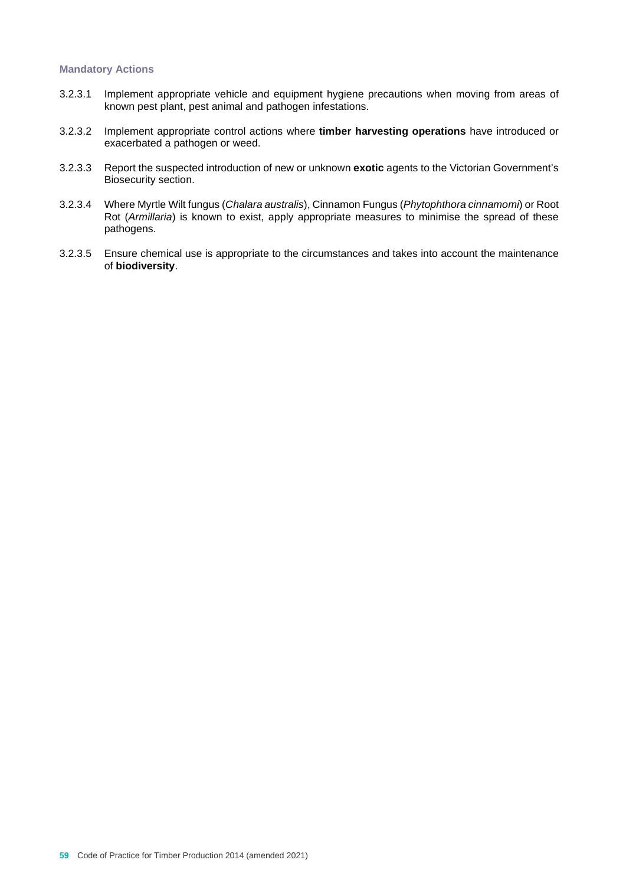#### Mandatory Actions

3.2.3.1 Implement appropriate vehicle and equipment hygiene precautions when moving from areas of known pest plant, pest animal and pathogen infestations.

3.2.3.2 Implement appropriate control actions where **timber harvesting operations** have introduced or exacerbated a pathogen or weed.

3.2.3.3 Report the suspected introduction of new or unknown **exotic** agents to the Victorian Government's Biosecurity section.

3.2.3.4 Where Myrtle Wilt fungus (*Chalara australis*), Cinnamon Fungus (*Phytophthora cinnamomi*) or Root Rot (*Armillaria*) is known to exist, apply appropriate measures to minimise the spread of these pathogens.

3.2.3.5 Ensure chemical use is appropriate to the circumstances and takes into account the maintenance of **biodiversity**.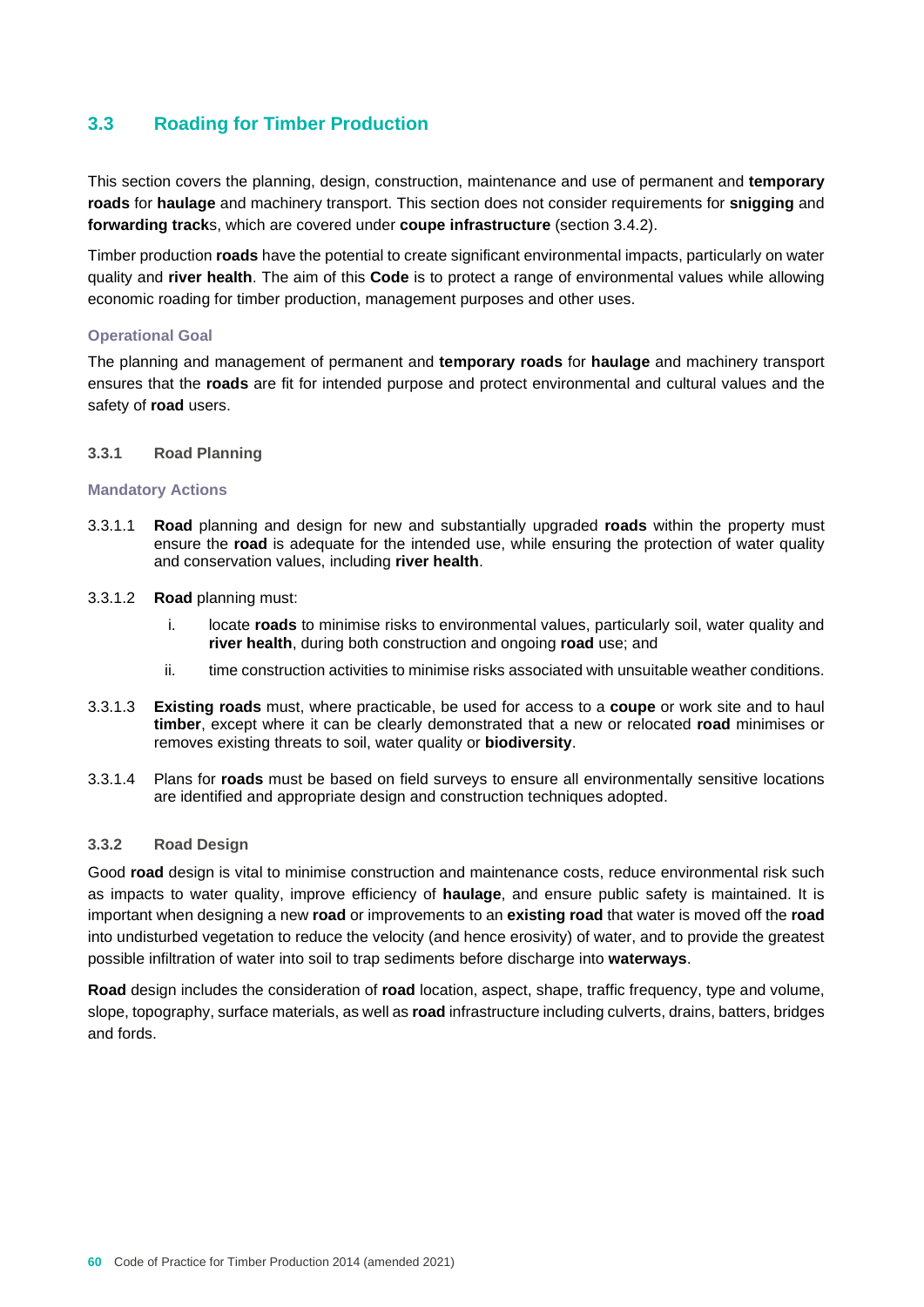## 3.3 Roading for Timber Production

This section covers the planning, design, construction, maintenance and use of permanent and **temporary roads** for **haulage** and machinery transport. This section does not consider requirements for **snigging** and **forwarding track**s, which are covered under **coupe infrastructure** (section 3.4.2).

Timber production **roads** have the potential to create significant environmental impacts, particularly on water quality and **river health**. The aim of this **Code** is to protect a range of environmental values while allowing economic roading for timber production, management purposes and other uses.

#### Operational Goal

The planning and management of permanent and **temporary roads** for **haulage** and machinery transport ensures that the **roads** are fit for intended purpose and protect environmental and cultural values and the safety of **road** users.

### 3.3.1 Road Planning

#### Mandatory Actions

3.3.1.1 **Road** planning and design for new and substantially upgraded **roads** within the property must ensure the **road** is adequate for the intended use, while ensuring the protection of water quality and conservation values, including **river health**.

3.3.1.2 **Road** planning must:

- i. locate **roads** to minimise risks to environmental values, particularly soil, water quality and **river health**, during both construction and ongoing **road** use; and
- ii. time construction activities to minimise risks associated with unsuitable weather conditions.

3.3.1.3 **Existing roads** must, where practicable, be used for access to a **coupe** or work site and to haul **timber**, except where it can be clearly demonstrated that a new or relocated **road** minimises or removes existing threats to soil, water quality or **biodiversity**.

3.3.1.4 Plans for **roads** must be based on field surveys to ensure all environmentally sensitive locations are identified and appropriate design and construction techniques adopted.

### 3.3.2 Road Design

Good **road** design is vital to minimise construction and maintenance costs, reduce environmental risk such as impacts to water quality, improve efficiency of **haulage**, and ensure public safety is maintained. It is important when designing a new **road** or improvements to an **existing road** that water is moved off the **road** into undisturbed vegetation to reduce the velocity (and hence erosivity) of water, and to provide the greatest possible infiltration of water into soil to trap sediments before discharge into **waterways**.

**Road** design includes the consideration of **road** location, aspect, shape, traffic frequency, type and volume, slope, topography, surface materials, as well as **road** infrastructure including culverts, drains, batters, bridges and fords.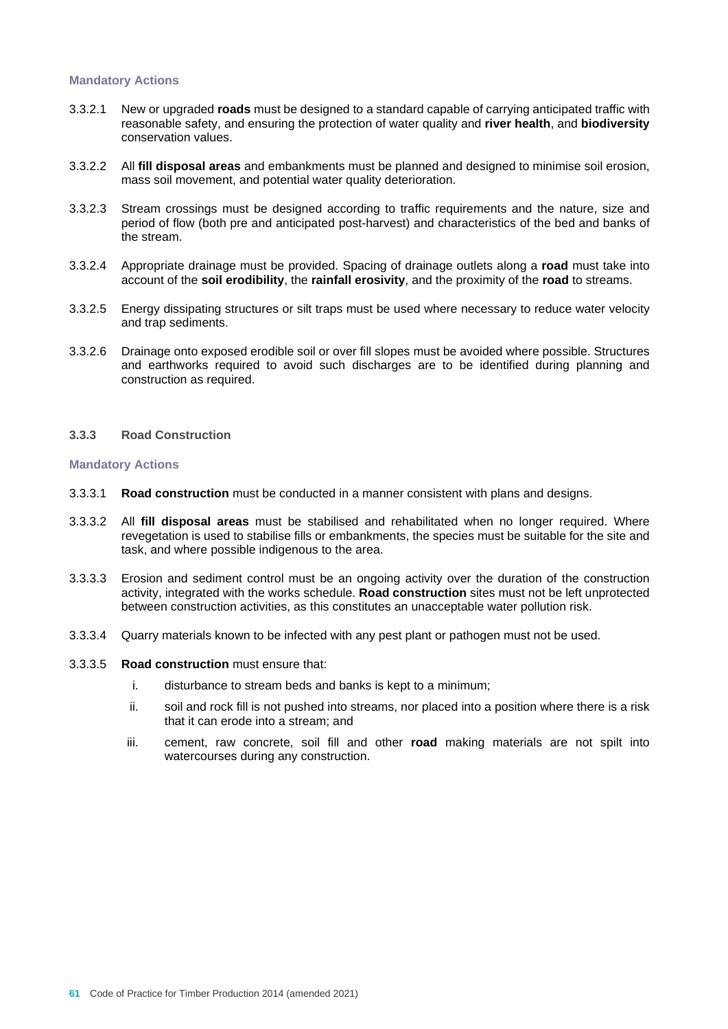#### Mandatory Actions

3.3.2.1 New or upgraded **roads** must be designed to a standard capable of carrying anticipated traffic with reasonable safety, and ensuring the protection of water quality and **river health**, and **biodiversity** conservation values.

3.3.2.2 All **fill disposal areas** and embankments must be planned and designed to minimise soil erosion, mass soil movement, and potential water quality deterioration.

3.3.2.3 Stream crossings must be designed according to traffic requirements and the nature, size and period of flow (both pre and anticipated post-harvest) and characteristics of the bed and banks of the stream.

3.3.2.4 Appropriate drainage must be provided. Spacing of drainage outlets along a **road** must take into account of the **soil erodibility**, the **rainfall erosivity**, and the proximity of the **road** to streams.

3.3.2.5 Energy dissipating structures or silt traps must be used where necessary to reduce water velocity and trap sediments.

3.3.2.6 Drainage onto exposed erodible soil or over fill slopes must be avoided where possible. Structures and earthworks required to avoid such discharges are to be identified during planning and construction as required.

### 3.3.3 Road Construction

#### Mandatory Actions

3.3.3.1 **Road construction** must be conducted in a manner consistent with plans and designs.

3.3.3.2 All **fill disposal areas** must be stabilised and rehabilitated when no longer required. Where revegetation is used to stabilise fills or embankments, the species must be suitable for the site and task, and where possible indigenous to the area.

3.3.3.3 Erosion and sediment control must be an ongoing activity over the duration of the construction activity, integrated with the works schedule. **Road construction** sites must not be left unprotected between construction activities, as this constitutes an unacceptable water pollution risk.

3.3.3.4 Quarry materials known to be infected with any pest plant or pathogen must not be used.

3.3.3.5 **Road construction** must ensure that:

i. disturbance to stream beds and banks is kept to a minimum;

ii. soil and rock fill is not pushed into streams, nor placed into a position where there is a risk that it can erode into a stream; and

iii. cement, raw concrete, soil fill and other **road** making materials are not spilt into watercourses during any construction.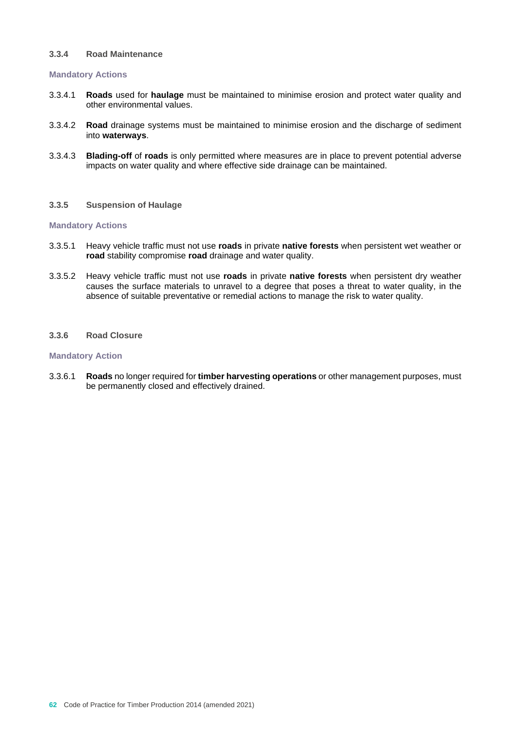### 3.3.4 Road Maintenance

**Mandatory Actions**

3.3.4.1 **Roads** used for **haulage** must be maintained to minimise erosion and protect water quality and other environmental values.

3.3.4.2 **Road** drainage systems must be maintained to minimise erosion and the discharge of sediment into **waterways**.

3.3.4.3 **Blading-off** of **roads** is only permitted where measures are in place to prevent potential adverse impacts on water quality and where effective side drainage can be maintained.

### 3.3.5 Suspension of Haulage

**Mandatory Actions**

3.3.5.1 Heavy vehicle traffic must not use **roads** in private **native forests** when persistent wet weather or **road** stability compromise **road** drainage and water quality.

3.3.5.2 Heavy vehicle traffic must not use **roads** in private **native forests** when persistent dry weather causes the surface materials to unravel to a degree that poses a threat to water quality, in the absence of suitable preventative or remedial actions to manage the risk to water quality.

### 3.3.6 Road Closure

**Mandatory Action**

3.3.6.1 **Roads** no longer required for **timber harvesting operations** or other management purposes, must be permanently closed and effectively drained.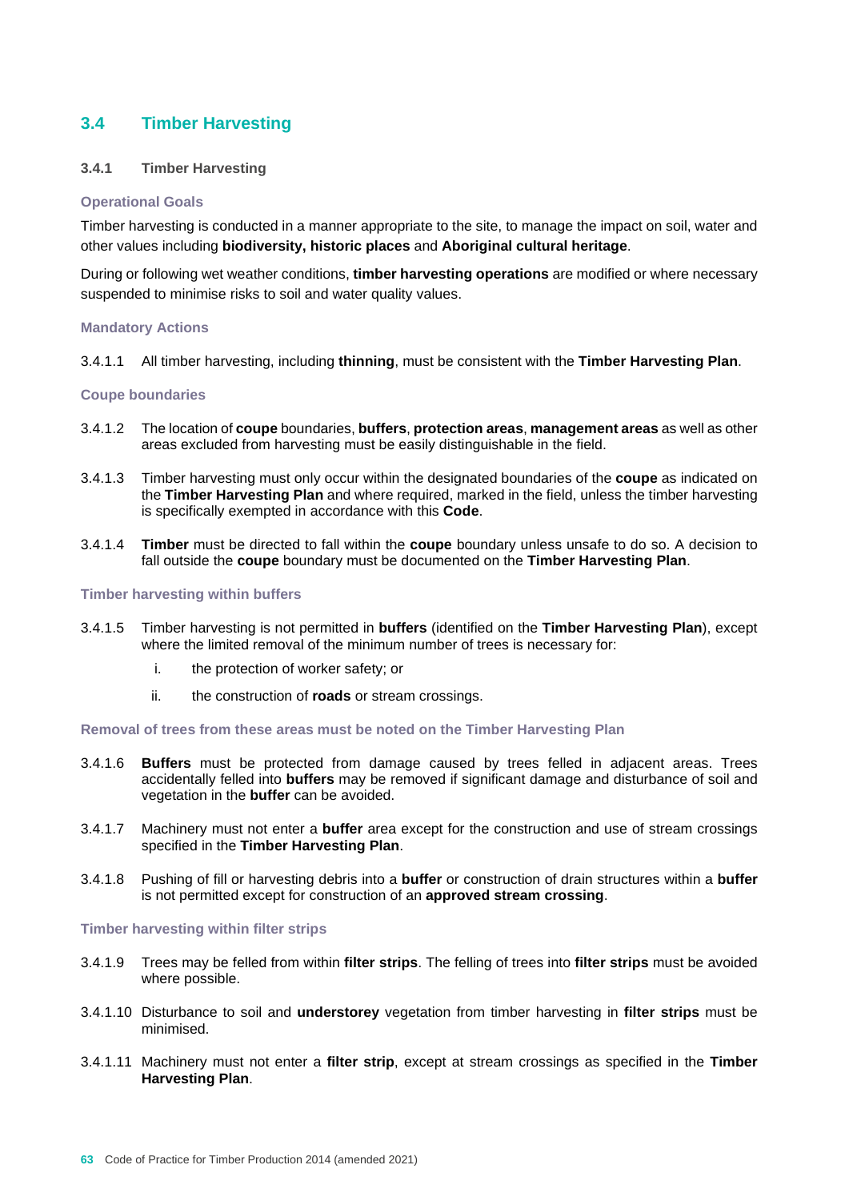## 3.4 Timber Harvesting

### 3.4.1 Timber Harvesting

#### Operational Goals

Timber harvesting is conducted in a manner appropriate to the site, to manage the impact on soil, water and other values including **biodiversity, historic places** and **Aboriginal cultural heritage**.

During or following wet weather conditions, **timber harvesting operations** are modified or where necessary suspended to minimise risks to soil and water quality values.

#### Mandatory Actions

3.4.1.1 All timber harvesting, including **thinning**, must be consistent with the **Timber Harvesting Plan**.

#### Coupe boundaries

3.4.1.2 The location of **coupe** boundaries, **buffers**, **protection areas**, **management areas** as well as other areas excluded from harvesting must be easily distinguishable in the field.

3.4.1.3 Timber harvesting must only occur within the designated boundaries of the **coupe** as indicated on the **Timber Harvesting Plan** and where required, marked in the field, unless the timber harvesting is specifically exempted in accordance with this **Code**.

3.4.1.4 **Timber** must be directed to fall within the **coupe** boundary unless unsafe to do so. A decision to fall outside the **coupe** boundary must be documented on the **Timber Harvesting Plan**.

#### Timber harvesting within buffers

3.4.1.5 Timber harvesting is not permitted in **buffers** (identified on the **Timber Harvesting Plan**), except where the limited removal of the minimum number of trees is necessary for:

i. the protection of worker safety; or

ii. the construction of **roads** or stream crossings.

#### Removal of trees from these areas must be noted on the Timber Harvesting Plan

3.4.1.6 **Buffers** must be protected from damage caused by trees felled in adjacent areas. Trees accidentally felled into **buffers** may be removed if significant damage and disturbance of soil and vegetation in the **buffer** can be avoided.

3.4.1.7 Machinery must not enter a **buffer** area except for the construction and use of stream crossings specified in the **Timber Harvesting Plan**.

3.4.1.8 Pushing of fill or harvesting debris into a **buffer** or construction of drain structures within a **buffer** is not permitted except for construction of an **approved stream crossing**.

#### Timber harvesting within filter strips

3.4.1.9 Trees may be felled from within **filter strips**. The felling of trees into **filter strips** must be avoided where possible.

3.4.1.10 Disturbance to soil and **understorey** vegetation from timber harvesting in **filter strips** must be minimised.

3.4.1.11 Machinery must not enter a **filter strip**, except at stream crossings as specified in the **Timber Harvesting Plan**.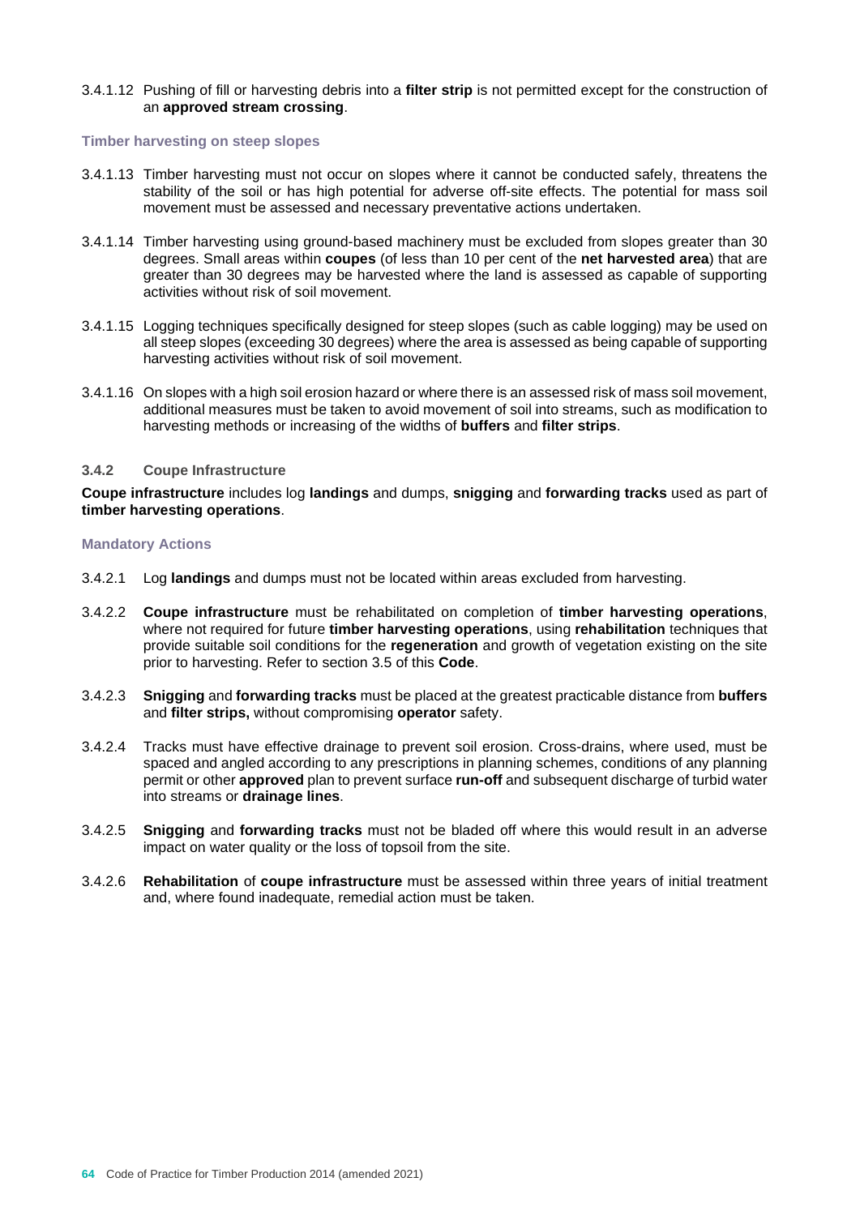3.4.1.12 Pushing of fill or harvesting debris into a **filter strip** is not permitted except for the construction of an **approved stream crossing**.

#### Timber harvesting on steep slopes

3.4.1.13 Timber harvesting must not occur on slopes where it cannot be conducted safely, threatens the stability of the soil or has high potential for adverse off-site effects. The potential for mass soil movement must be assessed and necessary preventative actions undertaken.

3.4.1.14 Timber harvesting using ground-based machinery must be excluded from slopes greater than 30 degrees. Small areas within **coupes** (of less than 10 per cent of the **net harvested area**) that are greater than 30 degrees may be harvested where the land is assessed as capable of supporting activities without risk of soil movement.

3.4.1.15 Logging techniques specifically designed for steep slopes (such as cable logging) may be used on all steep slopes (exceeding 30 degrees) where the area is assessed as being capable of supporting harvesting activities without risk of soil movement.

3.4.1.16 On slopes with a high soil erosion hazard or where there is an assessed risk of mass soil movement, additional measures must be taken to avoid movement of soil into streams, such as modification to harvesting methods or increasing of the widths of **buffers** and **filter strips**.

### 3.4.2 Coupe Infrastructure

**Coupe infrastructure** includes log **landings** and dumps, **snigging** and **forwarding tracks** used as part of **timber harvesting operations**.

#### Mandatory Actions

3.4.2.1 Log **landings** and dumps must not be located within areas excluded from harvesting.

3.4.2.2 **Coupe infrastructure** must be rehabilitated on completion of **timber harvesting operations**, where not required for future **timber harvesting operations**, using **rehabilitation** techniques that provide suitable soil conditions for the **regeneration** and growth of vegetation existing on the site prior to harvesting. Refer to section 3.5 of this **Code**.

3.4.2.3 **Snigging** and **forwarding tracks** must be placed at the greatest practicable distance from **buffers** and **filter strips,** without compromising **operator** safety.

3.4.2.4 Tracks must have effective drainage to prevent soil erosion. Cross-drains, where used, must be spaced and angled according to any prescriptions in planning schemes, conditions of any planning permit or other **approved** plan to prevent surface **run-off** and subsequent discharge of turbid water into streams or **drainage lines**.

3.4.2.5 **Snigging** and **forwarding tracks** must not be bladed off where this would result in an adverse impact on water quality or the loss of topsoil from the site.

3.4.2.6 **Rehabilitation** of **coupe infrastructure** must be assessed within three years of initial treatment and, where found inadequate, remedial action must be taken.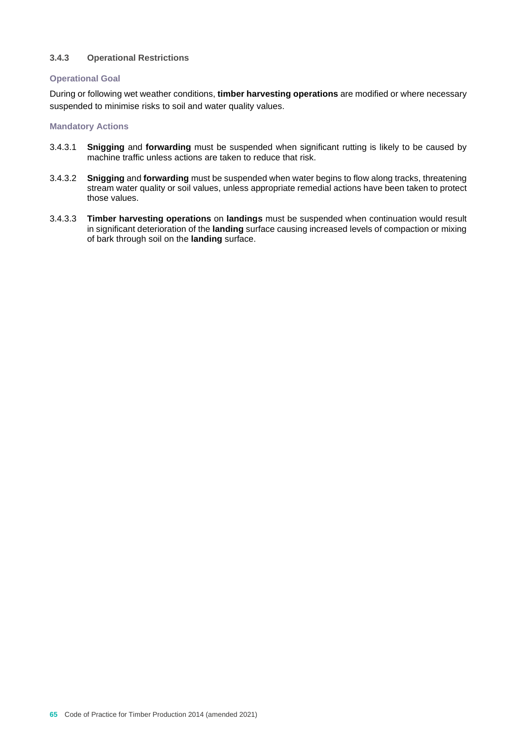### 3.4.3 Operational Restrictions

#### Operational Goal

During or following wet weather conditions, **timber harvesting operations** are modified or where necessary suspended to minimise risks to soil and water quality values.

#### Mandatory Actions

3.4.3.1 **Snigging** and **forwarding** must be suspended when significant rutting is likely to be caused by machine traffic unless actions are taken to reduce that risk.

3.4.3.2 **Snigging** and **forwarding** must be suspended when water begins to flow along tracks, threatening stream water quality or soil values, unless appropriate remedial actions have been taken to protect those values.

3.4.3.3 **Timber harvesting operations** on **landings** must be suspended when continuation would result in significant deterioration of the **landing** surface causing increased levels of compaction or mixing of bark through soil on the **landing** surface.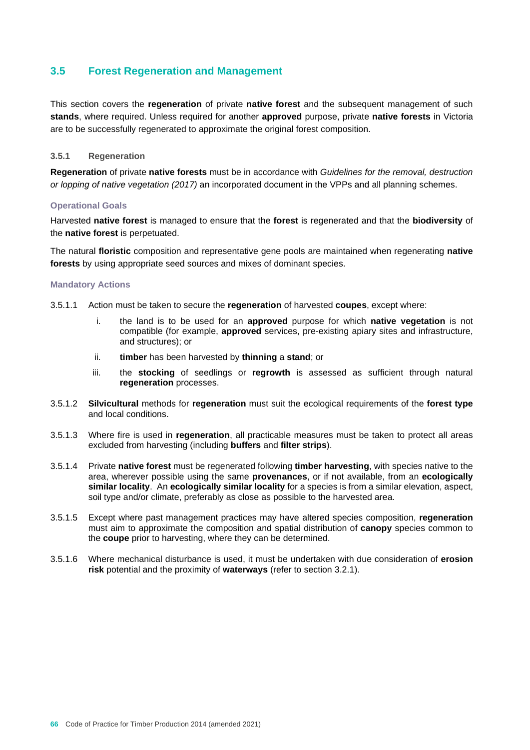## 3.5 Forest Regeneration and Management

This section covers the **regeneration** of private **native forest** and the subsequent management of such **stands**, where required. Unless required for another **approved** purpose, private **native forests** in Victoria are to be successfully regenerated to approximate the original forest composition.

### 3.5.1 Regeneration

**Regeneration** of private **native forests** must be in accordance with *Guidelines for the removal, destruction or lopping of native vegetation (2017)* an incorporated document in the VPPs and all planning schemes.

#### Operational Goals

Harvested **native forest** is managed to ensure that the **forest** is regenerated and that the **biodiversity** of the **native forest** is perpetuated.

The natural **floristic** composition and representative gene pools are maintained when regenerating **native forests** by using appropriate seed sources and mixes of dominant species.

#### Mandatory Actions

3.5.1.1 Action must be taken to secure the **regeneration** of harvested **coupes**, except where:

   i. the land is to be used for an **approved** purpose for which **native vegetation** is not compatible (for example, **approved** services, pre-existing apiary sites and infrastructure, and structures); or

   ii. **timber** has been harvested by **thinning** a **stand**; or

   iii. the **stocking** of seedlings or **regrowth** is assessed as sufficient through natural **regeneration** processes.

3.5.1.2 **Silvicultural** methods for **regeneration** must suit the ecological requirements of the **forest type** and local conditions.

3.5.1.3 Where fire is used in **regeneration**, all practicable measures must be taken to protect all areas excluded from harvesting (including **buffers** and **filter strips**).

3.5.1.4 Private **native forest** must be regenerated following **timber harvesting**, with species native to the area, wherever possible using the same **provenances**, or if not available, from an **ecologically similar locality**. An **ecologically similar locality** for a species is from a similar elevation, aspect, soil type and/or climate, preferably as close as possible to the harvested area.

3.5.1.5 Except where past management practices may have altered species composition, **regeneration** must aim to approximate the composition and spatial distribution of **canopy** species common to the **coupe** prior to harvesting, where they can be determined.

3.5.1.6 Where mechanical disturbance is used, it must be undertaken with due consideration of **erosion risk** potential and the proximity of **waterways** (refer to section 3.2.1).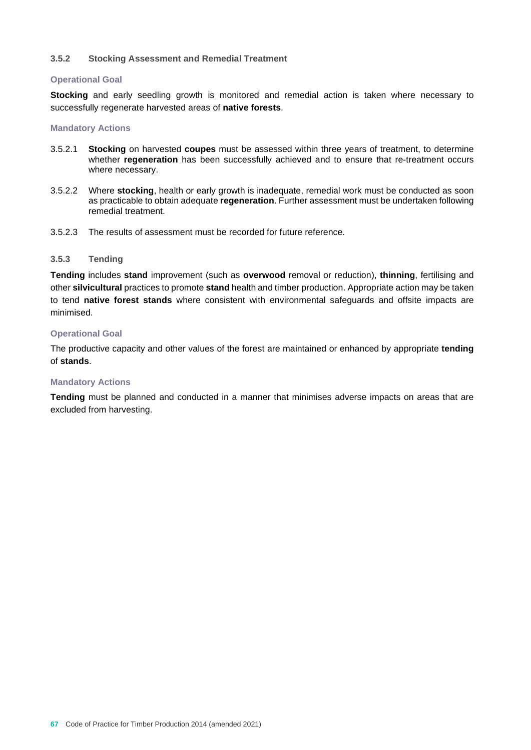### 3.5.2 Stocking Assessment and Remedial Treatment

#### Operational Goal

**Stocking** and early seedling growth is monitored and remedial action is taken where necessary to successfully regenerate harvested areas of **native forests**.

#### Mandatory Actions

3.5.2.1 **Stocking** on harvested **coupes** must be assessed within three years of treatment, to determine whether **regeneration** has been successfully achieved and to ensure that re-treatment occurs where necessary.

3.5.2.2 Where **stocking**, health or early growth is inadequate, remedial work must be conducted as soon as practicable to obtain adequate **regeneration**. Further assessment must be undertaken following remedial treatment.

3.5.2.3 The results of assessment must be recorded for future reference.

### 3.5.3 Tending

**Tending** includes **stand** improvement (such as **overwood** removal or reduction), **thinning**, fertilising and other **silvicultural** practices to promote **stand** health and timber production. Appropriate action may be taken to tend **native forest stands** where consistent with environmental safeguards and offsite impacts are minimised.

#### Operational Goal

The productive capacity and other values of the forest are maintained or enhanced by appropriate **tending** of **stands**.

#### Mandatory Actions

**Tending** must be planned and conducted in a manner that minimises adverse impacts on areas that are excluded from harvesting.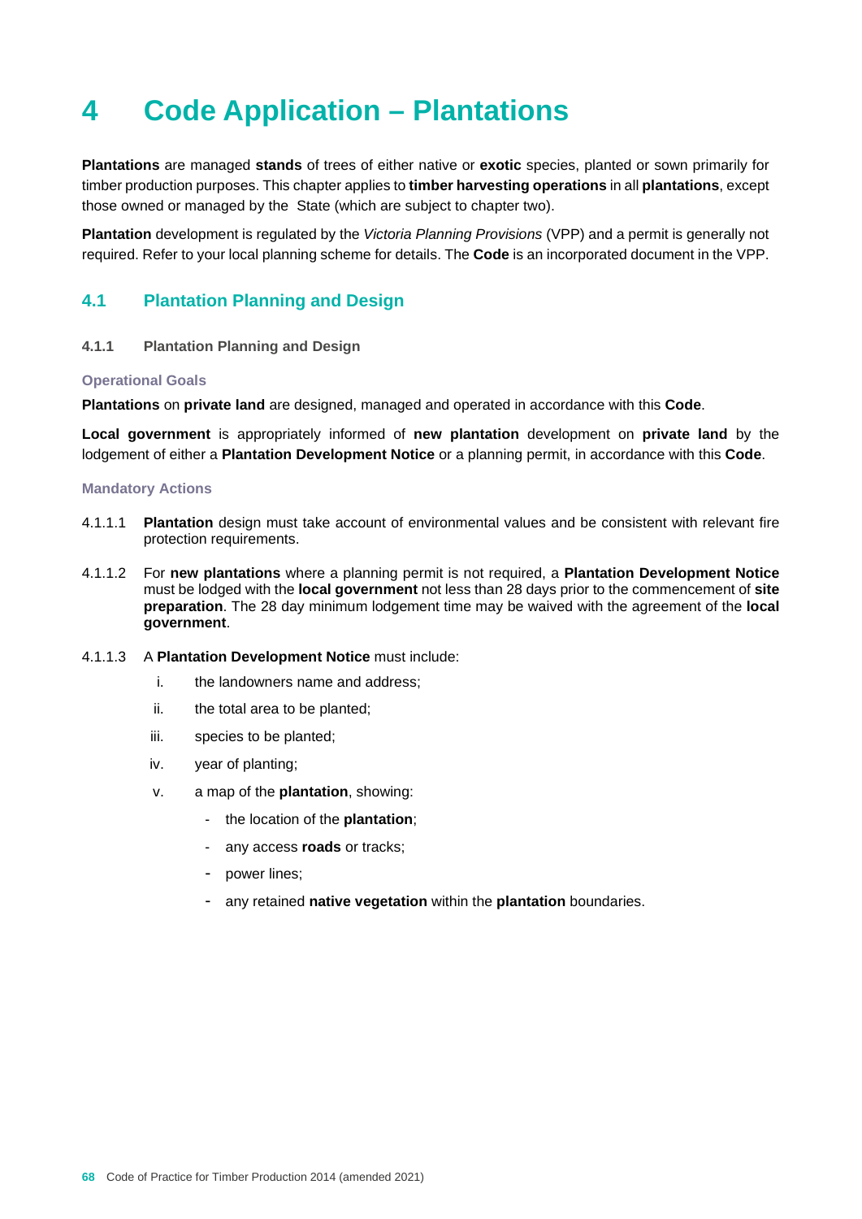# 4 Code Application – Plantations

**Plantations** are managed **stands** of trees of either native or **exotic** species, planted or sown primarily for timber production purposes. This chapter applies to **timber harvesting operations** in all **plantations**, except those owned or managed by the State (which are subject to chapter two).

**Plantation** development is regulated by the *Victoria Planning Provisions* (VPP) and a permit is generally not required. Refer to your local planning scheme for details. The **Code** is an incorporated document in the VPP.

## 4.1 Plantation Planning and Design

### 4.1.1 Plantation Planning and Design

#### Operational Goals

**Plantations** on **private land** are designed, managed and operated in accordance with this **Code**.

**Local government** is appropriately informed of **new plantation** development on **private land** by the lodgement of either a **Plantation Development Notice** or a planning permit, in accordance with this **Code**.

#### Mandatory Actions

4.1.1.1 **Plantation** design must take account of environmental values and be consistent with relevant fire protection requirements.

4.1.1.2 For **new plantations** where a planning permit is not required, a **Plantation Development Notice** must be lodged with the **local government** not less than 28 days prior to the commencement of **site preparation**. The 28 day minimum lodgement time may be waived with the agreement of the **local government**.

4.1.1.3 A **Plantation Development Notice** must include:

i. the landowners name and address;

ii. the total area to be planted;

iii. species to be planted;

iv. year of planting;

v. a map of the **plantation**, showing:

- the location of the **plantation**;
- any access **roads** or tracks;
- power lines;
- any retained **native vegetation** within the **plantation** boundaries.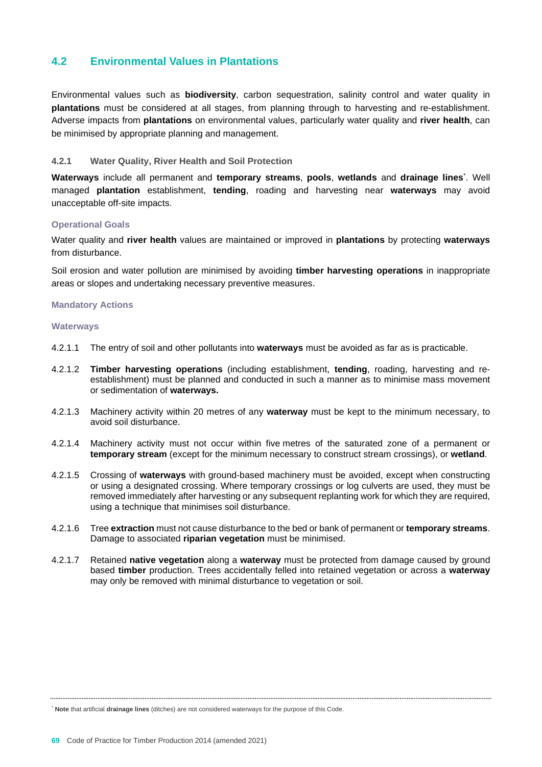## 4.2 Environmental Values in Plantations

Environmental values such as **biodiversity**, carbon sequestration, salinity control and water quality in **plantations** must be considered at all stages, from planning through to harvesting and re-establishment. Adverse impacts from **plantations** on environmental values, particularly water quality and **river health**, can be minimised by appropriate planning and management.

### 4.2.1 Water Quality, River Health and Soil Protection

**Waterways** include all permanent and **temporary streams**, **pools**, **wetlands** and **drainage lines***. Well managed **plantation** establishment, **tending**, roading and harvesting near **waterways** may avoid unacceptable off-site impacts.

#### Operational Goals

Water quality and **river health** values are maintained or improved in **plantations** by protecting **waterways** from disturbance.

Soil erosion and water pollution are minimised by avoiding **timber harvesting operations** in inappropriate areas or slopes and undertaking necessary preventive measures.

#### Mandatory Actions

#### Waterways

4.2.1.1 The entry of soil and other pollutants into **waterways** must be avoided as far as is practicable.

4.2.1.2 **Timber harvesting operations** (including establishment, **tending**, roading, harvesting and re-establishment) must be planned and conducted in such a manner as to minimise mass movement or sedimentation of **waterways.**

4.2.1.3 Machinery activity within 20 metres of any **waterway** must be kept to the minimum necessary, to avoid soil disturbance.

4.2.1.4 Machinery activity must not occur within five metres of the saturated zone of a permanent or **temporary stream** (except for the minimum necessary to construct stream crossings), or **wetland**.

4.2.1.5 Crossing of **waterways** with ground-based machinery must be avoided, except when constructing or using a designated crossing. Where temporary crossings or log culverts are used, they must be removed immediately after harvesting or any subsequent replanting work for which they are required, using a technique that minimises soil disturbance.

4.2.1.6 Tree **extraction** must not cause disturbance to the bed or bank of permanent or **temporary streams**. Damage to associated **riparian vegetation** must be minimised.

4.2.1.7 Retained **native vegetation** along a **waterway** must be protected from damage caused by ground based **timber** production. Trees accidentally felled into retained vegetation or across a **waterway** may only be removed with minimal disturbance to vegetation or soil.

---

* **Note** that artificial **drainage lines** (ditches) are not considered waterways for the purpose of this Code.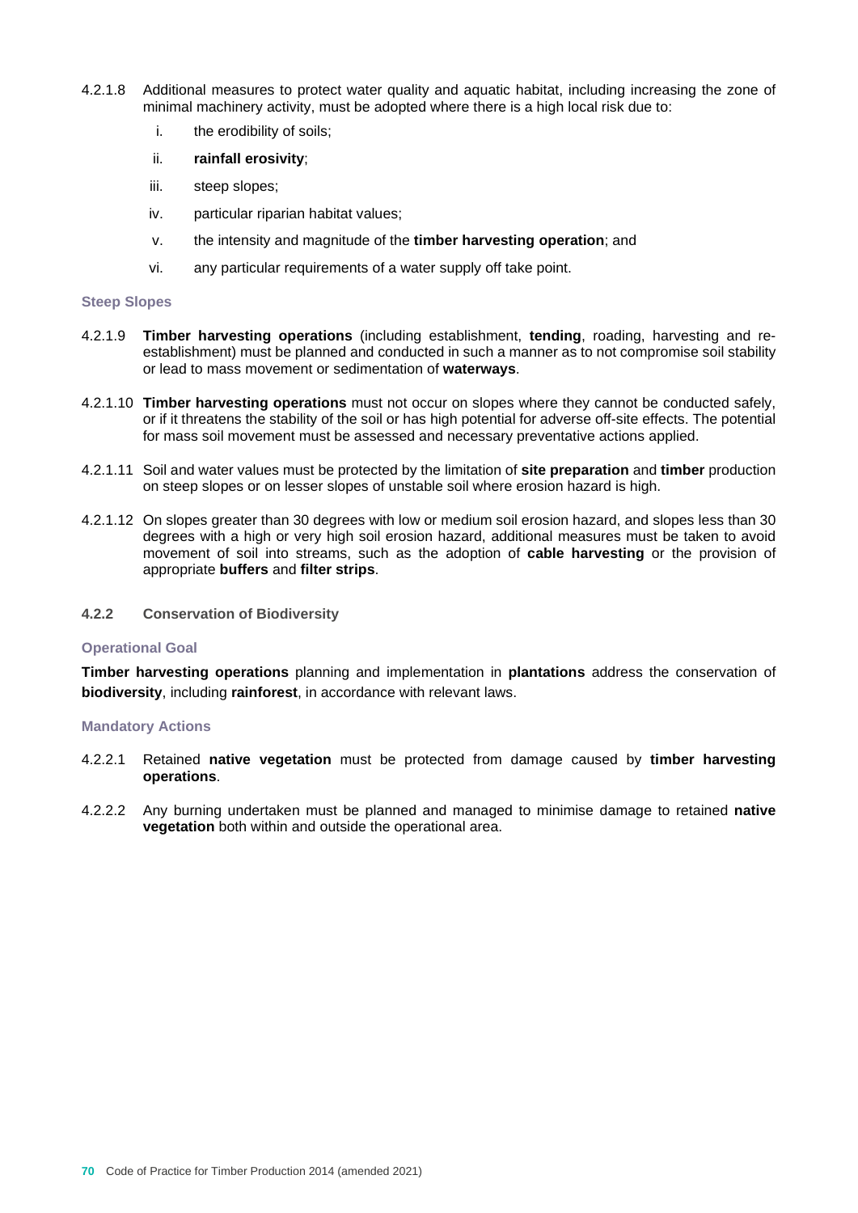4.2.1.8 Additional measures to protect water quality and aquatic habitat, including increasing the zone of minimal machinery activity, must be adopted where there is a high local risk due to:

i. the erodibility of soils;

ii. **rainfall erosivity**;

iii. steep slopes;

iv. particular riparian habitat values;

v. the intensity and magnitude of the **timber harvesting operation**; and

vi. any particular requirements of a water supply off take point.

#### Steep Slopes

4.2.1.9 **Timber harvesting operations** (including establishment, **tending**, roading, harvesting and re-establishment) must be planned and conducted in such a manner as to not compromise soil stability or lead to mass movement or sedimentation of **waterways**.

4.2.1.10 **Timber harvesting operations** must not occur on slopes where they cannot be conducted safely, or if it threatens the stability of the soil or has high potential for adverse off-site effects. The potential for mass soil movement must be assessed and necessary preventative actions applied.

4.2.1.11 Soil and water values must be protected by the limitation of **site preparation** and **timber** production on steep slopes or on lesser slopes of unstable soil where erosion hazard is high.

4.2.1.12 On slopes greater than 30 degrees with low or medium soil erosion hazard, and slopes less than 30 degrees with a high or very high soil erosion hazard, additional measures must be taken to avoid movement of soil into streams, such as the adoption of **cable harvesting** or the provision of appropriate **buffers** and **filter strips**.

### 4.2.2 Conservation of Biodiversity

#### Operational Goal

**Timber harvesting operations** planning and implementation in **plantations** address the conservation of **biodiversity**, including **rainforest**, in accordance with relevant laws.

#### Mandatory Actions

4.2.2.1 Retained **native vegetation** must be protected from damage caused by **timber harvesting operations**.

4.2.2.2 Any burning undertaken must be planned and managed to minimise damage to retained **native vegetation** both within and outside the operational area.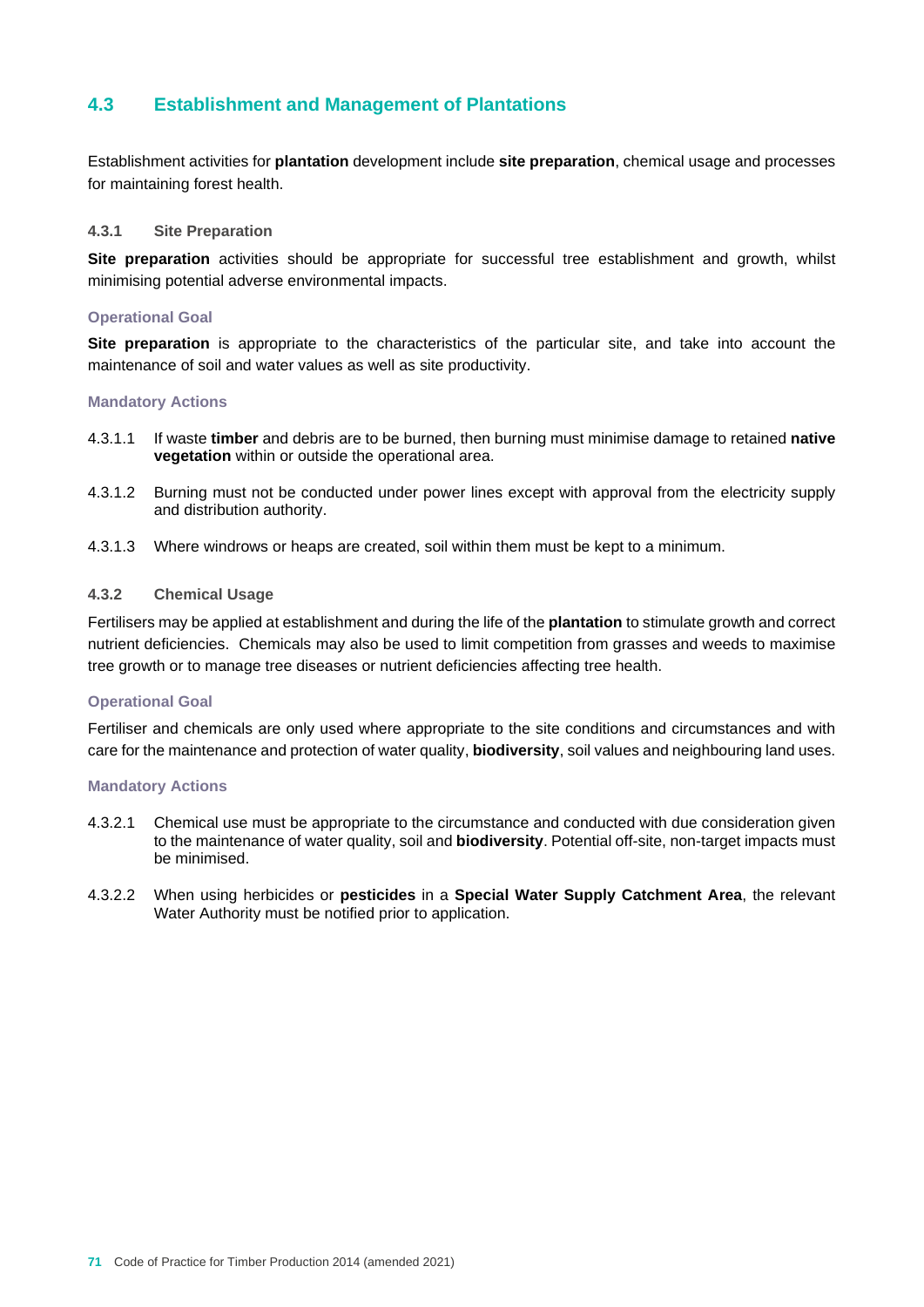## 4.3 Establishment and Management of Plantations

Establishment activities for **plantation** development include **site preparation**, chemical usage and processes for maintaining forest health.

### 4.3.1 Site Preparation

**Site preparation** activities should be appropriate for successful tree establishment and growth, whilst minimising potential adverse environmental impacts.

#### Operational Goal

**Site preparation** is appropriate to the characteristics of the particular site, and take into account the maintenance of soil and water values as well as site productivity.

#### Mandatory Actions

4.3.1.1 If waste **timber** and debris are to be burned, then burning must minimise damage to retained **native vegetation** within or outside the operational area.

4.3.1.2 Burning must not be conducted under power lines except with approval from the electricity supply and distribution authority.

4.3.1.3 Where windrows or heaps are created, soil within them must be kept to a minimum.

### 4.3.2 Chemical Usage

Fertilisers may be applied at establishment and during the life of the **plantation** to stimulate growth and correct nutrient deficiencies. Chemicals may also be used to limit competition from grasses and weeds to maximise tree growth or to manage tree diseases or nutrient deficiencies affecting tree health.

#### Operational Goal

Fertiliser and chemicals are only used where appropriate to the site conditions and circumstances and with care for the maintenance and protection of water quality, **biodiversity**, soil values and neighbouring land uses.

#### Mandatory Actions

4.3.2.1 Chemical use must be appropriate to the circumstance and conducted with due consideration given to the maintenance of water quality, soil and **biodiversity**. Potential off-site, non-target impacts must be minimised.

4.3.2.2 When using herbicides or **pesticides** in a **Special Water Supply Catchment Area**, the relevant Water Authority must be notified prior to application.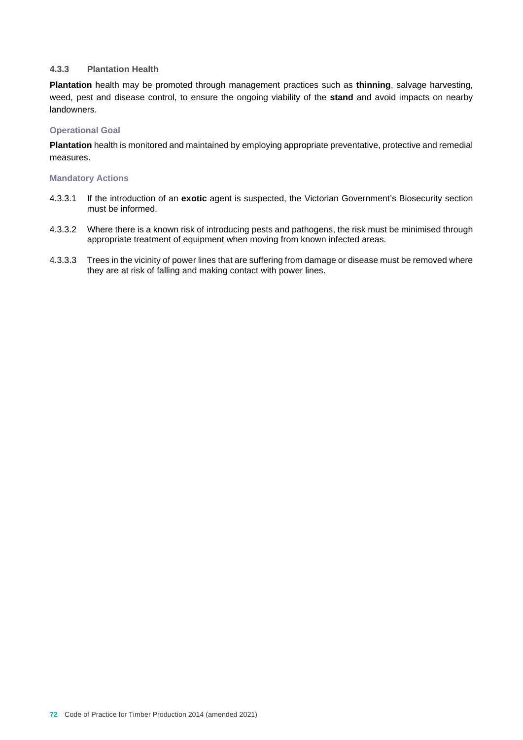### 4.3.3 Plantation Health

**Plantation** health may be promoted through management practices such as **thinning**, salvage harvesting, weed, pest and disease control, to ensure the ongoing viability of the **stand** and avoid impacts on nearby landowners.

#### Operational Goal

**Plantation** health is monitored and maintained by employing appropriate preventative, protective and remedial measures.

#### Mandatory Actions

4.3.3.1 If the introduction of an **exotic** agent is suspected, the Victorian Government's Biosecurity section must be informed.

4.3.3.2 Where there is a known risk of introducing pests and pathogens, the risk must be minimised through appropriate treatment of equipment when moving from known infected areas.

4.3.3.3 Trees in the vicinity of power lines that are suffering from damage or disease must be removed where they are at risk of falling and making contact with power lines.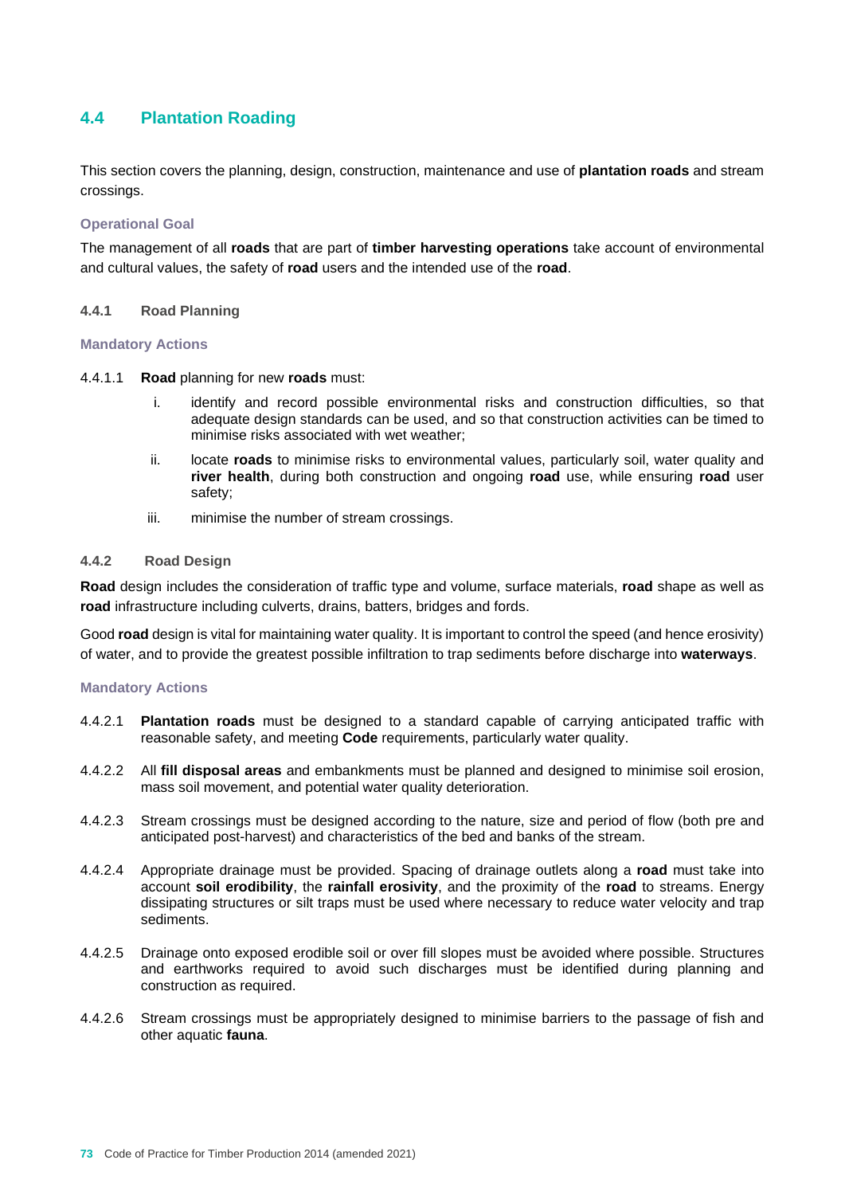## 4.4 Plantation Roading

This section covers the planning, design, construction, maintenance and use of **plantation roads** and stream crossings.

#### Operational Goal

The management of all **roads** that are part of **timber harvesting operations** take account of environmental and cultural values, the safety of **road** users and the intended use of the **road**.

### 4.4.1 Road Planning

#### Mandatory Actions

4.4.1.1 **Road** planning for new **roads** must:

i. identify and record possible environmental risks and construction difficulties, so that adequate design standards can be used, and so that construction activities can be timed to minimise risks associated with wet weather;

ii. locate **roads** to minimise risks to environmental values, particularly soil, water quality and **river health**, during both construction and ongoing **road** use, while ensuring **road** user safety;

iii. minimise the number of stream crossings.

### 4.4.2 Road Design

**Road** design includes the consideration of traffic type and volume, surface materials, **road** shape as well as **road** infrastructure including culverts, drains, batters, bridges and fords.

Good **road** design is vital for maintaining water quality. It is important to control the speed (and hence erosivity) of water, and to provide the greatest possible infiltration to trap sediments before discharge into **waterways**.

#### Mandatory Actions

4.4.2.1 **Plantation roads** must be designed to a standard capable of carrying anticipated traffic with reasonable safety, and meeting **Code** requirements, particularly water quality.

4.4.2.2 All **fill disposal areas** and embankments must be planned and designed to minimise soil erosion, mass soil movement, and potential water quality deterioration.

4.4.2.3 Stream crossings must be designed according to the nature, size and period of flow (both pre and anticipated post-harvest) and characteristics of the bed and banks of the stream.

4.4.2.4 Appropriate drainage must be provided. Spacing of drainage outlets along a **road** must take into account **soil erodibility**, the **rainfall erosivity**, and the proximity of the **road** to streams. Energy dissipating structures or silt traps must be used where necessary to reduce water velocity and trap sediments.

4.4.2.5 Drainage onto exposed erodible soil or over fill slopes must be avoided where possible. Structures and earthworks required to avoid such discharges must be identified during planning and construction as required.

4.4.2.6 Stream crossings must be appropriately designed to minimise barriers to the passage of fish and other aquatic **fauna**.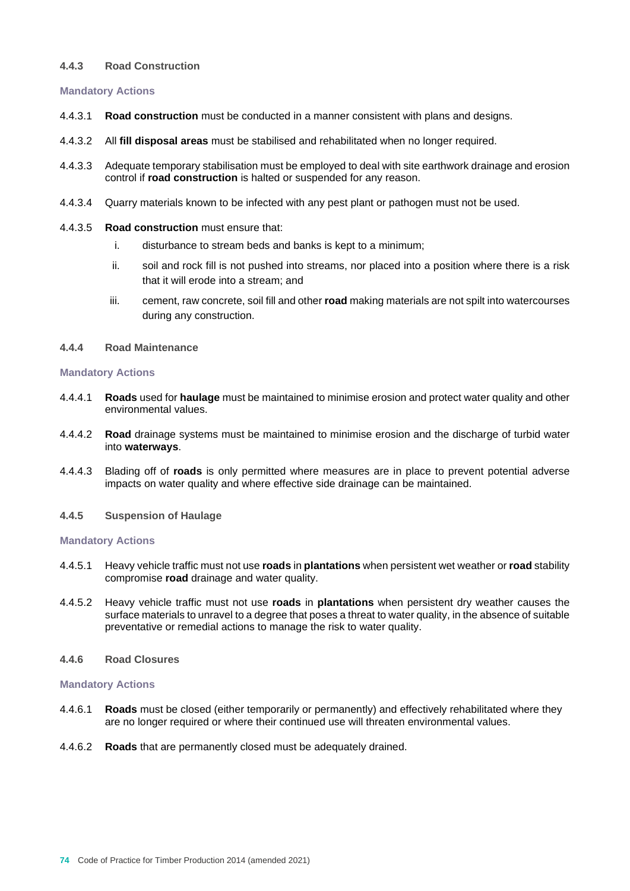### 4.4.3 Road Construction

**Mandatory Actions**

4.4.3.1 **Road construction** must be conducted in a manner consistent with plans and designs.

4.4.3.2 All **fill disposal areas** must be stabilised and rehabilitated when no longer required.

4.4.3.3 Adequate temporary stabilisation must be employed to deal with site earthwork drainage and erosion control if **road construction** is halted or suspended for any reason.

4.4.3.4 Quarry materials known to be infected with any pest plant or pathogen must not be used.

4.4.3.5 **Road construction** must ensure that:

i. disturbance to stream beds and banks is kept to a minimum;

ii. soil and rock fill is not pushed into streams, nor placed into a position where there is a risk that it will erode into a stream; and

iii. cement, raw concrete, soil fill and other **road** making materials are not spilt into watercourses during any construction.

### 4.4.4 Road Maintenance

**Mandatory Actions**

4.4.4.1 **Roads** used for **haulage** must be maintained to minimise erosion and protect water quality and other environmental values.

4.4.4.2 **Road** drainage systems must be maintained to minimise erosion and the discharge of turbid water into **waterways**.

4.4.4.3 Blading off of **roads** is only permitted where measures are in place to prevent potential adverse impacts on water quality and where effective side drainage can be maintained.

### 4.4.5 Suspension of Haulage

**Mandatory Actions**

4.4.5.1 Heavy vehicle traffic must not use **roads** in **plantations** when persistent wet weather or **road** stability compromise **road** drainage and water quality.

4.4.5.2 Heavy vehicle traffic must not use **roads** in **plantations** when persistent dry weather causes the surface materials to unravel to a degree that poses a threat to water quality, in the absence of suitable preventative or remedial actions to manage the risk to water quality.

### 4.4.6 Road Closures

**Mandatory Actions**

4.4.6.1 **Roads** must be closed (either temporarily or permanently) and effectively rehabilitated where they are no longer required or where their continued use will threaten environmental values.

4.4.6.2 **Roads** that are permanently closed must be adequately drained.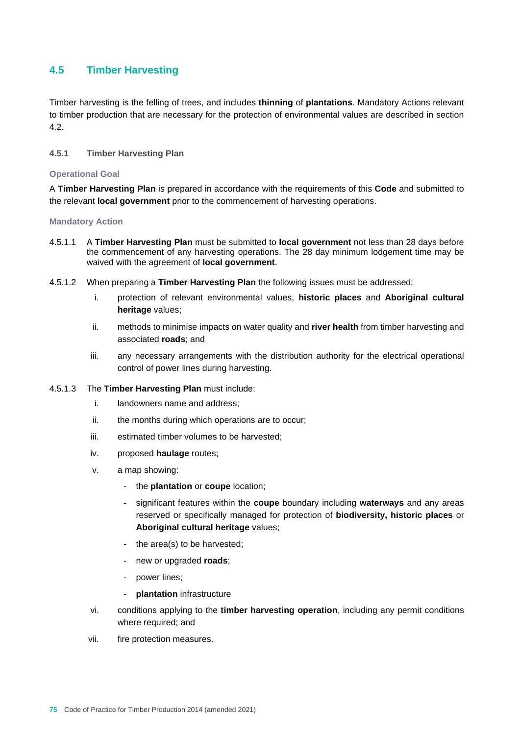## 4.5 Timber Harvesting

Timber harvesting is the felling of trees, and includes **thinning** of **plantations**. Mandatory Actions relevant to timber production that are necessary for the protection of environmental values are described in section 4.2.

### 4.5.1 Timber Harvesting Plan

#### Operational Goal

A **Timber Harvesting Plan** is prepared in accordance with the requirements of this **Code** and submitted to the relevant **local government** prior to the commencement of harvesting operations.

#### Mandatory Action

4.5.1.1 A **Timber Harvesting Plan** must be submitted to **local government** not less than 28 days before the commencement of any harvesting operations. The 28 day minimum lodgement time may be waived with the agreement of **local government**.

4.5.1.2 When preparing a **Timber Harvesting Plan** the following issues must be addressed:

- i. protection of relevant environmental values, **historic places** and **Aboriginal cultural heritage** values;
- ii. methods to minimise impacts on water quality and **river health** from timber harvesting and associated **roads**; and
- iii. any necessary arrangements with the distribution authority for the electrical operational control of power lines during harvesting.

4.5.1.3 The **Timber Harvesting Plan** must include:

- i. landowners name and address;
- ii. the months during which operations are to occur;
- iii. estimated timber volumes to be harvested;
- iv. proposed **haulage** routes;
- v. a map showing:
  - the **plantation** or **coupe** location;
  - significant features within the **coupe** boundary including **waterways** and any areas reserved or specifically managed for protection of **biodiversity, historic places** or **Aboriginal cultural heritage** values;
  - the area(s) to be harvested;
  - new or upgraded **roads**;
  - power lines;
  - **plantation** infrastructure
- vi. conditions applying to the **timber harvesting operation**, including any permit conditions where required; and
- vii. fire protection measures.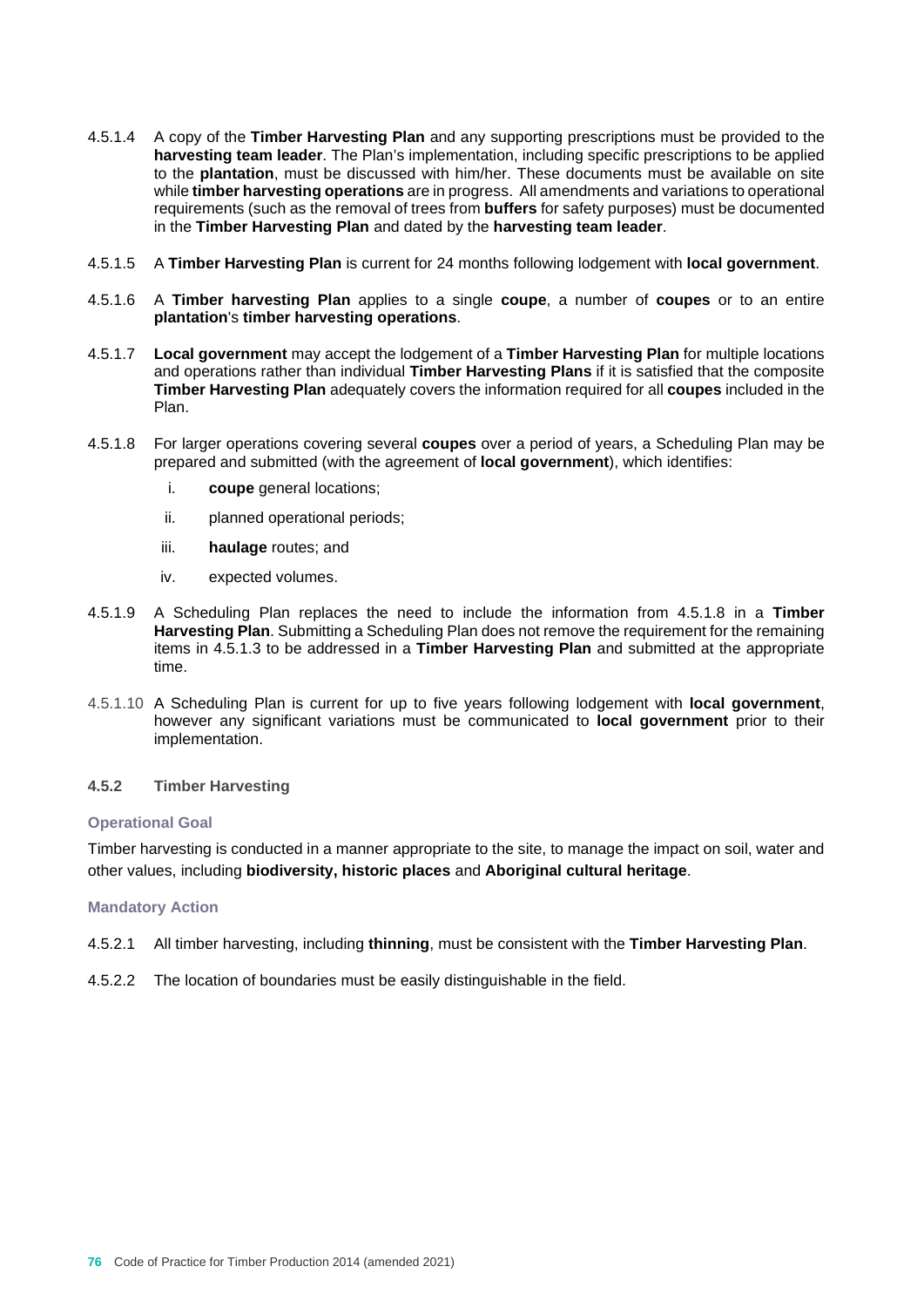4.5.1.4 A copy of the **Timber Harvesting Plan** and any supporting prescriptions must be provided to the **harvesting team leader**. The Plan's implementation, including specific prescriptions to be applied to the **plantation**, must be discussed with him/her. These documents must be available on site while **timber harvesting operations** are in progress. All amendments and variations to operational requirements (such as the removal of trees from **buffers** for safety purposes) must be documented in the **Timber Harvesting Plan** and dated by the **harvesting team leader**.

4.5.1.5 A **Timber Harvesting Plan** is current for 24 months following lodgement with **local government**.

4.5.1.6 A **Timber harvesting Plan** applies to a single **coupe**, a number of **coupes** or to an entire **plantation**'s **timber harvesting operations**.

4.5.1.7 **Local government** may accept the lodgement of a **Timber Harvesting Plan** for multiple locations and operations rather than individual **Timber Harvesting Plans** if it is satisfied that the composite **Timber Harvesting Plan** adequately covers the information required for all **coupes** included in the Plan.

4.5.1.8 For larger operations covering several **coupes** over a period of years, a Scheduling Plan may be prepared and submitted (with the agreement of **local government**), which identifies:

i. **coupe** general locations;

ii. planned operational periods;

iii. **haulage** routes; and

iv. expected volumes.

4.5.1.9 A Scheduling Plan replaces the need to include the information from 4.5.1.8 in a **Timber Harvesting Plan**. Submitting a Scheduling Plan does not remove the requirement for the remaining items in 4.5.1.3 to be addressed in a **Timber Harvesting Plan** and submitted at the appropriate time.

4.5.1.10 A Scheduling Plan is current for up to five years following lodgement with **local government**, however any significant variations must be communicated to **local government** prior to their implementation.

#### 4.5.2 Timber Harvesting

**Operational Goal**

Timber harvesting is conducted in a manner appropriate to the site, to manage the impact on soil, water and other values, including **biodiversity, historic places** and **Aboriginal cultural heritage**.

**Mandatory Action**

4.5.2.1 All timber harvesting, including **thinning**, must be consistent with the **Timber Harvesting Plan**.

4.5.2.2 The location of boundaries must be easily distinguishable in the field.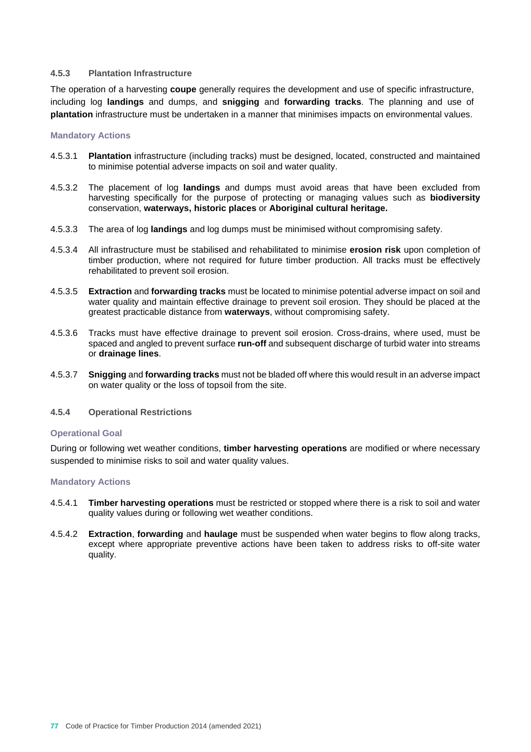### 4.5.3 Plantation Infrastructure

The operation of a harvesting **coupe** generally requires the development and use of specific infrastructure, including log **landings** and dumps, and **snigging** and **forwarding tracks**. The planning and use of **plantation** infrastructure must be undertaken in a manner that minimises impacts on environmental values.

#### Mandatory Actions

4.5.3.1 **Plantation** infrastructure (including tracks) must be designed, located, constructed and maintained to minimise potential adverse impacts on soil and water quality.

4.5.3.2 The placement of log **landings** and dumps must avoid areas that have been excluded from harvesting specifically for the purpose of protecting or managing values such as **biodiversity** conservation, **waterways, historic places** or **Aboriginal cultural heritage.**

4.5.3.3 The area of log **landings** and log dumps must be minimised without compromising safety.

4.5.3.4 All infrastructure must be stabilised and rehabilitated to minimise **erosion risk** upon completion of timber production, where not required for future timber production. All tracks must be effectively rehabilitated to prevent soil erosion.

4.5.3.5 **Extraction** and **forwarding tracks** must be located to minimise potential adverse impact on soil and water quality and maintain effective drainage to prevent soil erosion. They should be placed at the greatest practicable distance from **waterways**, without compromising safety.

4.5.3.6 Tracks must have effective drainage to prevent soil erosion. Cross-drains, where used, must be spaced and angled to prevent surface **run-off** and subsequent discharge of turbid water into streams or **drainage lines**.

4.5.3.7 **Snigging** and **forwarding tracks** must not be bladed off where this would result in an adverse impact on water quality or the loss of topsoil from the site.

### 4.5.4 Operational Restrictions

#### Operational Goal

During or following wet weather conditions, **timber harvesting operations** are modified or where necessary suspended to minimise risks to soil and water quality values.

#### Mandatory Actions

4.5.4.1 **Timber harvesting operations** must be restricted or stopped where there is a risk to soil and water quality values during or following wet weather conditions.

4.5.4.2 **Extraction**, **forwarding** and **haulage** must be suspended when water begins to flow along tracks, except where appropriate preventive actions have been taken to address risks to off-site water quality.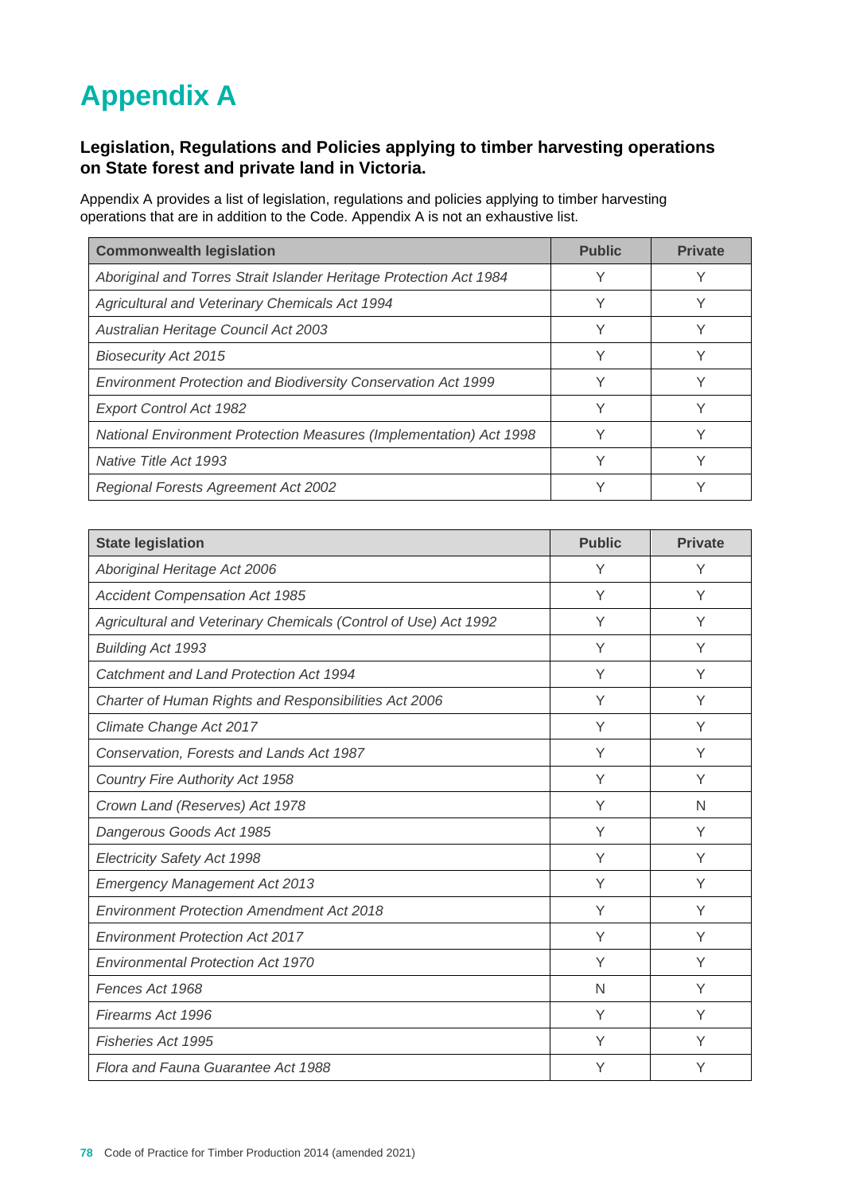# Appendix A

### Legislation, Regulations and Policies applying to timber harvesting operations on State forest and private land in Victoria.

Appendix A provides a list of legislation, regulations and policies applying to timber harvesting operations that are in addition to the Code. Appendix A is not an exhaustive list.

| Commonwealth legislation | Public | Private |
|---|---|---|
| *Aboriginal and Torres Strait Islander Heritage Protection Act 1984* | Y | Y |
| *Agricultural and Veterinary Chemicals Act 1994* | Y | Y |
| *Australian Heritage Council Act 2003* | Y | Y |
| *Biosecurity Act 2015* | Y | Y |
| *Environment Protection and Biodiversity Conservation Act 1999* | Y | Y |
| *Export Control Act 1982* | Y | Y |
| *National Environment Protection Measures (Implementation) Act 1998* | Y | Y |
| *Native Title Act 1993* | Y | Y |
| *Regional Forests Agreement Act 2002* | Y | Y |

| State legislation | Public | Private |
|---|---|---|
| *Aboriginal Heritage Act 2006* | Y | Y |
| *Accident Compensation Act 1985* | Y | Y |
| *Agricultural and Veterinary Chemicals (Control of Use) Act 1992* | Y | Y |
| *Building Act 1993* | Y | Y |
| *Catchment and Land Protection Act 1994* | Y | Y |
| *Charter of Human Rights and Responsibilities Act 2006* | Y | Y |
| *Climate Change Act 2017* | Y | Y |
| *Conservation, Forests and Lands Act 1987* | Y | Y |
| *Country Fire Authority Act 1958* | Y | Y |
| *Crown Land (Reserves) Act 1978* | Y | N |
| *Dangerous Goods Act 1985* | Y | Y |
| *Electricity Safety Act 1998* | Y | Y |
| *Emergency Management Act 2013* | Y | Y |
| *Environment Protection Amendment Act 2018* | Y | Y |
| *Environment Protection Act 2017* | Y | Y |
| *Environmental Protection Act 1970* | Y | Y |
| *Fences Act 1968* | N | Y |
| *Firearms Act 1996* | Y | Y |
| *Fisheries Act 1995* | Y | Y |
| *Flora and Fauna Guarantee Act 1988* | Y | Y |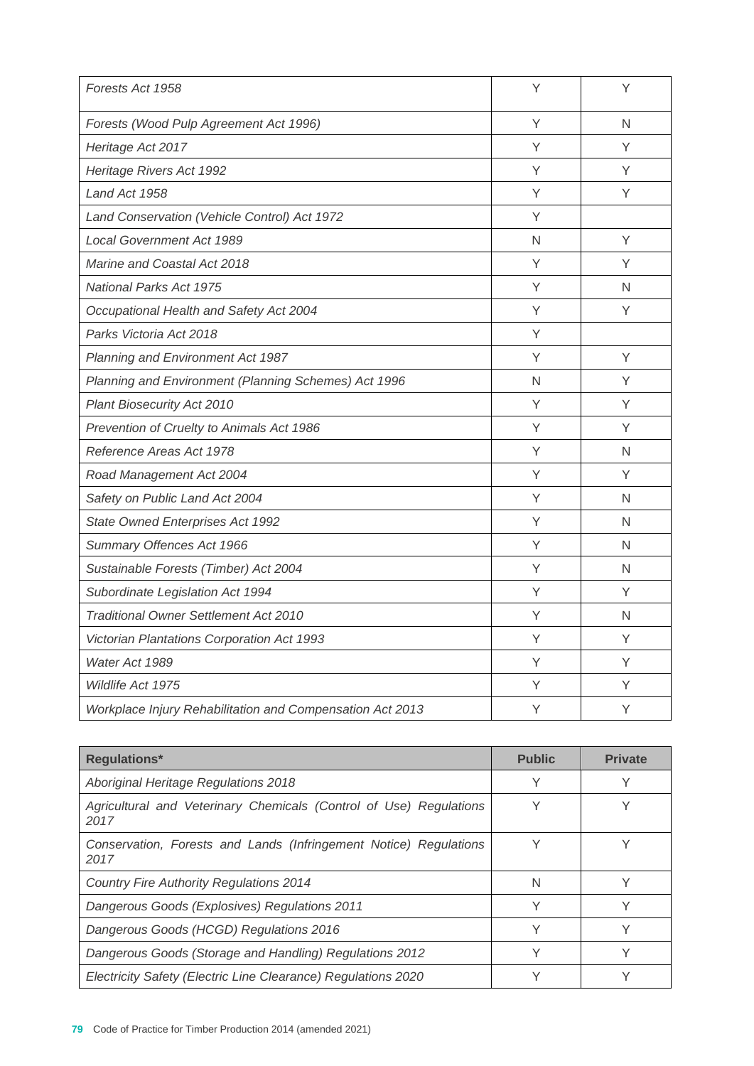| | | |
|---|---|---|
| *Forests Act 1958* | Y | Y |
| *Forests (Wood Pulp Agreement Act 1996)* | Y | N |
| *Heritage Act 2017* | Y | Y |
| *Heritage Rivers Act 1992* | Y | Y |
| *Land Act 1958* | Y | Y |
| *Land Conservation (Vehicle Control) Act 1972* | Y | |
| *Local Government Act 1989* | N | Y |
| *Marine and Coastal Act 2018* | Y | Y |
| *National Parks Act 1975* | Y | N |
| *Occupational Health and Safety Act 2004* | Y | Y |
| *Parks Victoria Act 2018* | Y | |
| *Planning and Environment Act 1987* | Y | Y |
| *Planning and Environment (Planning Schemes) Act 1996* | N | Y |
| *Plant Biosecurity Act 2010* | Y | Y |
| *Prevention of Cruelty to Animals Act 1986* | Y | Y |
| *Reference Areas Act 1978* | Y | N |
| *Road Management Act 2004* | Y | Y |
| *Safety on Public Land Act 2004* | Y | N |
| *State Owned Enterprises Act 1992* | Y | N |
| *Summary Offences Act 1966* | Y | N |
| *Sustainable Forests (Timber) Act 2004* | Y | N |
| *Subordinate Legislation Act 1994* | Y | Y |
| *Traditional Owner Settlement Act 2010* | Y | N |
| *Victorian Plantations Corporation Act 1993* | Y | Y |
| *Water Act 1989* | Y | Y |
| *Wildlife Act 1975* | Y | Y |
| *Workplace Injury Rehabilitation and Compensation Act 2013* | Y | Y |

| **Regulations*** | **Public** | **Private** |
|---|---|---|
| *Aboriginal Heritage Regulations 2018* | Y | Y |
| *Agricultural and Veterinary Chemicals (Control of Use) Regulations 2017* | Y | Y |
| *Conservation, Forests and Lands (Infringement Notice) Regulations 2017* | Y | Y |
| *Country Fire Authority Regulations 2014* | N | Y |
| *Dangerous Goods (Explosives) Regulations 2011* | Y | Y |
| *Dangerous Goods (HCGD) Regulations 2016* | Y | Y |
| *Dangerous Goods (Storage and Handling) Regulations 2012* | Y | Y |
| *Electricity Safety (Electric Line Clearance) Regulations 2020* | Y | Y |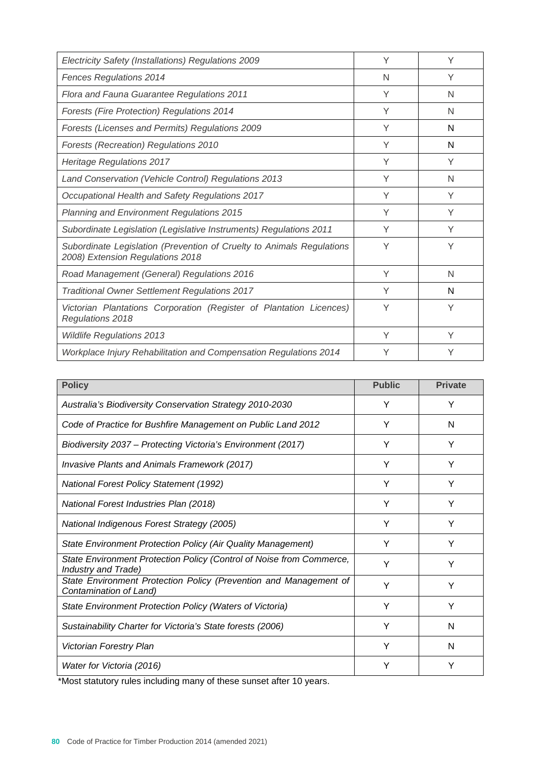| | | |
|---|---|---|
| *Electricity Safety (Installations) Regulations 2009* | Y | Y |
| *Fences Regulations 2014* | N | Y |
| *Flora and Fauna Guarantee Regulations 2011* | Y | N |
| *Forests (Fire Protection) Regulations 2014* | Y | N |
| *Forests (Licenses and Permits) Regulations 2009* | Y | N |
| *Forests (Recreation) Regulations 2010* | Y | N |
| *Heritage Regulations 2017* | Y | Y |
| *Land Conservation (Vehicle Control) Regulations 2013* | Y | N |
| *Occupational Health and Safety Regulations 2017* | Y | Y |
| *Planning and Environment Regulations 2015* | Y | Y |
| *Subordinate Legislation (Legislative Instruments) Regulations 2011* | Y | Y |
| *Subordinate Legislation (Prevention of Cruelty to Animals Regulations 2008) Extension Regulations 2018* | Y | Y |
| *Road Management (General) Regulations 2016* | Y | N |
| *Traditional Owner Settlement Regulations 2017* | Y | N |
| *Victorian Plantations Corporation (Register of Plantation Licences) Regulations 2018* | Y | Y |
| *Wildlife Regulations 2013* | Y | Y |
| *Workplace Injury Rehabilitation and Compensation Regulations 2014* | Y | Y |

| Policy | Public | Private |
|---|---|---|
| *Australia's Biodiversity Conservation Strategy 2010-2030* | Y | Y |
| *Code of Practice for Bushfire Management on Public Land 2012* | Y | N |
| *Biodiversity 2037 – Protecting Victoria's Environment (2017)* | Y | Y |
| *Invasive Plants and Animals Framework (2017)* | Y | Y |
| *National Forest Policy Statement (1992)* | Y | Y |
| *National Forest Industries Plan (2018)* | Y | Y |
| *National Indigenous Forest Strategy (2005)* | Y | Y |
| *State Environment Protection Policy (Air Quality Management)* | Y | Y |
| *State Environment Protection Policy (Control of Noise from Commerce, Industry and Trade)* | Y | Y |
| *State Environment Protection Policy (Prevention and Management of Contamination of Land)* | Y | Y |
| *State Environment Protection Policy (Waters of Victoria)* | Y | Y |
| *Sustainability Charter for Victoria's State forests (2006)* | Y | N |
| *Victorian Forestry Plan* | Y | N |
| *Water for Victoria (2016)* | Y | Y |

*Most statutory rules including many of these sunset after 10 years.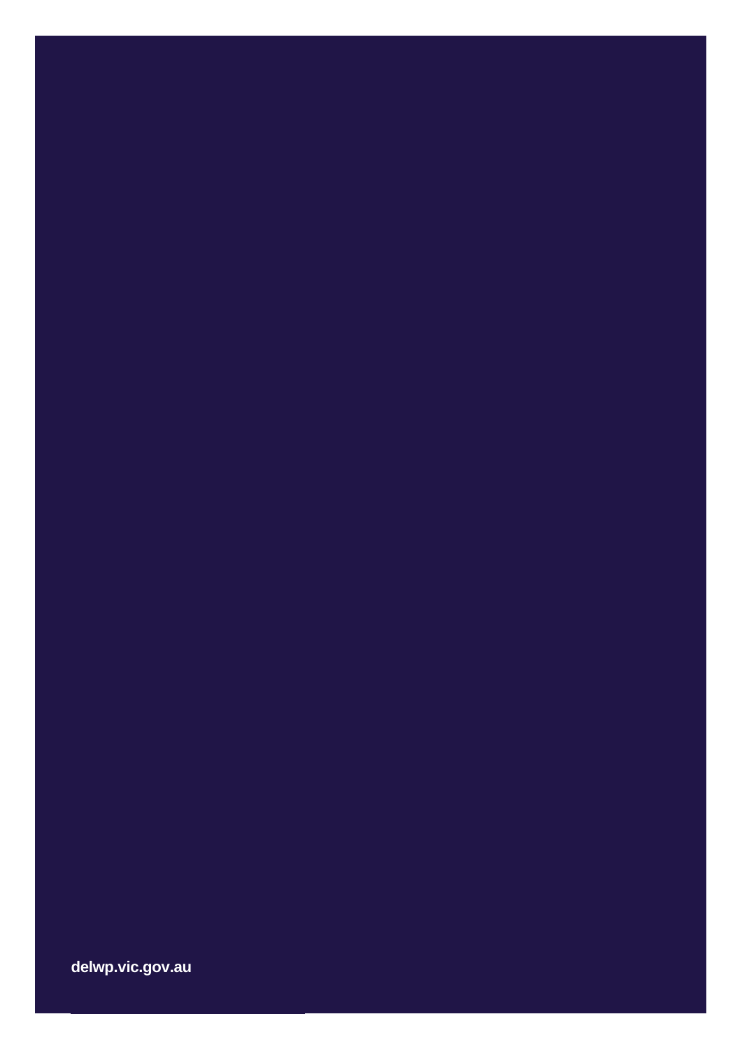**delwp.vic.gov.au**